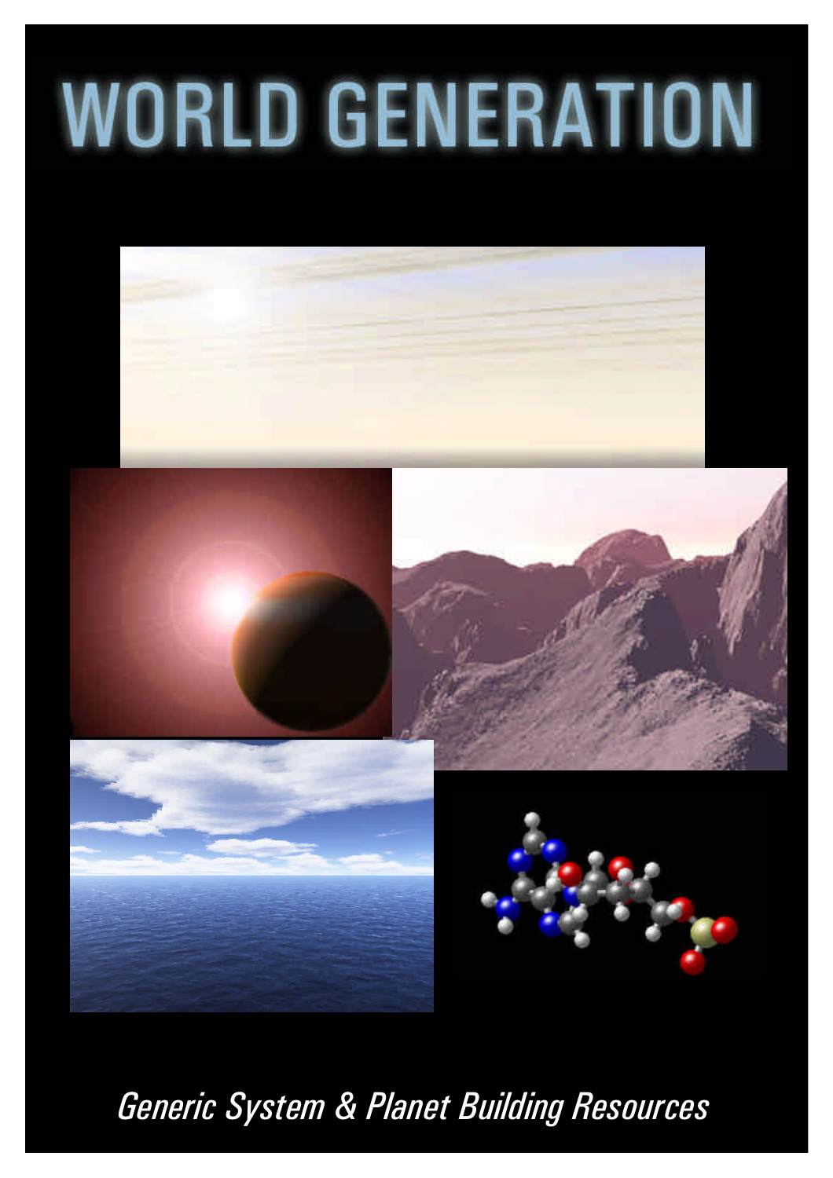# WORLD GENERATION

*Generic System & Planet Building Resources*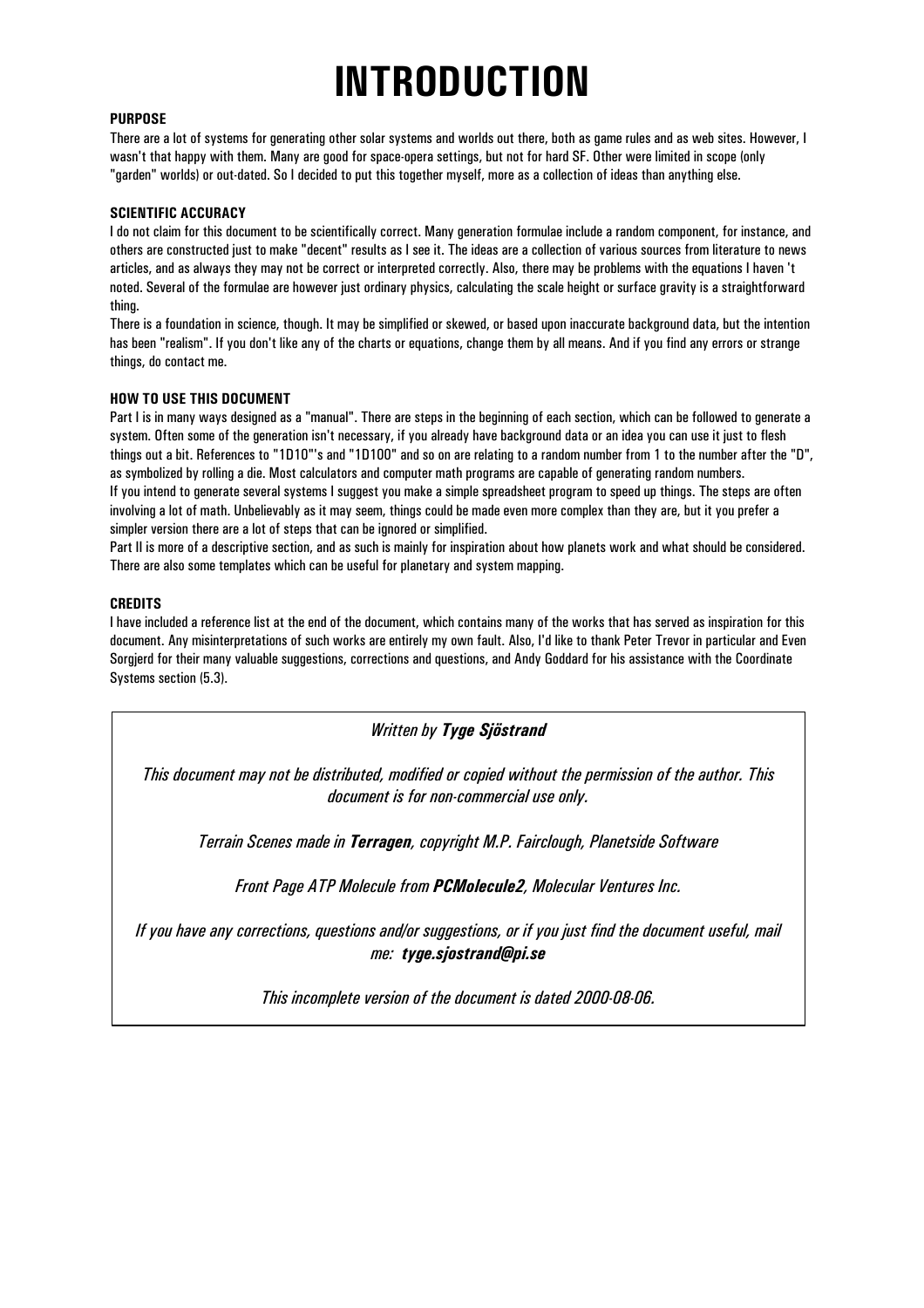# INTRODUCTION

**PURPOSE**

There are a lot of systems for generating other solar systems and worlds out there, both as game rules and as web sites. However, I wasn't that happy with them. Many are good for space-opera settings, but not for hard SF. Other were limited in scope (only "garden" worlds) or out-dated. So I decided to put this together myself, more as a collection of ideas than anything else.

**SCIENTIFIC ACCURACY**

I do not claim for this document to be scientifically correct. Many generation formulae include a random component, for instance, and others are constructed just to make "decent" results as I see it. The ideas are a collection of various sources from literature to news articles, and as always they may not be correct or interpreted correctly. Also, there may be problems with the equations I haven 't noted. Several of the formulae are however just ordinary physics, calculating the scale height or surface gravity is a straightforward thing.

There is a foundation in science, though. It may be simplified or skewed, or based upon inaccurate background data, but the intention has been "realism". If you don't like any of the charts or equations, change them by all means. And if you find any errors or strange things, do contact me.

**HOW TO USE THIS DOCUMENT**

Part I is in many ways designed as a "manual". There are steps in the beginning of each section, which can be followed to generate a system. Often some of the generation isn't necessary, if you already have background data or an idea you can use it just to flesh things out a bit. References to "1D10"'s and "1D100" and so on are relating to a random number from 1 to the number after the "D", as symbolized by rolling a die. Most calculators and computer math programs are capable of generating random numbers.

If you intend to generate several systems I suggest you make a simple spreadsheet program to speed up things. The steps are often involving a lot of math. Unbelievably as it may seem, things could be made even more complex than they are, but it you prefer a simpler version there are a lot of steps that can be ignored or simplified.

Part II is more of a descriptive section, and as such is mainly for inspiration about how planets work and what should be considered. There are also some templates which can be useful for planetary and system mapping.

**CREDITS**

I have included a reference list at the end of the document, which contains many of the works that has served as inspiration for this document. Any misinterpretations of such works are entirely my own fault. Also, I'd like to thank Peter Trevor in particular and Even Sorgjerd for their many valuable suggestions, corrections and questions, and Andy Goddard for his assistance with the Coordinate Systems section (5.3).

*Written by **Tyge Sjöstrand***

*This document may not be distributed, modified or copied without the permission of the author. This document is for non-commercial use only.*

*Terrain Scenes made in **Terragen**, copyright M.P. Fairclough, Planetside Software*

*Front Page ATP Molecule from **PCMolecule2**, Molecular Ventures Inc.*

*If you have any corrections, questions and/or suggestions, or if you just find the document useful, mail me: **tyge.sjostrand@pi.se***

*This incomplete version of the document is dated 2000-08-06.*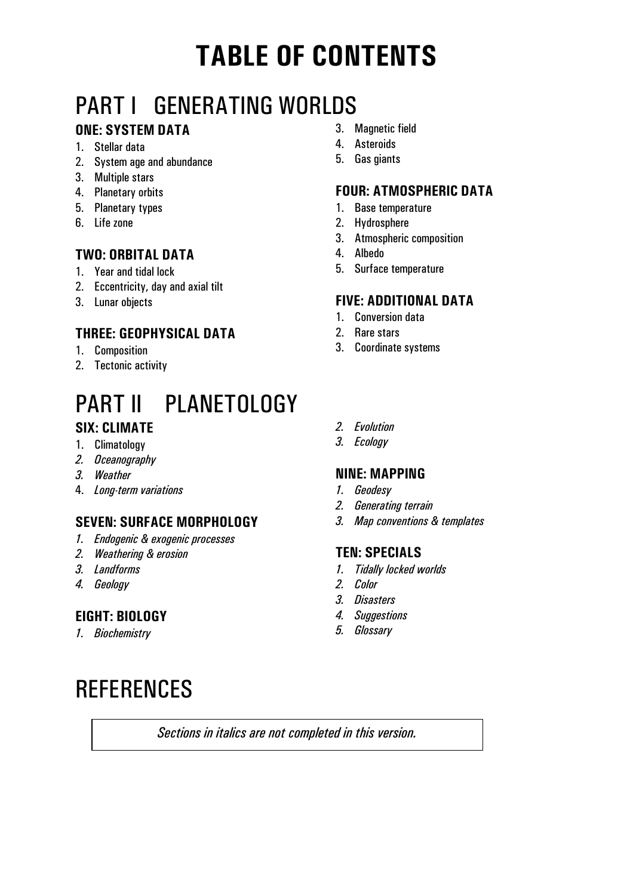# TABLE OF CONTENTS

## PART I GENERATING WORLDS

### ONE: SYSTEM DATA

1. Stellar data
2. System age and abundance
3. Multiple stars
4. Planetary orbits
5. Planetary types
6. Life zone

### TWO: ORBITAL DATA

1. Year and tidal lock
2. Eccentricity, day and axial tilt
3. Lunar objects

### THREE: GEOPHYSICAL DATA

1. Composition
2. Tectonic activity
3. Magnetic field
4. Asteroids
5. Gas giants

### FOUR: ATMOSPHERIC DATA

1. Base temperature
2. Hydrosphere
3. Atmospheric composition
4. Albedo
5. Surface temperature

### FIVE: ADDITIONAL DATA

1. Conversion data
2. Rare stars
3. Coordinate systems

## PART II PLANETOLOGY

### SIX: CLIMATE

1. Climatology
2. *Oceanography*
3. *Weather*
4. *Long-term variations*

### SEVEN: SURFACE MORPHOLOGY

1. *Endogenic & exogenic processes*
2. *Weathering & erosion*
3. *Landforms*
4. *Geology*

### EIGHT: BIOLOGY

1. *Biochemistry*
2. *Evolution*
3. *Ecology*

### NINE: MAPPING

1. *Geodesy*
2. *Generating terrain*
3. *Map conventions & templates*

### TEN: SPECIALS

1. *Tidally locked worlds*
2. *Color*
3. *Disasters*
4. *Suggestions*
5. *Glossary*

## REFERENCES

*Sections in italics are not completed in this version.*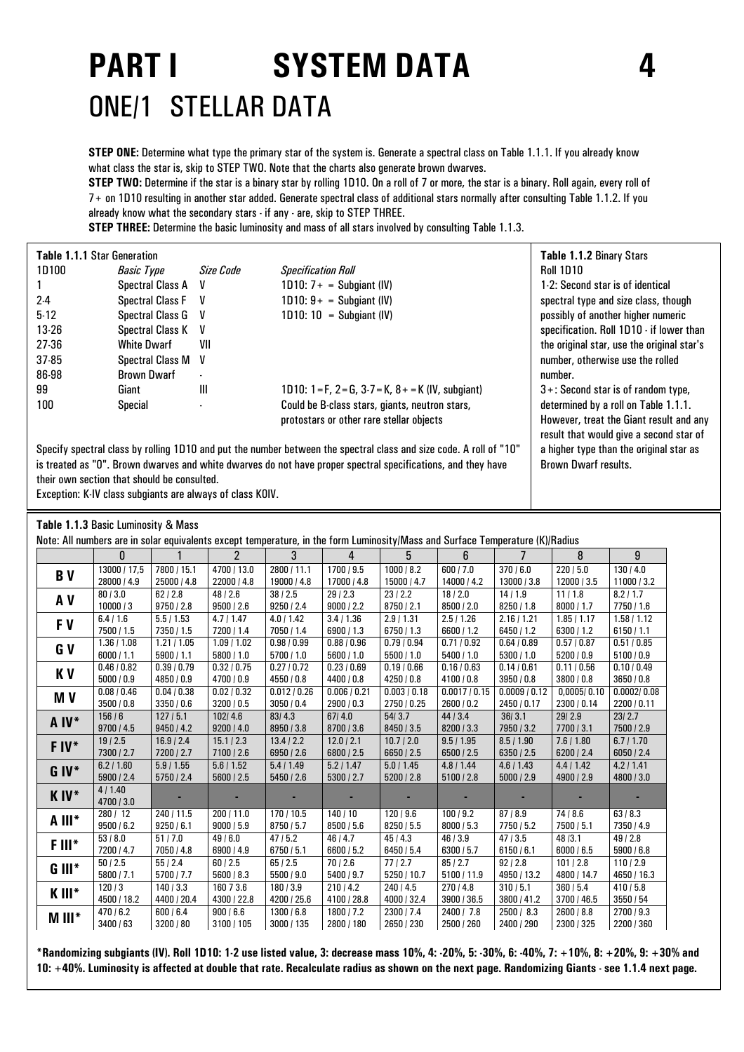# PART I SYSTEM DATA

## ONE/1 STELLAR DATA

**STEP ONE:** Determine what type the primary star of the system is. Generate a spectral class on Table 1.1.1. If you already know what class the star is, skip to STEP TWO. Note that the charts also generate brown dwarves.

**STEP TWO:** Determine if the star is a binary star by rolling 1D10. On a roll of 7 or more, the star is a binary. Roll again, every roll of 7+ on 1D10 resulting in another star added. Generate spectral class of additional stars normally after consulting Table 1.1.2. If you already know what the secondary stars - if any - are, skip to STEP THREE.

**STEP THREE:** Determine the basic luminosity and mass of all stars involved by consulting Table 1.1.3.

**Table 1.1.1** Star Generation

| 1D100 | *Basic Type* | *Size Code* | *Specification Roll* |
|---|---|---|---|
| 1 | Spectral Class A | V | 1D10: 7+ = Subgiant (IV) |
| 2-4 | Spectral Class F | V | 1D10: 9+ = Subgiant (IV) |
| 5-12 | Spectral Class G | V | 1D10: 10 = Subgiant (IV) |
| 13-26 | Spectral Class K | V | |
| 27-36 | White Dwarf | VII | |
| 37-85 | Spectral Class M | V | |
| 86-98 | Brown Dwarf | - | |
| 99 | Giant | III | 1D10: 1=F, 2=G, 3-7=K, 8+=K (IV, subgiant) |
| 100 | Special | - | Could be B-class stars, giants, neutron stars, protostars or other rare stellar objects |

Specify spectral class by rolling 1D10 and put the number between the spectral class and size code. A roll of "10" is treated as "0". Brown dwarves and white dwarves do not have proper spectral specifications, and they have their own section that should be consulted.

Exception: K-IV class subgiants are always of class K0IV.

**Table 1.1.2** Binary Stars

Roll 1D10

1-2: Second star is of identical spectral type and size class, though possibly of another higher numeric specification. Roll 1D10 - if lower than the original star, use the original star's number, otherwise use the rolled number.

3+: Second star is of random type, determined by a roll on Table 1.1.1. However, treat the Giant result and any result that would give a second star of a higher type than the original star as Brown Dwarf results.

**Table 1.1.3** Basic Luminosity & Mass

Note: All numbers are in solar equivalents except temperature, in the form Luminosity/Mass and Surface Temperature (K)/Radius

| | 0 | 1 | 2 | 3 | 4 | 5 | 6 | 7 | 8 | 9 |
|---|---|---|---|---|---|---|---|---|---|---|
| **B V** | 13000 / 17,5<br>28000 / 4.9 | 7800 / 15.1<br>25000 / 4.8 | 4700 / 13.0<br>22000 / 4.8 | 2800 / 11.1<br>19000 / 4.8 | 1700 / 9.5<br>17000 / 4.8 | 1000 / 8.2<br>15000 / 4.7 | 600 / 7.0<br>14000 / 4.2 | 370 / 6.0<br>13000 / 3.8 | 220 / 5.0<br>12000 / 3.5 | 130 / 4.0<br>11000 / 3.2 |
| **A V** | 80 / 3.0<br>10000 / 3 | 62 / 2.8<br>9750 / 2.8 | 48 / 2.6<br>9500 / 2.6 | 38 / 2.5<br>9250 / 2.4 | 29 / 2.3<br>9000 / 2.2 | 23 / 2.2<br>8750 / 2.1 | 18 / 2.0<br>8500 / 2.0 | 14 / 1.9<br>8250 / 1.8 | 11 / 1.8<br>8000 / 1.7 | 8.2 / 1.7<br>7750 / 1.6 |
| **F V** | 6.4 / 1.6<br>7500 / 1.5 | 5.5 / 1.53<br>7350 / 1.5 | 4.7 / 1.47<br>7200 / 1.4 | 4.0 / 1.42<br>7050 / 1.4 | 3.4 / 1.36<br>6900 / 1.3 | 2.9 / 1.31<br>6750 / 1.3 | 2.5 / 1.26<br>6600 / 1.2 | 2.16 / 1.21<br>6450 / 1.2 | 1.85 / 1.17<br>6300 / 1.2 | 1.58 / 1.12<br>6150 / 1.1 |
| **G V** | 1.36 / 1.08<br>6000 / 1.1 | 1.21 / 1.05<br>5900 / 1.1 | 1.09 / 1.02<br>5800 / 1.0 | 0.98 / 0.99<br>5700 / 1.0 | 0.88 / 0.96<br>5600 / 1.0 | 0.79 / 0.94<br>5500 / 1.0 | 0.71 / 0.92<br>5400 / 1.0 | 0.64 / 0.89<br>5300 / 1.0 | 0.57 / 0.87<br>5200 / 0.9 | 0.51 / 0.85<br>5100 / 0.9 |
| **K V** | 0.46 / 0.82<br>5000 / 0.9 | 0.39 / 0.79<br>4850 / 0.9 | 0.32 / 0.75<br>4700 / 0.9 | 0.27 / 0.72<br>4550 / 0.8 | 0.23 / 0.69<br>4400 / 0.8 | 0.19 / 0.66<br>4250 / 0.8 | 0.16 / 0.63<br>4100 / 0.8 | 0.14 / 0.61<br>3950 / 0.8 | 0.11 / 0.56<br>3800 / 0.8 | 0.10 / 0.49<br>3650 / 0.8 |
| **M V** | 0.08 / 0.46<br>3500 / 0.8 | 0.04 / 0.38<br>3350 / 0.6 | 0.02 / 0.32<br>3200 / 0.5 | 0.012 / 0.26<br>3050 / 0.4 | 0.006 / 0.21<br>2900 / 0.3 | 0.003 / 0.18<br>2750 / 0.25 | 0.0017 / 0.15<br>2600 / 0.2 | 0.0009 / 0.12<br>2450 / 0.17 | 0,0005/ 0.10<br>2300 / 0.14 | 0.0002/ 0.08<br>2200 / 0.11 |
| **A IV*** | 156 / 6<br>9700 / 4.5 | 127 / 5.1<br>9450 / 4.2 | 102/ 4.6<br>9200 / 4.0 | 83/ 4.3<br>8950 / 3.8 | 67/ 4.0<br>8700 / 3.6 | 54/ 3.7<br>8450 / 3.5 | 44 / 3.4<br>8200 / 3.3 | 36/ 3.1<br>7950 / 3.2 | 29/ 2.9<br>7700 / 3.1 | 23/ 2.7<br>7500 / 2.9 |
| **F IV*** | 19 / 2.5<br>7300 / 2.7 | 16.9 / 2.4<br>7200 / 2.7 | 15.1 / 2.3<br>7100 / 2.6 | 13.4 / 2.2<br>6950 / 2.6 | 12.0 / 2.1<br>6800 / 2.5 | 10.7 / 2.0<br>6650 / 2.5 | 9.5 / 1.95<br>6500 / 2.5 | 8.5 / 1.90<br>6350 / 2.5 | 7.6 / 1.80<br>6200 / 2.4 | 6.7 / 1.70<br>6050 / 2.4 |
| **G IV*** | 6.2 / 1.60<br>5900 / 2.4 | 5.9 / 1.55<br>5750 / 2.4 | 5.6 / 1.52<br>5600 / 2.5 | 5.4 / 1.49<br>5450 / 2.6 | 5.2 / 1.47<br>5300 / 2.7 | 5.0 / 1.45<br>5200 / 2.8 | 4.8 / 1.44<br>5100 / 2.8 | 4.6 / 1.43<br>5000 / 2.9 | 4.4 / 1.42<br>4900 / 2.9 | 4.2 / 1.41<br>4800 / 3.0 |
| **K IV*** | 4 / 1.40<br>4700 / 3.0 | - | - | - | - | - | - | - | - | - |
| **A III*** | 280 / 12<br>9500 / 6.2 | 240 / 11.5<br>9250 / 6.1 | 200 / 11.0<br>9000 / 5.9 | 170 / 10.5<br>8750 / 5.7 | 140 / 10<br>8500 / 5.6 | 120 / 9.6<br>8250 / 5.5 | 100 / 9.2<br>8000 / 5.3 | 87 / 8.9<br>7750 / 5.2 | 74 / 8.6<br>7500 / 5.1 | 63 / 8.3<br>7350 / 4.9 |
| **F III*** | 53 / 8.0<br>7200 / 4.7 | 51 / 7.0<br>7050 / 4.8 | 49 / 6.0<br>6900 / 4.9 | 47 / 5.2<br>6750 / 5.1 | 46 / 4.7<br>6600 / 5.2 | 45 / 4.3<br>6450 / 5.4 | 46 / 3.9<br>6300 / 5.7 | 47 / 3.5<br>6150 / 6.1 | 48 /3.1<br>6000 / 6.5 | 49 / 2.8<br>5900 / 6.8 |
| **G III*** | 50 / 2.5<br>5800 / 7.1 | 55 / 2.4<br>5700 / 7.7 | 60 / 2.5<br>5600 / 8.3 | 65 / 2.5<br>5500 / 9.0 | 70 / 2.6<br>5400 / 9.7 | 77 / 2.7<br>5250 / 10.7 | 85 / 2.7<br>5100 / 11.9 | 92 / 2.8<br>4950 / 13.2 | 101 / 2.8<br>4800 / 14.7 | 110 / 2.9<br>4650 / 16.3 |
| **K III*** | 120 / 3<br>4500 / 18.2 | 140 / 3.3<br>4400 / 20.4 | 160 7 3.6<br>4300 / 22.8 | 180 / 3.9<br>4200 / 25.6 | 210 / 4.2<br>4100 / 28.8 | 240 / 4.5<br>4000 / 32.4 | 270 / 4.8<br>3900 / 36.5 | 310 / 5.1<br>3800 / 41.2 | 360 / 5.4<br>3700 / 46.5 | 410 / 5.8<br>3550 / 54 |
| **M III*** | 470 / 6.2<br>3400 / 63 | 600 / 6.4<br>3200 / 80 | 900 / 6.6<br>3100 / 105 | 1300 / 6.8<br>3000 / 135 | 1800 / 7.2<br>2800 / 180 | 2300 / 7.4<br>2650 / 230 | 2400 / 7.8<br>2500 / 260 | 2500 / 8.3<br>2400 / 290 | 2600 / 8.8<br>2300 / 325 | 2700 / 9.3<br>2200 / 360 |

**\*Randomizing subgiants (IV). Roll 1D10: 1-2 use listed value, 3: decrease mass 10%, 4: -20%, 5: -30%, 6: -40%, 7: +10%, 8: +20%, 9: +30% and 10: +40%. Luminosity is affected at double that rate. Recalculate radius as shown on the next page. Randomizing Giants - see 1.1.4 next page.**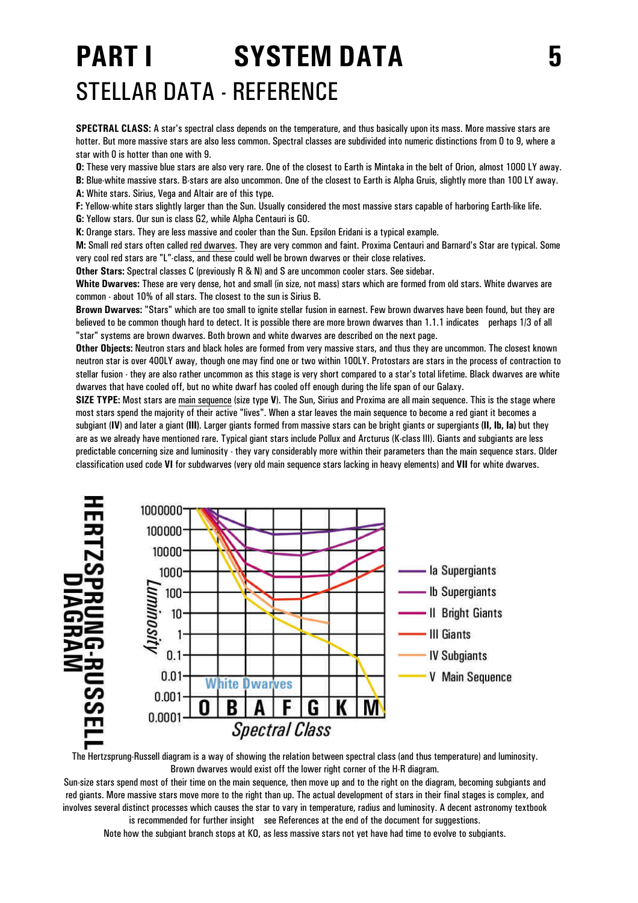# PART I SYSTEM DATA

## STELLAR DATA - REFERENCE

**SPECTRAL CLASS:** A star's spectral class depends on the temperature, and thus basically upon its mass. More massive stars are hotter. But more massive stars are also less common. Spectral classes are subdivided into numeric distinctions from 0 to 9, where a star with 0 is hotter than one with 9.

**O:** These very massive blue stars are also very rare. One of the closest to Earth is Mintaka in the belt of Orion, almost 1000 LY away.

**B:** Blue-white massive stars. B-stars are also uncommon. One of the closest to Earth is Alpha Gruis, slightly more than 100 LY away.

**A:** White stars. Sirius, Vega and Altair are of this type.

**F:** Yellow-white stars slightly larger than the Sun. Usually considered the most massive stars capable of harboring Earth-like life.

**G:** Yellow stars. Our sun is class G2, while Alpha Centauri is G0.

**K:** Orange stars. They are less massive and cooler than the Sun. Epsilon Eridani is a typical example.

**M:** Small red stars often called red dwarves. They are very common and faint. Proxima Centauri and Barnard's Star are typical. Some very cool red stars are "L"-class, and these could well be brown dwarves or their close relatives.

**Other Stars:** Spectral classes C (previously R & N) and S are uncommon cooler stars. See sidebar.

**White Dwarves:** These are very dense, hot and small (in size, not mass) stars which are formed from old stars. White dwarves are common - about 10% of all stars. The closest to the sun is Sirius B.

**Brown Dwarves:** "Stars" which are too small to ignite stellar fusion in earnest. Few brown dwarves have been found, but they are believed to be common though hard to detect. It is possible there are more brown dwarves than 1.1.1 indicates perhaps 1/3 of all "star" systems are brown dwarves. Both brown and white dwarves are described on the next page.

**Other Objects:** Neutron stars and black holes are formed from very massive stars, and thus they are uncommon. The closest known neutron star is over 400LY away, though one may find one or two within 100LY. Protostars are stars in the process of contraction to stellar fusion - they are also rather uncommon as this stage is very short compared to a star's total lifetime. Black dwarves are white dwarves that have cooled off, but no white dwarf has cooled off enough during the life span of our Galaxy.

**SIZE TYPE:** Most stars are main sequence (size type **V**). The Sun, Sirius and Proxima are all main sequence. This is the stage where most stars spend the majority of their active "lives". When a star leaves the main sequence to become a red giant it becomes a subgiant (**IV**) and later a giant (**III**). Larger giants formed from massive stars can be bright giants or supergiants **(II, Ib, Ia)** but they are as we already have mentioned rare. Typical giant stars include Pollux and Arcturus (K-class III). Giants and subgiants are less predictable concerning size and luminosity - they vary considerably more within their parameters than the main sequence stars. Older classification used code **VI** for subdwarves (very old main sequence stars lacking in heavy elements) and **VII** for white dwarves.

### HERTZSPRUNG-RUSSELL DIAGRAM

The Hertzsprung-Russell diagram is a way of showing the relation between spectral class (and thus temperature) and luminosity. Brown dwarves would exist off the lower right corner of the H-R diagram.

Sun-size stars spend most of their time on the main sequence, then move up and to the right on the diagram, becoming subgiants and red giants. More massive stars move more to the right than up. The actual development of stars in their final stages is complex, and involves several distinct processes which causes the star to vary in temperature, radius and luminosity. A decent astronomy textbook is recommended for further insight see References at the end of the document for suggestions.

Note how the subgiant branch stops at K0, as less massive stars not yet have had time to evolve to subgiants.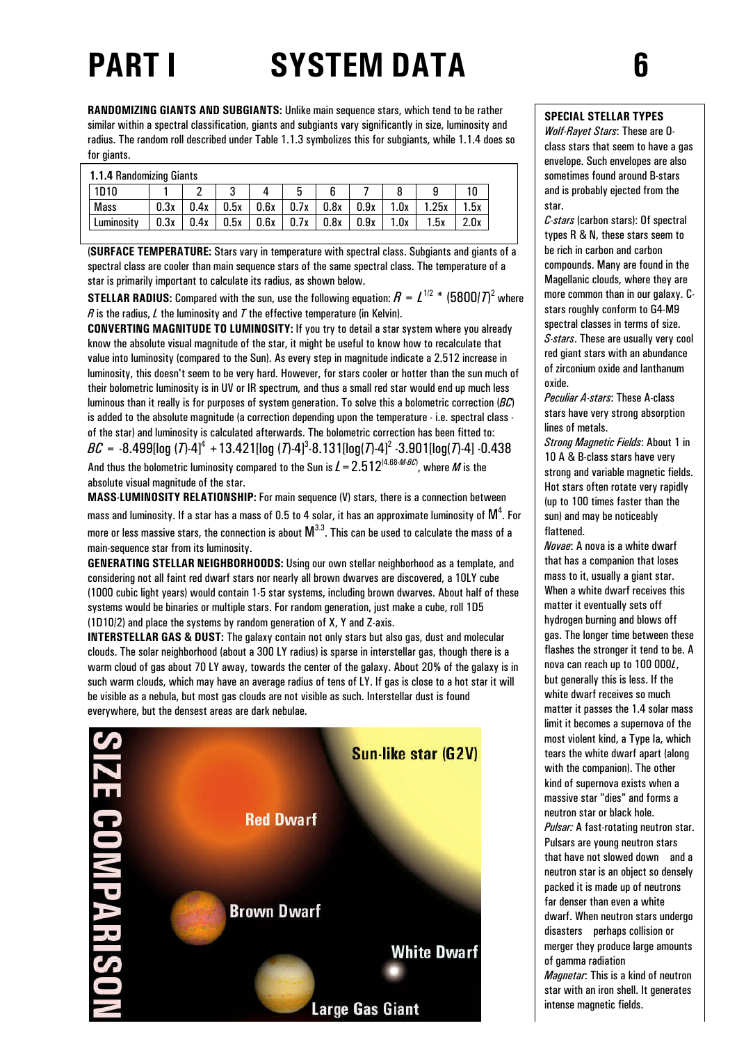# PART I SYSTEM DATA

**RANDOMIZING GIANTS AND SUBGIANTS:** Unlike main sequence stars, which tend to be rather similar within a spectral classification, giants and subgiants vary significantly in size, luminosity and radius. The random roll described under Table 1.1.3 symbolizes this for subgiants, while 1.1.4 does so for giants.

**1.1.4** Randomizing Giants

| 1D10 | 1 | 2 | 3 | 4 | 5 | 6 | 7 | 8 | 9 | 10 |
|---|---|---|---|---|---|---|---|---|---|---|
| Mass | 0.3x | 0.4x | 0.5x | 0.6x | 0.7x | 0.8x | 0.9x | 1.0x | 1.25x | 1.5x |
| Luminosity | 0.3x | 0.4x | 0.5x | 0.6x | 0.7x | 0.8x | 0.9x | 1.0x | 1.5x | 2.0x |

(**SURFACE TEMPERATURE:** Stars vary in temperature with spectral class. Subgiants and giants of a spectral class are cooler than main sequence stars of the same spectral class. The temperature of a star is primarily important to calculate its radius, as shown below.

**STELLAR RADIUS:** Compared with the sun, use the following equation: $R = L^{1/2} * (5800/T)^2$ where $R$ is the radius, $L$ the luminosity and $T$ the effective temperature (in Kelvin).

**CONVERTING MAGNITUDE TO LUMINOSITY:** If you try to detail a star system where you already know the absolute visual magnitude of the star, it might be useful to know how to recalculate that value into luminosity (compared to the Sun). As every step in magnitude indicate a 2.512 increase in luminosity, this doesn't seem to be very hard. However, for stars cooler or hotter than the sun much of their bolometric luminosity is in UV or IR spectrum, and thus a small red star would end up much less luminous than it really is for purposes of system generation. To solve this a bolometric correction ($BC$) is added to the absolute magnitude (a correction depending upon the temperature - i.e. spectral class - of the star) and luminosity is calculated afterwards. The bolometric correction has been fitted to:

$$BC = -8.499[\log(T)-4]^4 + 13.421[\log(T)-4]^3 - 8.131[\log(T)-4]^2 - 3.901[\log(T)-4] - 0.438$$

And thus the bolometric luminosity compared to the Sun is $L = 2.512^{(4.68-M-BC)}$, where $M$ is the absolute visual magnitude of the star.

**MASS-LUMINOSITY RELATIONSHIP:** For main sequence (V) stars, there is a connection between mass and luminosity. If a star has a mass of 0.5 to 4 solar, it has an approximate luminosity of $M^4$. For more or less massive stars, the connection is about $M^{3.3}$. This can be used to calculate the mass of a main-sequence star from its luminosity.

**GENERATING STELLAR NEIGHBORHOODS:** Using our own stellar neighborhood as a template, and considering not all faint red dwarf stars nor nearly all brown dwarves are discovered, a 10LY cube (1000 cubic light years) would contain 1-5 star systems, including brown dwarves. About half of these systems would be binaries or multiple stars. For random generation, just make a cube, roll 1D5 (1D10/2) and place the systems by random generation of X, Y and Z-axis.

**INTERSTELLAR GAS & DUST:** The galaxy contain not only stars but also gas, dust and molecular clouds. The solar neighborhood (about a 300 LY radius) is sparse in interstellar gas, though there is a warm cloud of gas about 70 LY away, towards the center of the galaxy. About 20% of the galaxy is in such warm clouds, which may have an average radius of tens of LY. If gas is close to a hot star it will be visible as a nebula, but most gas clouds are not visible as such. Interstellar dust is found everywhere, but the densest areas are dark nebulae.

SIZE COMPARISON

Sun-like star (G2V)

Red Dwarf

Brown Dwarf

White Dwarf

Large Gas Giant

## SPECIAL STELLAR TYPES

*Wolf-Rayet Stars*: These are O-class stars that seem to have a gas envelope. Such envelopes are also sometimes found around B-stars and is probably ejected from the star.

*C-stars* (carbon stars): Of spectral types R & N, these stars seem to be rich in carbon and carbon compounds. Many are found in the Magellanic clouds, where they are more common than in our galaxy. C-stars roughly conform to G4-M9 spectral classes in terms of size.

*S-stars*. These are usually very cool red giant stars with an abundance of zirconium oxide and lanthanum oxide.

*Peculiar A-stars*: These A-class stars have very strong absorption lines of metals.

*Strong Magnetic Fields*: About 1 in 10 A & B-class stars have very strong and variable magnetic fields. Hot stars often rotate very rapidly (up to 100 times faster than the sun) and may be noticeably flattened.

*Novae*: A nova is a white dwarf that has a companion that loses mass to it, usually a giant star. When a white dwarf receives this matter it eventually sets off hydrogen burning and blows off gas. The longer time between these flashes the stronger it tend to be. A nova can reach up to 100 000$L$, but generally this is less. If the white dwarf receives so much matter it passes the 1.4 solar mass limit it becomes a supernova of the most violent kind, a Type Ia, which tears the white dwarf apart (along with the companion). The other kind of supernova exists when a massive star "dies" and forms a neutron star or black hole.

*Pulsar:* A fast-rotating neutron star. Pulsars are young neutron stars that have not slowed down and a neutron star is an object so densely packed it is made up of neutrons far denser than even a white dwarf. When neutron stars undergo disasters perhaps collision or merger they produce large amounts of gamma radiation

*Magnetar*: This is a kind of neutron star with an iron shell. It generates intense magnetic fields.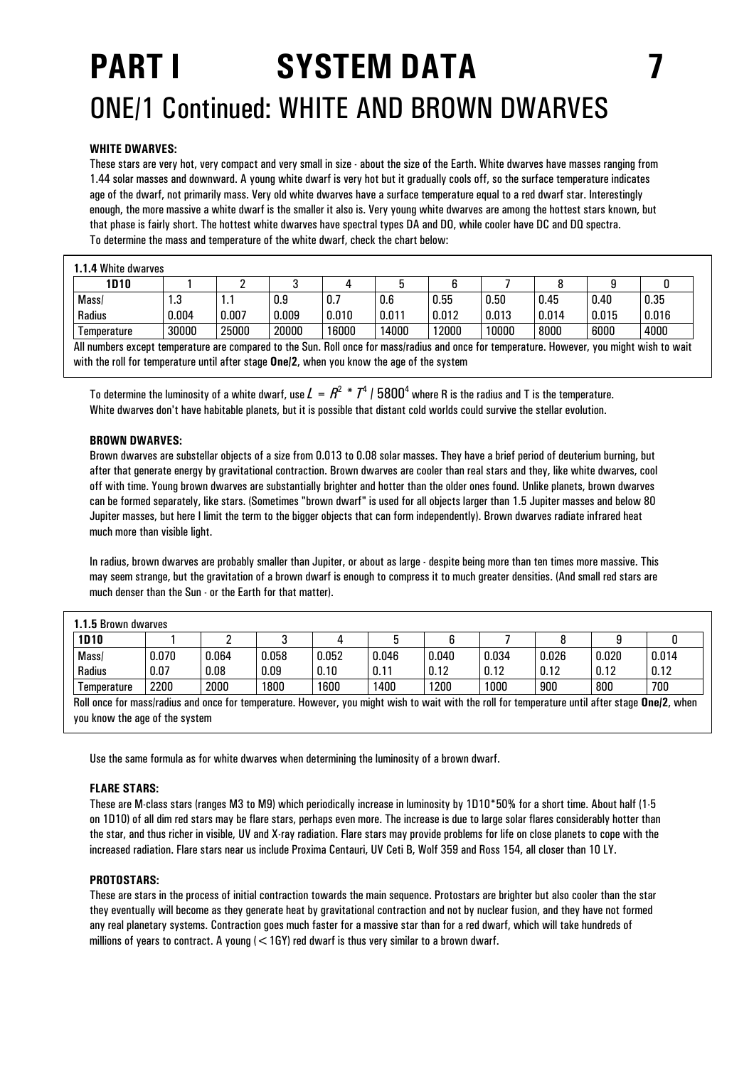# PART I SYSTEM DATA 7

## ONE/1 Continued: WHITE AND BROWN DWARVES

**WHITE DWARVES:**

These stars are very hot, very compact and very small in size - about the size of the Earth. White dwarves have masses ranging from 1.44 solar masses and downward. A young white dwarf is very hot but it gradually cools off, so the surface temperature indicates age of the dwarf, not primarily mass. Very old white dwarves have a surface temperature equal to a red dwarf star. Interestingly enough, the more massive a white dwarf is the smaller it also is. Very young white dwarves are among the hottest stars known, but that phase is fairly short. The hottest white dwarves have spectral types DA and DO, while cooler have DC and DQ spectra.
To determine the mass and temperature of the white dwarf, check the chart below:

**1.1.4** White dwarves

| 1D10 | 1 | 2 | 3 | 4 | 5 | 6 | 7 | 8 | 9 | 0 |
|---|---|---|---|---|---|---|---|---|---|---|
| Mass/ Radius | 1.3 0.004 | 1.1 0.007 | 0.9 0.009 | 0.7 0.010 | 0.6 0.011 | 0.55 0.012 | 0.50 0.013 | 0.45 0.014 | 0.40 0.015 | 0.35 0.016 |
| Temperature | 30000 | 25000 | 20000 | 16000 | 14000 | 12000 | 10000 | 8000 | 6000 | 4000 |

All numbers except temperature are compared to the Sun. Roll once for mass/radius and once for temperature. However, you might wish to wait with the roll for temperature until after stage **One/2**, when you know the age of the system

To determine the luminosity of a white dwarf, use $L = R^2 * T^4 / 5800^4$ where R is the radius and T is the temperature.
White dwarves don't have habitable planets, but it is possible that distant cold worlds could survive the stellar evolution.

**BROWN DWARVES:**

Brown dwarves are substellar objects of a size from 0.013 to 0.08 solar masses. They have a brief period of deuterium burning, but after that generate energy by gravitational contraction. Brown dwarves are cooler than real stars and they, like white dwarves, cool off with time. Young brown dwarves are substantially brighter and hotter than the older ones found. Unlike planets, brown dwarves can be formed separately, like stars. (Sometimes "brown dwarf" is used for all objects larger than 1.5 Jupiter masses and below 80 Jupiter masses, but here I limit the term to the bigger objects that can form independently). Brown dwarves radiate infrared heat much more than visible light.

In radius, brown dwarves are probably smaller than Jupiter, or about as large - despite being more than ten times more massive. This may seem strange, but the gravitation of a brown dwarf is enough to compress it to much greater densities. (And small red stars are much denser than the Sun - or the Earth for that matter).

**1.1.5** Brown dwarves

| 1D10 | 1 | 2 | 3 | 4 | 5 | 6 | 7 | 8 | 9 | 0 |
|---|---|---|---|---|---|---|---|---|---|---|
| Mass/ Radius | 0.070 0.07 | 0.064 0.08 | 0.058 0.09 | 0.052 0.10 | 0.046 0.11 | 0.040 0.12 | 0.034 0.12 | 0.026 0.12 | 0.020 0.12 | 0.014 0.12 |
| Temperature | 2200 | 2000 | 1800 | 1600 | 1400 | 1200 | 1000 | 900 | 800 | 700 |

Roll once for mass/radius and once for temperature. However, you might wish to wait with the roll for temperature until after stage **One/2**, when you know the age of the system

Use the same formula as for white dwarves when determining the luminosity of a brown dwarf.

**FLARE STARS:**

These are M-class stars (ranges M3 to M9) which periodically increase in luminosity by 1D10*50% for a short time. About half (1-5 on 1D10) of all dim red stars may be flare stars, perhaps even more. The increase is due to large solar flares considerably hotter than the star, and thus richer in visible, UV and X-ray radiation. Flare stars may provide problems for life on close planets to cope with the increased radiation. Flare stars near us include Proxima Centauri, UV Ceti B, Wolf 359 and Ross 154, all closer than 10 LY.

**PROTOSTARS:**

These are stars in the process of initial contraction towards the main sequence. Protostars are brighter but also cooler than the star they eventually will become as they generate heat by gravitational contraction and not by nuclear fusion, and they have not formed any real planetary systems. Contraction goes much faster for a massive star than for a red dwarf, which will take hundreds of millions of years to contract. A young (< 1GY) red dwarf is thus very similar to a brown dwarf.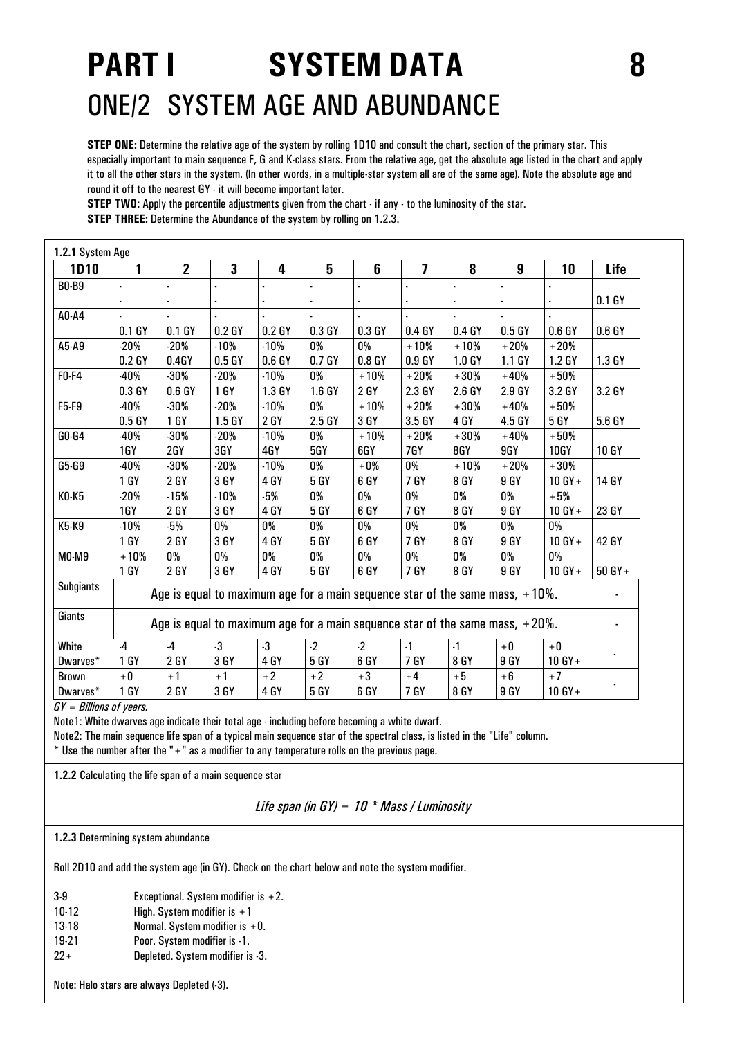# PART I SYSTEM DATA

## ONE/2 SYSTEM AGE AND ABUNDANCE

**STEP ONE:** Determine the relative age of the system by rolling 1D10 and consult the chart, section of the primary star. This especially important to main sequence F, G and K-class stars. From the relative age, get the absolute age listed in the chart and apply it to all the other stars in the system. (In other words, in a multiple-star system all are of the same age). Note the absolute age and round it off to the nearest GY - it will become important later.

**STEP TWO:** Apply the percentile adjustments given from the chart - if any - to the luminosity of the star.

**STEP THREE:** Determine the Abundance of the system by rolling on 1.2.3.

**1.2.1** System Age

| 1D10 | 1 | 2 | 3 | 4 | 5 | 6 | 7 | 8 | 9 | 10 | Life |
|---|---|---|---|---|---|---|---|---|---|---|---|
| B0-B9 | - <br> - | - <br> - | - <br> - | - <br> - | - <br> - | - <br> - | - <br> - | - <br> - | - <br> - | - <br> - | 0.1 GY |
| A0-A4 | - <br> 0.1 GY | - <br> 0.1 GY | - <br> 0.2 GY | - <br> 0.2 GY | - <br> 0.3 GY | - <br> 0.3 GY | - <br> 0.4 GY | - <br> 0.4 GY | - <br> 0.5 GY | - <br> 0.6 GY | 0.6 GY |
| A5-A9 | -20% <br> 0.2 GY | -20% <br> 0.4GY | -10% <br> 0.5 GY | -10% <br> 0.6 GY | 0% <br> 0.7 GY | 0% <br> 0.8 GY | +10% <br> 0.9 GY | +10% <br> 1.0 GY | +20% <br> 1.1 GY | +20% <br> 1.2 GY | 1.3 GY |
| F0-F4 | -40% <br> 0.3 GY | -30% <br> 0.6 GY | -20% <br> 1 GY | -10% <br> 1.3 GY | 0% <br> 1.6 GY | +10% <br> 2 GY | +20% <br> 2.3 GY | +30% <br> 2.6 GY | +40% <br> 2.9 GY | +50% <br> 3.2 GY | 3.2 GY |
| F5-F9 | -40% <br> 0.5 GY | -30% <br> 1 GY | -20% <br> 1.5 GY | -10% <br> 2 GY | 0% <br> 2.5 GY | +10% <br> 3 GY | +20% <br> 3.5 GY | +30% <br> 4 GY | +40% <br> 4.5 GY | +50% <br> 5 GY | 5.6 GY |
| G0-G4 | -40% <br> 1GY | -30% <br> 2GY | -20% <br> 3GY | -10% <br> 4GY | 0% <br> 5GY | +10% <br> 6GY | +20% <br> 7GY | +30% <br> 8GY | +40% <br> 9GY | +50% <br> 10GY | 10 GY |
| G5-G9 | -40% <br> 1 GY | -30% <br> 2 GY | -20% <br> 3 GY | -10% <br> 4 GY | 0% <br> 5 GY | +0% <br> 6 GY | 0% <br> 7 GY | +10% <br> 8 GY | +20% <br> 9 GY | +30% <br> 10 GY+ | 14 GY |
| K0-K5 | -20% <br> 1GY | -15% <br> 2 GY | -10% <br> 3 GY | -5% <br> 4 GY | 0% <br> 5 GY | 0% <br> 6 GY | 0% <br> 7 GY | 0% <br> 8 GY | 0% <br> 9 GY | +5% <br> 10 GY+ | 23 GY |
| K5-K9 | -10% <br> 1 GY | -5% <br> 2 GY | 0% <br> 3 GY | 0% <br> 4 GY | 0% <br> 5 GY | 0% <br> 6 GY | 0% <br> 7 GY | 0% <br> 8 GY | 0% <br> 9 GY | 0% <br> 10 GY+ | 42 GY |
| M0-M9 | +10% <br> 1 GY | 0% <br> 2 GY | 0% <br> 3 GY | 0% <br> 4 GY | 0% <br> 5 GY | 0% <br> 6 GY | 0% <br> 7 GY | 0% <br> 8 GY | 0% <br> 9 GY | 0% <br> 10 GY+ | 50 GY+ |
| Subgiants | Age is equal to maximum age for a main sequence star of the same mass, +10%. | | | | | | | | | | - |
| Giants | Age is equal to maximum age for a main sequence star of the same mass, +20%. | | | | | | | | | | - |
| White Dwarves* | -4 <br> 1 GY | -4 <br> 2 GY | -3 <br> 3 GY | -3 <br> 4 GY | -2 <br> 5 GY | -2 <br> 6 GY | -1 <br> 7 GY | -1 <br> 8 GY | +0 <br> 9 GY | +0 <br> 10 GY+ | - |
| Brown Dwarves* | +0 <br> 1 GY | +1 <br> 2 GY | +1 <br> 3 GY | +2 <br> 4 GY | +2 <br> 5 GY | +3 <br> 6 GY | +4 <br> 7 GY | +5 <br> 8 GY | +6 <br> 9 GY | +7 <br> 10 GY+ | - |

*GY = Billions of years.*

Note1: White dwarves age indicate their total age - including before becoming a white dwarf.

Note2: The main sequence life span of a typical main sequence star of the spectral class, is listed in the "Life" column.

* Use the number after the "+" as a modifier to any temperature rolls on the previous page.

**1.2.2** Calculating the life span of a main sequence star

*Life span (in GY) = 10 * Mass / Luminosity*

**1.2.3** Determining system abundance

Roll 2D10 and add the system age (in GY). Check on the chart below and note the system modifier.

| | |
|---|---|
| 3-9 | Exceptional. System modifier is +2. |
| 10-12 | High. System modifier is +1 |
| 13-18 | Normal. System modifier is +0. |
| 19-21 | Poor. System modifier is -1. |
| 22+ | Depleted. System modifier is -3. |

Note: Halo stars are always Depleted (-3).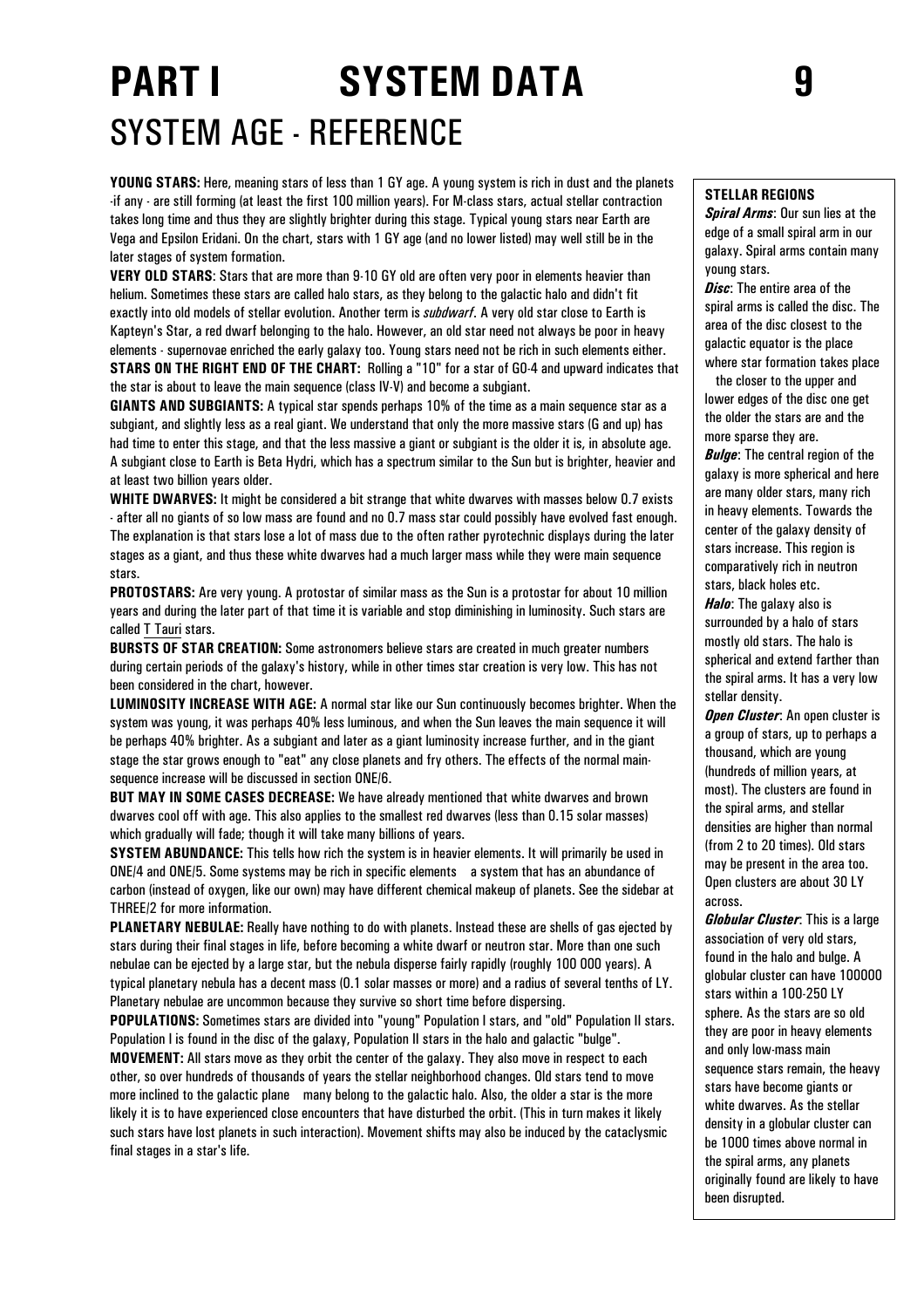# PART I SYSTEM DATA

## SYSTEM AGE - REFERENCE

**YOUNG STARS:** Here, meaning stars of less than 1 GY age. A young system is rich in dust and the planets -if any - are still forming (at least the first 100 million years). For M-class stars, actual stellar contraction takes long time and thus they are slightly brighter during this stage. Typical young stars near Earth are Vega and Epsilon Eridani. On the chart, stars with 1 GY age (and no lower listed) may well still be in the later stages of system formation.

**VERY OLD STARS**: Stars that are more than 9-10 GY old are often very poor in elements heavier than helium. Sometimes these stars are called halo stars, as they belong to the galactic halo and didn't fit exactly into old models of stellar evolution. Another term is *subdwarf*. A very old star close to Earth is Kapteyn's Star, a red dwarf belonging to the halo too. However, an old star need not always be poor in heavy elements - supernovae enriched the early galaxy too. Young stars need not be rich in such elements either.

**STARS ON THE RIGHT END OF THE CHART:** Rolling a "10" for a star of G0-4 and upward indicates that the star is about to leave the main sequence (class IV-V) and become a subgiant.

**GIANTS AND SUBGIANTS:** A typical star spends perhaps 10% of the time as a main sequence star as a subgiant, and slightly less as a real giant. We understand that only the more massive stars (G and up) has had time to enter this stage, and that the less massive a giant or subgiant is the older it is, in absolute age. A subgiant close to Earth is Beta Hydri, which has a spectrum similar to the Sun but is brighter, heavier and at least two billion years older.

**WHITE DWARVES:** It might be considered a bit strange that white dwarves with masses below 0.7 exists - after all no giants of so low mass are found and no 0.7 mass star could possibly have evolved fast enough. The explanation is that stars lose a lot of mass due to the often rather pyrotechnic displays during the later stages as a giant, and thus these white dwarves had a much larger mass while they were main sequence stars.

**PROTOSTARS:** Are very young. A protostar of similar mass as the Sun is a protostar for about 10 million years and during the later part of that time it is variable and stop diminishing in luminosity. Such stars are called T Tauri stars.

**BURSTS OF STAR CREATION:** Some astronomers believe stars are created in much greater numbers during certain periods of the galaxy's history, while in other times star creation is very low. This has not been considered in the chart, however.

**LUMINOSITY INCREASE WITH AGE:** A normal star like our Sun continuously becomes brighter. When the system was young, it was perhaps 40% less luminous, and when the Sun leaves the main sequence it will be perhaps 40% brighter. As a subgiant and later as a giant luminosity increase further, and in the giant stage the star grows enough to "eat" any close planets and fry others. The effects of the normal main-sequence increase will be discussed in section ONE/6.

**BUT MAY IN SOME CASES DECREASE:** We have already mentioned that white dwarves and brown dwarves cool off with age. This also applies to the smallest red dwarves (less than 0.15 solar masses) which gradually will fade; though it will take many billions of years.

**SYSTEM ABUNDANCE:** This tells how rich the system is in heavier elements. It will primarily be used in ONE/4 and ONE/5. Some systems may be rich in specific elements a system that has an abundance of carbon (instead of oxygen, like our own) may have different chemical makeup of planets. See the sidebar at THREE/2 for more information.

**PLANETARY NEBULAE:** Really have nothing to do with planets. Instead these are shells of gas ejected by stars during their final stages in life, before becoming a white dwarf or neutron star. More than one such nebulae can be ejected by a large star, but the nebula disperse fairly rapidly (roughly 100 000 years). A typical planetary nebula has a decent mass (0.1 solar masses or more) and a radius of several tenths of LY. Planetary nebulae are uncommon because they survive so short time before dispersing.

**POPULATIONS:** Sometimes stars are divided into "young" Population I stars, and "old" Population II stars. Population I is found in the disc of the galaxy, Population II stars in the halo and galactic "bulge".

**MOVEMENT:** All stars move as they orbit the center of the galaxy. They also move in respect to each other, so over hundreds of thousands of years the stellar neighborhood changes. Old stars tend to move more inclined to the galactic plane many belong to the galactic halo. Also, the older a star is the more likely it is to have experienced close encounters that have disturbed the orbit. (This in turn makes it likely such stars have lost planets in such interaction). Movement shifts may also be induced by the cataclysmic final stages in a star's life.

### STELLAR REGIONS

***Spiral Arms***: Our sun lies at the edge of a small spiral arm in our galaxy. Spiral arms contain many young stars.

***Disc***: The entire area of the spiral arms is called the disc. The area of the disc closest to the galactic equator is the place where star formation takes place the closer to the upper and lower edges of the disc one get the older the stars are and the more sparse they are.

***Bulge***: The central region of the galaxy is more spherical and here are many older stars, many rich in heavy elements. Towards the center of the galaxy density of stars increase. This region is comparatively rich in neutron stars, black holes etc.

***Halo***: The galaxy also is surrounded by a halo of stars mostly old stars. The halo is spherical and extend farther than the spiral arms. It has a very low stellar density.

***Open Cluster***: An open cluster is a group of stars, up to perhaps a thousand, which are young (hundreds of million years, at most). The clusters are found in the spiral arms, and stellar densities are higher than normal (from 2 to 20 times). Old stars may be present in the area too. Open clusters are about 30 LY across.

***Globular Cluster***: This is a large association of very old stars, found in the halo and bulge. A globular cluster can have 100000 stars within a 100-250 LY sphere. As the stars are so old they are poor in heavy elements and only low-mass main sequence stars remain, the heavy stars have become giants or white dwarves. As the stellar density in a globular cluster can be 1000 times above normal in the spiral arms, any planets originally found are likely to have been disrupted.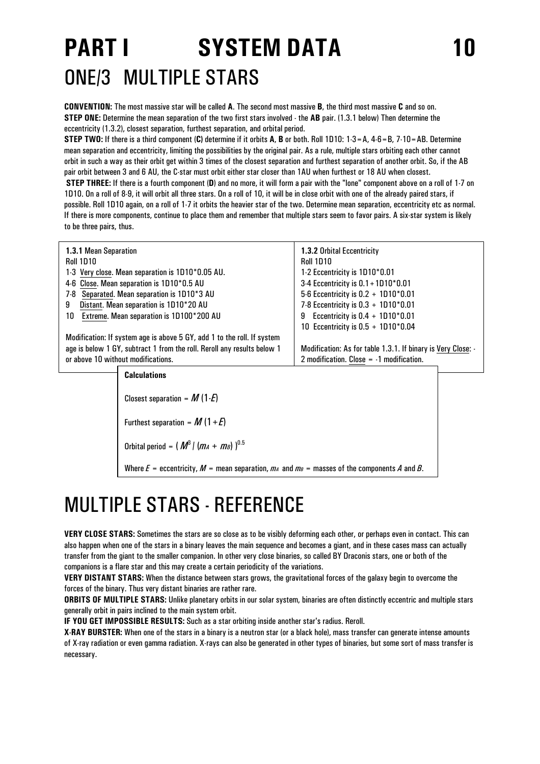# PART I SYSTEM DATA

## ONE/3 MULTIPLE STARS

**CONVENTION:** The most massive star will be called **A**. The second most massive **B**, the third most massive **C** and so on.

**STEP ONE:** Determine the mean separation of the two first stars involved - the **AB** pair. (1.3.1 below) Then determine the eccentricity (1.3.2), closest separation, furthest separation, and orbital period.

**STEP TWO:** If there is a third component (**C**) determine if it orbits **A**, **B** or both. Roll 1D10: 1-3=A, 4-6=B, 7-10=AB. Determine mean separation and eccentricity, limiting the possibilities by the original pair. As a rule, multiple stars orbiting each other cannot orbit in such a way as their orbit get within 3 times of the closest separation and furthest separation of another orbit. So, if the AB pair orbit between 3 and 6 AU, the C-star must orbit either star closer than 1AU when furthest or 18 AU when closest.

**STEP THREE:** If there is a fourth component (**D**) and no more, it will form a pair with the "lone" component above on a roll of 1-7 on 1D10. On a roll of 8-9, it will orbit all three stars. On a roll of 10, it will be in close orbit with one of the already paired stars, if possible. Roll 1D10 again, on a roll of 1-7 it orbits the heavier star of the two. Determine mean separation, eccentricity etc as normal. If there is more components, continue to place them and remember that multiple stars seem to favor pairs. A six-star system is likely to be three pairs, thus.

**1.3.1** Mean Separation

Roll 1D10

1-3 Very close. Mean separation is 1D10*0.05 AU.
4-6 Close. Mean separation is 1D10*0.5 AU
7-8 Separated. Mean separation is 1D10*3 AU
9 Distant. Mean separation is 1D10*20 AU
10 Extreme. Mean separation is 1D100*200 AU

Modification: If system age is above 5 GY, add 1 to the roll. If system age is below 1 GY, subtract 1 from the roll. Reroll any results below 1 or above 10 without modifications.

**1.3.2** Orbital Eccentricity

Roll 1D10

1-2 Eccentricity is 1D10*0.01
3-4 Eccentricity is 0.1+1D10*0.01
5-6 Eccentricity is 0.2 + 1D10*0.01
7-8 Eccentricity is 0.3 + 1D10*0.01
9 Eccentricity is 0.4 + 1D10*0.01
10 Eccentricity is 0.5 + 1D10*0.04

Modification: As for table 1.3.1. If binary is Very Close: -2 modification. Close = -1 modification.

**Calculations**

Closest separation = $M(1-E)$

Furthest separation = $M(1+E)$

Orbital period = $(M^3 / (m_A + m_B))^{0.5}$

Where $E$ = eccentricity, $M$ = mean separation, $m_A$ and $m_B$ = masses of the components $A$ and $B$.

# MULTIPLE STARS - REFERENCE

**VERY CLOSE STARS:** Sometimes the stars are so close as to be visibly deforming each other, or perhaps even in contact. This can also happen when one of the stars in a binary leaves the main sequence and becomes a giant, and in these cases mass can actually transfer from the giant to the smaller companion. In other very close binaries, so called BY Draconis stars, one or both of the companions is a flare star and this may create a certain periodicity of the variations.

**VERY DISTANT STARS:** When the distance between stars grows, the gravitational forces of the galaxy begin to overcome the forces of the binary. Thus very distant binaries are rather rare.

**ORBITS OF MULTIPLE STARS:** Unlike planetary orbits in our solar system, binaries are often distinctly eccentric and multiple stars generally orbit in pairs inclined to the main system orbit.

**IF YOU GET IMPOSSIBLE RESULTS:** Such as a star orbiting inside another star's radius. Reroll.

**X-RAY BURSTER:** When one of the stars in a binary is a neutron star (or a black hole), mass transfer can generate intense amounts of X-ray radiation or even gamma radiation. X-rays can also be generated in other types of binaries, but some sort of mass transfer is necessary.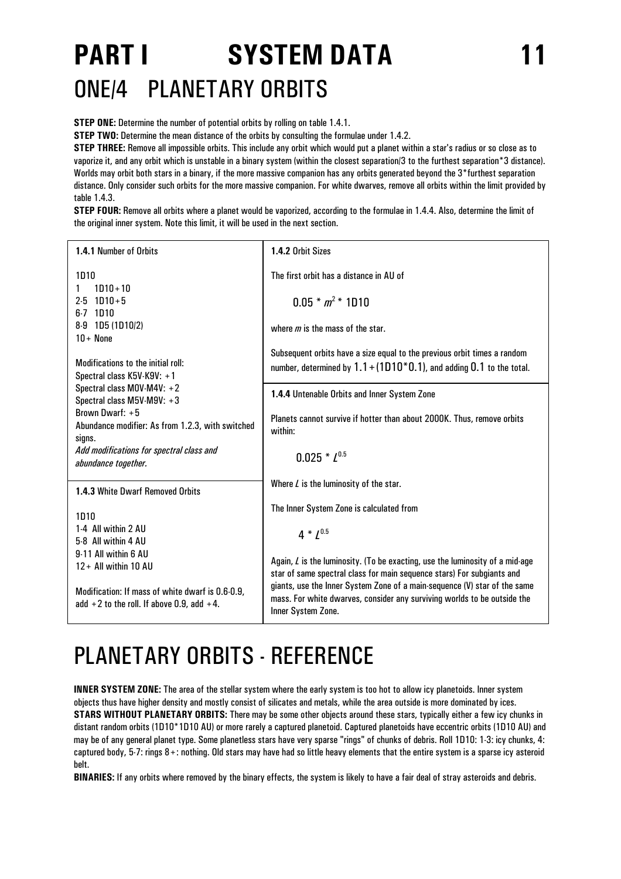# PART I SYSTEM DATA

## ONE/4 PLANETARY ORBITS

**STEP ONE:** Determine the number of potential orbits by rolling on table 1.4.1.

**STEP TWO:** Determine the mean distance of the orbits by consulting the formulae under 1.4.2.

**STEP THREE:** Remove all impossible orbits. This include any orbit which would put a planet within a star's radius or so close as to vaporize it, and any orbit which is unstable in a binary system (within the closest separation/3 to the furthest separation*3 distance). Worlds may orbit both stars in a binary, if the more massive companion has any orbits generated beyond the 3*furthest separation distance. Only consider such orbits for the more massive companion. For white dwarves, remove all orbits within the limit provided by table 1.4.3.

**STEP FOUR:** Remove all orbits where a planet would be vaporized, according to the formulae in 1.4.4. Also, determine the limit of the original inner system. Note this limit, it will be used in the next section.

### 1.4.1 Number of Orbits

| 1D10 | |
|---|---|
| 1 | 1D10+10 |
| 2-5 | 1D10+5 |
| 6-7 | 1D10 |
| 8-9 | 1D5 (1D10/2) |
| 10+ | None |

Modifications to the initial roll:
Spectral class K5V-K9V: +1
Spectral class M0V-M4V: +2
Spectral class M5V-M9V: +3
Brown Dwarf: +5
Abundance modifier: As from 1.2.3, with switched signs.
*Add modifications for spectral class and abundance together.*

### 1.4.3 White Dwarf Removed Orbits

| 1D10 | |
|---|---|
| 1-4 | All within 2 AU |
| 5-8 | All within 4 AU |
| 9-11 | All within 6 AU |
| 12+ | All within 10 AU |

Modification: If mass of white dwarf is 0.6-0.9, add +2 to the roll. If above 0.9, add +4.

### 1.4.2 Orbit Sizes

The first orbit has a distance in AU of

$$0.05 * m^2 * 1D10$$

where $m$ is the mass of the star.

Subsequent orbits have a size equal to the previous orbit times a random number, determined by $1.1+(1D10*0.1)$, and adding $0.1$ to the total.

### 1.4.4 Untenable Orbits and Inner System Zone

Planets cannot survive if hotter than about 2000K. Thus, remove orbits within:

$$0.025 * L^{0.5}$$

Where $L$ is the luminosity of the star.

The Inner System Zone is calculated from

$$4 * L^{0.5}$$

Again, $L$ is the luminosity. (To be exacting, use the luminosity of a mid-age star of same spectral class for main sequence stars) For subgiants and giants, use the Inner System Zone of a main-sequence (V) star of the same mass. For white dwarves, consider any surviving worlds to be outside the Inner System Zone.

# PLANETARY ORBITS - REFERENCE

**INNER SYSTEM ZONE:** The area of the stellar system where the early system is too hot to allow icy planetoids. Inner system objects thus have higher density and mostly consist of silicates and metals, while the area outside is more dominated by ices.

**STARS WITHOUT PLANETARY ORBITS:** There may be some other objects around these stars, typically either a few icy chunks in distant random orbits (1D10*1D10 AU) or more rarely a captured planetoid. Captured planetoids have eccentric orbits (1D10 AU) and may be of any general planet type. Some planetless stars have very sparse "rings" of chunks of debris. Roll 1D10: 1-3: icy chunks, 4: captured body, 5-7: rings 8+: nothing. Old stars may have had so little heavy elements that the entire system is a sparse icy asteroid belt.

**BINARIES:** If any orbits where removed by the binary effects, the system is likely to have a fair deal of stray asteroids and debris.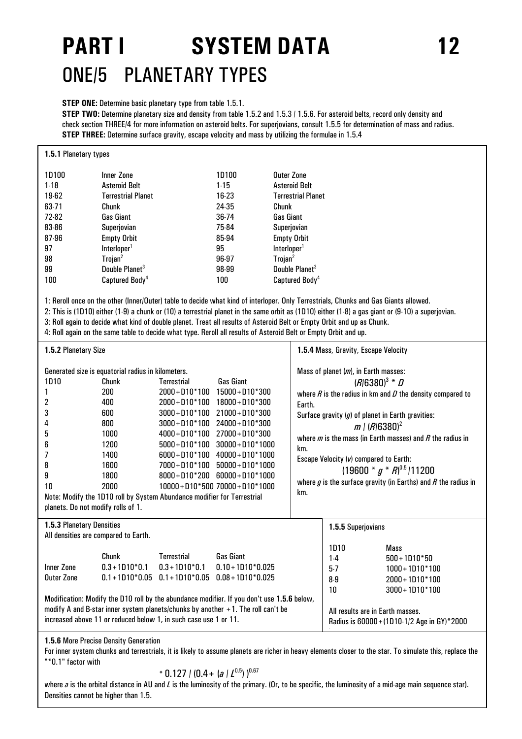# PART I SYSTEM DATA

## ONE/5 PLANETARY TYPES

**STEP ONE:** Determine basic planetary type from table 1.5.1.
**STEP TWO:** Determine planetary size and density from table 1.5.2 and 1.5.3 / 1.5.6. For asteroid belts, record only density and check section THREE/4 for more information on asteroid belts. For superjovians, consult 1.5.5 for determination of mass and radius.
**STEP THREE:** Determine surface gravity, escape velocity and mass by utilizing the formulae in 1.5.4

### 1.5.1 Planetary types

| 1D100 | Inner Zone | 1D100 | Outer Zone |
|---|---|---|---|
| 1-18 | Asteroid Belt | 1-15 | Asteroid Belt |
| 19-62 | Terrestrial Planet | 16-23 | Terrestrial Planet |
| 63-71 | Chunk | 24-35 | Chunk |
| 72-82 | Gas Giant | 36-74 | Gas Giant |
| 83-86 | Superjovian | 75-84 | Superjovian |
| 87-96 | Empty Orbit | 85-94 | Empty Orbit |
| 97 | Interloper[1] | 95 | Interloper[1] |
| 98 | Trojan[2] | 96-97 | Trojan[2] |
| 99 | Double Planet[3] | 98-99 | Double Planet[3] |
| 100 | Captured Body[4] | 100 | Captured Body[4] |

1: Reroll once on the other (Inner/Outer) table to decide what kind of interloper. Only Terrestrials, Chunks and Gas Giants allowed.
2: This is (1D10) either (1-9) a chunk or (10) a terrestrial planet in the same orbit as (1D10) either (1-8) a gas giant or (9-10) a superjovian.
3: Roll again to decide what kind of double planet. Treat all results of Asteroid Belt or Empty Orbit and up as Chunk.
4: Roll again on the same table to decide what type. Reroll all results of Asteroid Belt or Empty Orbit and up.

### 1.5.2 Planetary Size

Generated size is equatorial radius in kilometers.

| 1D10 | Chunk | Terrestrial | Gas Giant |
|---|---|---|---|
| 1 | 200 | 2000+D10*100 | 15000+D10*300 |
| 2 | 400 | 2000+D10*100 | 18000+D10*300 |
| 3 | 600 | 3000+D10*100 | 21000+D10*300 |
| 4 | 800 | 3000+D10*100 | 24000+D10*300 |
| 5 | 1000 | 4000+D10*100 | 27000+D10*300 |
| 6 | 1200 | 5000+D10*100 | 30000+D10*1000 |
| 7 | 1400 | 6000+D10*100 | 40000+D10*1000 |
| 8 | 1600 | 7000+D10*100 | 50000+D10*1000 |
| 9 | 1800 | 8000+D10*200 | 60000+D10*1000 |
| 10 | 2000 | 10000+D10*500 | 70000+D10*1000 |

Note: Modify the 1D10 roll by System Abundance modifier for Terrestrial planets. Do not modify rolls of 1.

### 1.5.4 Mass, Gravity, Escape Velocity

Mass of planet ($m$), in Earth masses:

$$(R/6380)^3 * D$$

where $R$ is the radius in km and $D$ the density compared to Earth.

Surface gravity ($g$) of planet in Earth gravities:

$$m / (R/6380)^2$$

where $m$ is the mass (in Earth masses) and $R$ the radius in km.

Escape Velocity ($v$) compared to Earth:

$$(19600 * g * R)^{0.5} / 11200$$

where $g$ is the surface gravity (in Earths) and $R$ the radius in km.

### 1.5.3 Planetary Densities

All densities are compared to Earth.

| | Chunk | Terrestrial | Gas Giant |
|---|---|---|---|
| Inner Zone | 0.3+1D10*0.1 | 0.3+1D10*0.1 | 0.10+1D10*0.025 |
| Outer Zone | 0.1+1D10*0.05 | 0.1+1D10*0.05 | 0.08+1D10*0.025 |

Modification: Modify the D10 roll by the abundance modifier. If you don't use **1.5.6** below, modify A and B-star inner system planets/chunks by another +1. The roll can't be increased above 11 or reduced below 1, in such case use 1 or 11.

### 1.5.5 Superjovians

| 1D10 | Mass |
|---|---|
| 1-4 | 500+1D10*50 |
| 5-7 | 1000+1D10*100 |
| 8-9 | 2000+1D10*100 |
| 10 | 3000+1D10*100 |

All results are in Earth masses.
Radius is 60000+(1D10-1/2 Age in GY)*2000

### 1.5.6 More Precise Density Generation

For inner system chunks and terrestrials, it is likely to assume planets are richer in heavy elements closer to the star. To simulate this, replace the "*0.1" factor with

$$* \; 0.127 / (0.4 + (a / L^{0.5}))^{0.67}$$

where $a$ is the orbital distance in AU and $L$ is the luminosity of the primary. (Or, to be specific, the luminosity of a mid-age main sequence star). Densities cannot be higher than 1.5.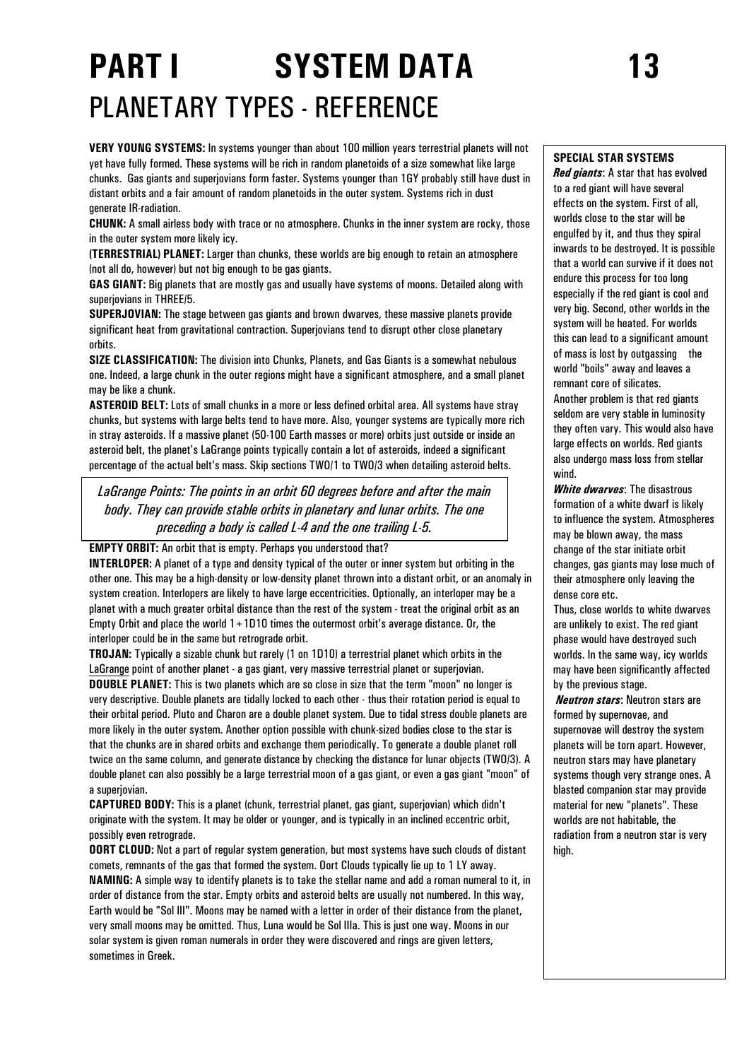# PART I SYSTEM DATA

## PLANETARY TYPES - REFERENCE

**VERY YOUNG SYSTEMS:** In systems younger than about 100 million years terrestrial planets will not yet have fully formed. These systems will be rich in random planetoids of a size somewhat like large chunks. Gas giants and superjovians form faster. Systems younger than 1GY probably still have dust in distant orbits and a fair amount of random planetoids in the outer system. Systems rich in dust generate IR-radiation.

**CHUNK:** A small airless body with trace or no atmosphere. Chunks in the inner system are rocky, those in the outer system more likely icy.

**(TERRESTRIAL) PLANET:** Larger than chunks, these worlds are big enough to retain an atmosphere (not all do, however) but not big enough to be gas giants.

**GAS GIANT:** Big planets that are mostly gas and usually have systems of moons. Detailed along with superjovians in THREE/5.

**SUPERJOVIAN:** The stage between gas giants and brown dwarves, these massive planets provide significant heat from gravitational contraction. Superjovians tend to disrupt other close planetary orbits.

**SIZE CLASSIFICATION:** The division into Chunks, Planets, and Gas Giants is a somewhat nebulous one. Indeed, a large chunk in the outer regions might have a significant atmosphere, and a small planet may be like a chunk.

**ASTEROID BELT:** Lots of small chunks in a more or less defined orbital area. All systems have stray chunks, but systems with large belts tend to have more. Also, younger systems are typically more rich in stray asteroids. If a massive planet (50-100 Earth masses or more) orbits just outside or inside an asteroid belt, the planet's LaGrange points typically contain a lot of asteroids, indeed a significant percentage of the actual belt's mass. Skip sections TWO/1 to TWO/3 when detailing asteroid belts.

> *LaGrange Points: The points in an orbit 60 degrees before and after the main body. They can provide stable orbits in planetary and lunar orbits. The one preceding a body is called L-4 and the one trailing L-5.*

**EMPTY ORBIT:** An orbit that is empty. Perhaps you understood that?

**INTERLOPER:** A planet of a type and density typical of the outer or inner system but orbiting in the other one. This may be a high-density or low-density planet thrown into a distant orbit, or an anomaly in system creation. Interlopers are likely to have large eccentricities. Optionally, an interloper may be a planet with a much greater orbital distance than the rest of the system - treat the original orbit as an Empty Orbit and place the world 1+1D10 times the outermost orbit's average distance. Or, the interloper could be in the same but retrograde orbit.

**TROJAN:** Typically a sizable chunk but rarely (1 on 1D10) a terrestrial planet which orbits in the LaGrange point of another planet - a gas giant, very massive terrestrial planet or superjovian.

**DOUBLE PLANET:** This is two planets which are so close in size that the term "moon" no longer is very descriptive. Double planets are tidally locked to each other - thus their rotation period is equal to their orbital period. Pluto and Charon are a double planet system. Due to tidal stress double planets are more likely in the outer system. Another option possible with chunk-sized bodies close to the star is that the chunks are in shared orbits and exchange them periodically. To generate a double planet roll twice on the same column, and generate distance by checking the distance for lunar objects (TWO/3). A double planet can also possibly be a large terrestrial moon of a gas giant, or even a gas giant "moon" of a superjovian.

**CAPTURED BODY:** This is a planet (chunk, terrestrial planet, gas giant, superjovian) which didn't originate with the system. It may be older or younger, and is typically in an inclined eccentric orbit, possibly even retrograde.

**OORT CLOUD:** Not a part of regular system generation, but most systems have such clouds of distant comets, remnants of the gas that formed the system. Oort Clouds typically lie up to 1 LY away.

**NAMING:** A simple way to identify planets is to take the stellar name and add a roman numeral to it, in order of distance from the star. Empty orbits and asteroid belts are usually not numbered. In this way, Earth would be "Sol III". Moons may be named with a letter in order of their distance from the planet, very small moons may be omitted. Thus, Luna would be Sol IIIa. This is just one way. Moons in our solar system is given roman numerals in order they were discovered and rings are given letters, sometimes in Greek.

### SPECIAL STAR SYSTEMS

***Red giants***: A star that has evolved to a red giant will have several effects on the system. First of all, worlds close to the star will be engulfed by it, and thus they spiral inwards to be destroyed. It is possible that a world can survive if it does not endure this process for too long especially if the red giant is cool and very big. Second, other worlds in the system will be heated. For worlds this can lead to a significant amount of mass is lost by outgassing the world "boils" away and leaves a remnant core of silicates.

Another problem is that red giants seldom are very stable in luminosity they often vary. This would also have large effects on worlds. Red giants also undergo mass loss from stellar wind.

***White dwarves***: The disastrous formation of a white dwarf is likely to influence the system. Atmospheres may be blown away, the mass change of the star initiate orbit changes, gas giants may lose much of their atmosphere only leaving the dense core etc.

Thus, close worlds to white dwarves are unlikely to exist. The red giant phase would have destroyed such worlds. In the same way, icy worlds may have been significantly affected by the previous stage.

***Neutron stars***: Neutron stars are formed by supernovae, and supernovae will destroy the system planets will be torn apart. However, neutron stars may have planetary systems though very strange ones. A blasted companion star may provide material for new "planets". These worlds are not habitable, the radiation from a neutron star is very high.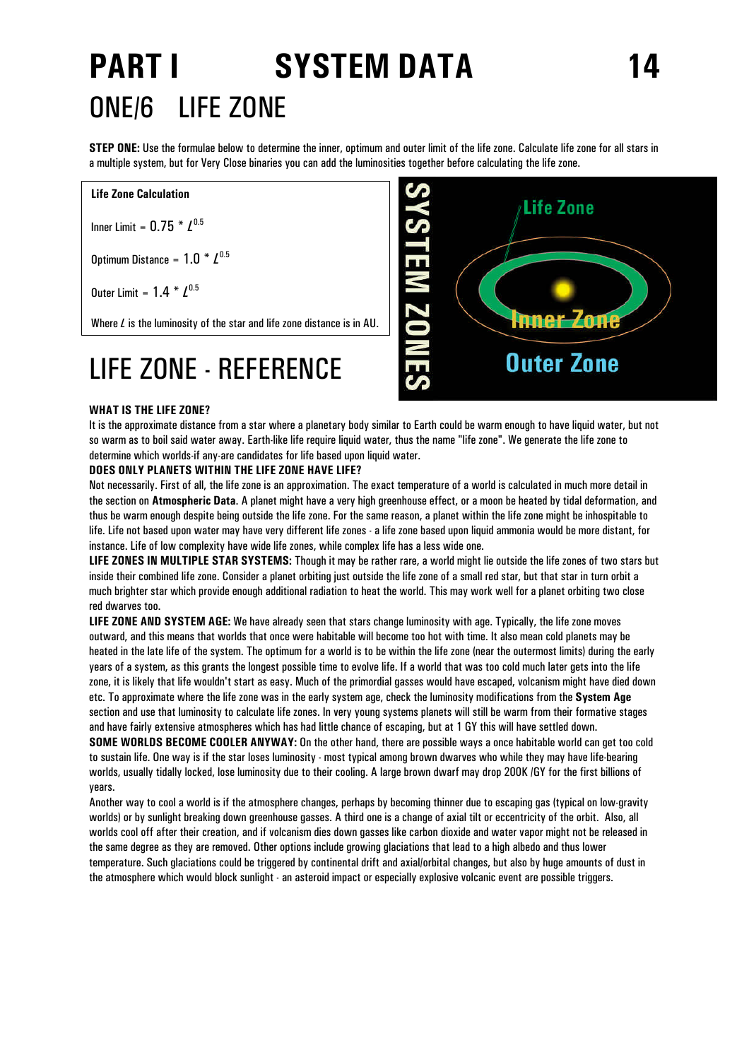# PART I SYSTEM DATA

## ONE/6 LIFE ZONE

**STEP ONE:** Use the formulae below to determine the inner, optimum and outer limit of the life zone. Calculate life zone for all stars in a multiple system, but for Very Close binaries you can add the luminosities together before calculating the life zone.

**Life Zone Calculation**

Inner Limit = $0.75 * L^{0.5}$

Optimum Distance = $1.0 * L^{0.5}$

Outer Limit = $1.4 * L^{0.5}$

Where $L$ is the luminosity of the star and life zone distance is in AU.

## LIFE ZONE - REFERENCE

**WHAT IS THE LIFE ZONE?**

It is the approximate distance from a star where a planetary body similar to Earth could be warm enough to have liquid water, but not so warm as to boil said water away. Earth-like life require liquid water, thus the name "life zone". We generate the life zone to determine which worlds-if any-are candidates for life based upon liquid water.

**DOES ONLY PLANETS WITHIN THE LIFE ZONE HAVE LIFE?**

Not necessarily. First of all, the life zone is an approximation. The exact temperature of a world is calculated in much more detail in the section on **Atmospheric Data**. A planet might have a very high greenhouse effect, or a moon be heated by tidal deformation, and thus be warm enough despite being outside the life zone. For the same reason, a planet within the life zone might be inhospitable to life. Life not based upon water may have very different life zones - a life zone based upon liquid ammonia would be more distant, for instance. Life of low complexity have wide life zones, while complex life has a less wide one.

**LIFE ZONES IN MULTIPLE STAR SYSTEMS:** Though it may be rather rare, a world might lie outside the life zones of two stars but inside their combined life zone. Consider a planet orbiting just outside the life zone of a small red star, but that star in turn orbit a much brighter star which provide enough additional radiation to heat the world. This may work well for a planet orbiting two close red dwarves too.

**LIFE ZONE AND SYSTEM AGE:** We have already seen that stars change luminosity with age. Typically, the life zone moves outward, and this means that worlds that once were habitable will become too hot with time. It also mean cold planets may be heated in the late life of the system. The optimum for a world is to be within the life zone (near the outermost limits) during the early years of a system, as this grants the longest possible time to evolve life. If a world that was too cold much later gets into the life zone, it is likely that life wouldn't start as easy. Much of the primordial gasses would have escaped, volcanism might have died down etc. To approximate where the life zone was in the early system age, check the luminosity modifications from the **System Age** section and use that luminosity to calculate life zones. In very young systems planets will still be warm from their formative stages and have fairly extensive atmospheres which has had little chance of escaping, but at 1 GY this will have settled down.

**SOME WORLDS BECOME COOLER ANYWAY:** On the other hand, there are possible ways a once habitable world can get too cold to sustain life. One way is if the star loses luminosity - most typical among brown dwarves who while they may have life-bearing worlds, usually tidally locked, lose luminosity due to their cooling. A large brown dwarf may drop 200K /GY for the first billions of years.

Another way to cool a world is if the atmosphere changes, perhaps by becoming thinner due to escaping gas (typical on low-gravity worlds) or by sunlight breaking down greenhouse gasses. A third one is a change of axial tilt or eccentricity of the orbit. Also, all worlds cool off after their creation, and if volcanism dies down gasses like carbon dioxide and water vapor might not be released in the same degree as they are removed. Other options include growing glaciations that lead to a high albedo and thus lower temperature. Such glaciations could be triggered by continental drift and axial/orbital changes, but also by huge amounts of dust in the atmosphere which would block sunlight - an asteroid impact or especially explosive volcanic event are possible triggers.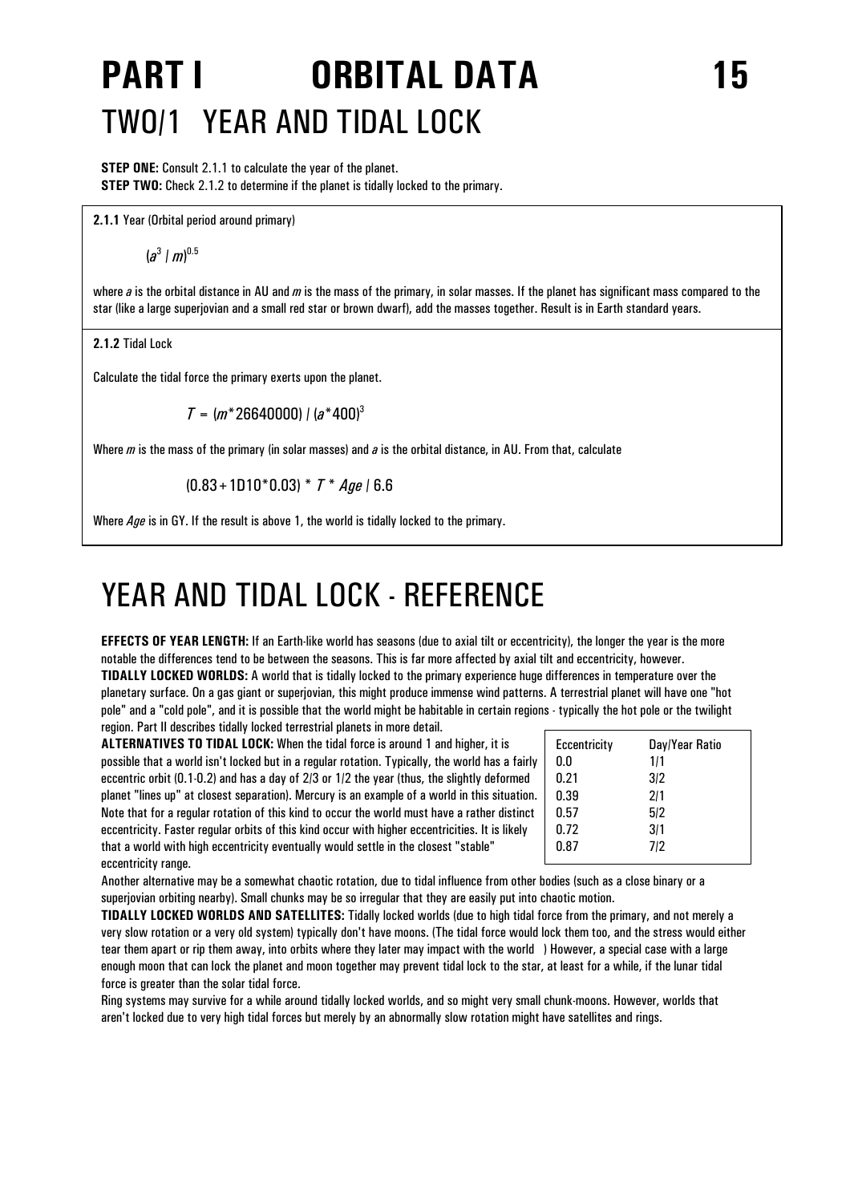# PART I ORBITAL DATA

## TWO/1 YEAR AND TIDAL LOCK

**STEP ONE:** Consult 2.1.1 to calculate the year of the planet.
**STEP TWO:** Check 2.1.2 to determine if the planet is tidally locked to the primary.

**2.1.1** Year (Orbital period around primary)

$$(a^3 / m)^{0.5}$$

where *a* is the orbital distance in AU and *m* is the mass of the primary, in solar masses. If the planet has significant mass compared to the star (like a large superjovian and a small red star or brown dwarf), add the masses together. Result is in Earth standard years.

**2.1.2** Tidal Lock

Calculate the tidal force the primary exerts upon the planet.

$$T = (m*26640000) / (a*400)^3$$

Where *m* is the mass of the primary (in solar masses) and *a* is the orbital distance, in AU. From that, calculate

$$(0.83+1D10*0.03) * T * Age / 6.6$$

Where *Age* is in GY. If the result is above 1, the world is tidally locked to the primary.

# YEAR AND TIDAL LOCK - REFERENCE

**EFFECTS OF YEAR LENGTH:** If an Earth-like world has seasons (due to axial tilt or eccentricity), the longer the year is the more notable the differences tend to be between the seasons. This is far more affected by axial tilt and eccentricity, however.

**TIDALLY LOCKED WORLDS:** A world that is tidally locked to the primary experience huge differences in temperature over the planetary surface. On a gas giant or superjovian, this might produce immense wind patterns. A terrestrial planet will have one "hot pole" and a "cold pole", and it is possible that the world might be habitable in certain regions - typically the hot pole or the twilight region. Part II describes tidally locked terrestrial planets in more detail.

**ALTERNATIVES TO TIDAL LOCK:** When the tidal force is around 1 and higher, it is possible that a world isn't locked but in a regular rotation. Typically, the world has a fairly eccentric orbit (0.1-0.2) and has a day of 2/3 or 1/2 the year (thus, the slightly deformed planet "lines up" at closest separation). Mercury is an example of a world in this situation. Note that for a regular rotation of this kind to occur the world must have a rather distinct eccentricity. Faster regular orbits of this kind occur with higher eccentricities. It is likely that a world with high eccentricity eventually would settle in the closest "stable" eccentricity range.

| Eccentricity | Day/Year Ratio |
|---|---|
| 0.0 | 1/1 |
| 0.21 | 3/2 |
| 0.39 | 2/1 |
| 0.57 | 5/2 |
| 0.72 | 3/1 |
| 0.87 | 7/2 |

Another alternative may be a somewhat chaotic rotation, due to tidal influence from other bodies (such as a close binary or a superjovian orbiting nearby). Small chunks may be so irregular that they are easily put into chaotic motion.

**TIDALLY LOCKED WORLDS AND SATELLITES:** Tidally locked worlds (due to high tidal force from the primary, and not merely a very slow rotation or a very old system) typically don't have moons. (The tidal force would lock them too, and the stress would either tear them apart or rip them away, into orbits where they later may impact with the world ) However, a special case with a large enough moon that can lock the planet and moon together may prevent tidal lock to the star, at least for a while, if the lunar tidal force is greater than the solar tidal force.

Ring systems may survive for a while around tidally locked worlds, and so might very small chunk-moons. However, worlds that aren't locked due to very high tidal forces but merely by an abnormally slow rotation might have satellites and rings.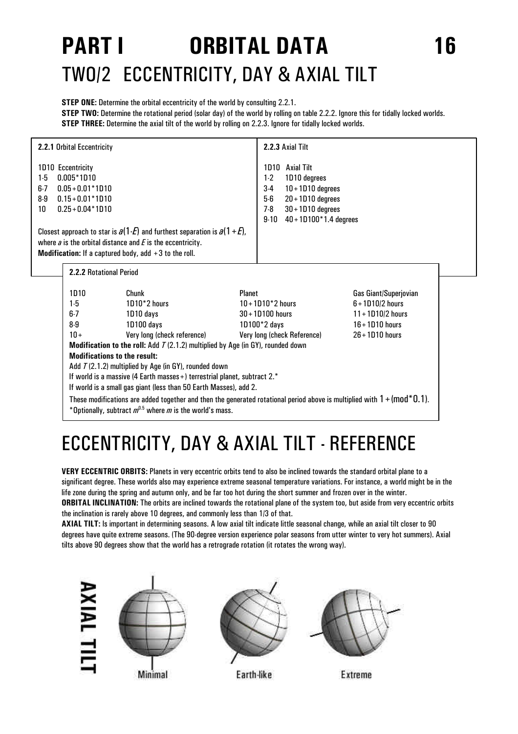# PART I ORBITAL DATA

## TWO/2 ECCENTRICITY, DAY & AXIAL TILT

**STEP ONE:** Determine the orbital eccentricity of the world by consulting 2.2.1.
**STEP TWO:** Determine the rotational period (solar day) of the world by rolling on table 2.2.2. Ignore this for tidally locked worlds.
**STEP THREE:** Determine the axial tilt of the world by rolling on 2.2.3. Ignore for tidally locked worlds.

**2.2.1** Orbital Eccentricity

| 1D10 | Eccentricity |
|---|---|
| 1-5 | 0.005*1D10 |
| 6-7 | 0.05+0.01*1D10 |
| 8-9 | 0.15+0.01*1D10 |
| 10 | 0.25+0.04*1D10 |

Closest approach to star is $a(1-E)$ and furthest separation is $a(1+E)$, where $a$ is the orbital distance and $E$ is the eccentricity.
**Modification:** If a captured body, add +3 to the roll.

**2.2.3** Axial Tilt

| 1D10 | Axial Tilt |
|---|---|
| 1-2 | 1D10 degrees |
| 3-4 | 10+1D10 degrees |
| 5-6 | 20+1D10 degrees |
| 7-8 | 30+1D10 degrees |
| 9-10 | 40+1D100*1.4 degrees |

**2.2.2** Rotational Period

| 1D10 | Chunk | Planet | Gas Giant/Superjovian |
|---|---|---|---|
| 1-5 | 1D10*2 hours | 10+1D10*2 hours | 6+1D10/2 hours |
| 6-7 | 1D10 days | 30+1D100 hours | 11+1D10/2 hours |
| 8-9 | 1D100 days | 1D100*2 days | 16+1D10 hours |
| 10+ | Very long (check reference) | Very long (check Reference) | 26+1D10 hours |

**Modification to the roll:** Add $T$ (2.1.2) multiplied by Age (in GY), rounded down
**Modifications to the result:**
Add $T$ (2.1.2) multiplied by Age (in GY), rounded down
If world is a massive (4 Earth masses+) terrestrial planet, subtract 2.*
If world is a small gas giant (less than 50 Earth Masses), add 2.
These modifications are added together and then the generated rotational period above is multiplied with $1+(\text{mod}*0.1)$.
*Optionally, subtract $m^{0.5}$ where $m$ is the world's mass.

# ECCENTRICITY, DAY & AXIAL TILT - REFERENCE

**VERY ECCENTRIC ORBITS:** Planets in very eccentric orbits tend to also be inclined towards the standard orbital plane to a significant degree. These worlds also may experience extreme seasonal temperature variations. For instance, a world might be in the life zone during the spring and autumn only, and be far too hot during the short summer and frozen over in the winter.
**ORBITAL INCLINATION:** The orbits are inclined towards the rotational plane of the system too, but aside from very eccentric orbits the inclination is rarely above 10 degrees, and commonly less than 1/3 of that.
**AXIAL TILT:** Is important in determining seasons. A low axial tilt indicate little seasonal change, while an axial tilt closer to 90 degrees have quite extreme seasons. (The 90-degree version experience polar seasons from utter winter to very hot summers). Axial tilts above 90 degrees show that the world has a retrograde rotation (it rotates the wrong way).

AXIAL TILT

Minimal | Earth-like | Extreme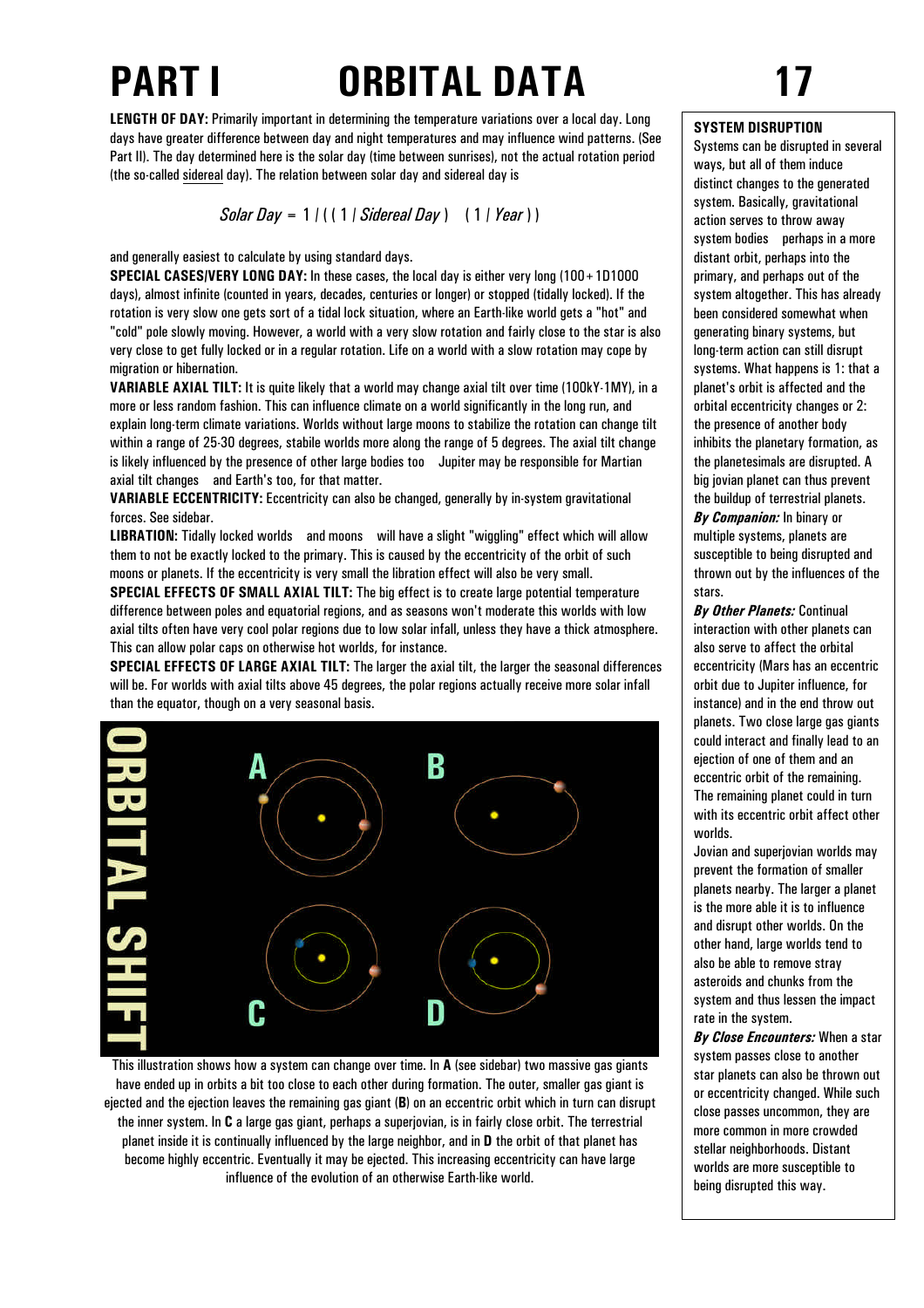# PART I ORBITAL DATA

**LENGTH OF DAY:** Primarily important in determining the temperature variations over a local day. Long days have greater difference between day and night temperatures and may influence wind patterns. (See Part II). The day determined here is the solar day (time between sunrises), not the actual rotation period (the so-called sidereal day). The relation between solar day and sidereal day is

$$Solar\ Day = 1 / ( ( 1 / Sidereal\ Day ) \quad ( 1 / Year ) )$$

and generally easiest to calculate by using standard days.

**SPECIAL CASES/VERY LONG DAY:** In these cases, the local day is either very long (100+1D1000 days), almost infinite (counted in years, decades, centuries or longer) or stopped (tidally locked). If the rotation is very slow one gets sort of a tidal lock situation, where an Earth-like world gets a "hot" and "cold" pole slowly moving. However, a world with a very slow rotation and fairly close to the star is also very close to get fully locked or in a regular rotation. Life on a world with a slow rotation may cope by migration or hibernation.

**VARIABLE AXIAL TILT:** It is quite likely that a world may change axial tilt over time (100kY-1MY), in a more or less random fashion. This can influence climate on a world significantly in the long run, and explain long-term climate variations. Worlds without large moons to stabilize the rotation can change tilt within a range of 25-30 degrees, stabile worlds more along the range of 5 degrees. The axial tilt change is likely influenced by the presence of other large bodies too Jupiter may be responsible for Martian axial tilt changes and Earth's too, for that matter.

**VARIABLE ECCENTRICITY:** Eccentricity can also be changed, generally by in-system gravitational forces. See sidebar.

**LIBRATION:** Tidally locked worlds and moons will have a slight "wiggling" effect which will allow them to not be exactly locked to the primary. This is caused by the eccentricity of the orbit of such moons or planets. If the eccentricity is very small the libration effect will also be very small.

**SPECIAL EFFECTS OF SMALL AXIAL TILT:** The big effect is to create large potential temperature difference between poles and equatorial regions, and as seasons won't moderate this worlds with low axial tilts often have very cool polar regions due to low solar infall, unless they have a thick atmosphere. This can allow polar caps on otherwise hot worlds, for instance.

**SPECIAL EFFECTS OF LARGE AXIAL TILT:** The larger the axial tilt, the larger the seasonal differences will be. For worlds with axial tilts above 45 degrees, the polar regions actually receive more solar infall than the equator, though on a very seasonal basis.

ORBITAL SHIFT

This illustration shows how a system can change over time. In **A** (see sidebar) two massive gas giants have ended up in orbits a bit too close to each other during formation. The outer, smaller gas giant is ejected and the ejection leaves the remaining gas giant (**B**) on an eccentric orbit which in turn can disrupt the inner system. In **C** a large gas giant, perhaps a superjovian, is in fairly close orbit. The terrestrial planet inside it is continually influenced by the large neighbor, and in **D** the orbit of that planet has become highly eccentric. Eventually it may be ejected. This increasing eccentricity can have large influence of the evolution of an otherwise Earth-like world.

## SYSTEM DISRUPTION

Systems can be disrupted in several ways, but all of them induce distinct changes to the generated system. Basically, gravitational action serves to throw away system bodies perhaps in a more distant orbit, perhaps into the primary, and perhaps out of the system altogether. This has already been considered somewhat when generating binary systems, but long-term action can still disrupt systems. What happens is 1: that a planet's orbit is affected and the orbital eccentricity changes or 2: the presence of another body inhibits the planetary formation, as the planetesimals are disrupted. A big jovian planet can thus prevent the buildup of terrestrial planets.

***By Companion:*** In binary or multiple systems, planets are susceptible to being disrupted and thrown out by the influences of the stars.

***By Other Planets:*** Continual interaction with other planets can also serve to affect the orbital eccentricity (Mars has an eccentric orbit due to Jupiter influence, for instance) and in the end throw out planets. Two close large gas giants could interact and finally lead to an ejection of one of them and an eccentric orbit of the remaining. The remaining planet could in turn with its eccentric orbit affect other worlds.

Jovian and superjovian worlds may prevent the formation of smaller planets nearby. The larger a planet is the more able it is to influence and disrupt other worlds. On the other hand, large worlds tend to also be able to remove stray asteroids and chunks from the system and thus lessen the impact rate in the system.

***By Close Encounters:*** When a star system passes close to another star planets can also be thrown out or eccentricity changed. While such close passes uncommon, they are more common in more crowded stellar neighborhoods. Distant worlds are more susceptible to being disrupted this way.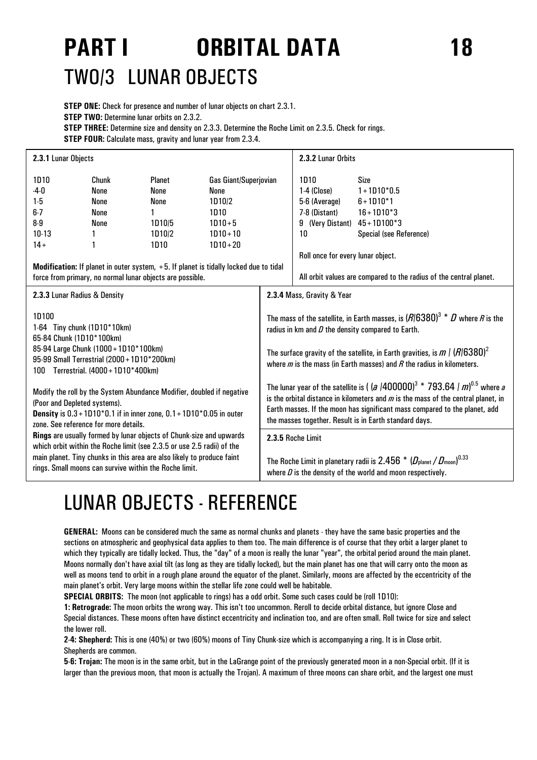# PART I ORBITAL DATA

## TWO/3 LUNAR OBJECTS

**STEP ONE:** Check for presence and number of lunar objects on chart 2.3.1.
**STEP TWO:** Determine lunar orbits on 2.3.2.
**STEP THREE:** Determine size and density on 2.3.3. Determine the Roche Limit on 2.3.5. Check for rings.
**STEP FOUR:** Calculate mass, gravity and lunar year from 2.3.4.

### 2.3.1 Lunar Objects

| 1D10 | Chunk | Planet | Gas Giant/Superjovian |
|---|---|---|---|
| -4-0 | None | None | None |
| 1-5 | None | None | 1D10/2 |
| 6-7 | None | 1 | 1D10 |
| 8-9 | None | 1D10/5 | 1D10+5 |
| 10-13 | 1 | 1D10/2 | 1D10+10 |
| 14+ | 1 | 1D10 | 1D10+20 |

**Modification:** If planet in outer system, +5. If planet is tidally locked due to tidal force from primary, no normal lunar objects are possible.

### 2.3.2 Lunar Orbits

| 1D10 | Size |
|---|---|
| 1-4 (Close) | 1+1D10*0.5 |
| 5-6 (Average) | 6+1D10*1 |
| 7-8 (Distant) | 16+1D10*3 |
| 9 (Very Distant) | 45+1D100*3 |
| 10 | Special (see Reference) |

Roll once for every lunar object.

All orbit values are compared to the radius of the central planet.

### 2.3.3 Lunar Radius & Density

1D100
1-64 Tiny chunk (1D10*10km)
65-84 Chunk (1D10*100km)
85-94 Large Chunk (1000+1D10*100km)
95-99 Small Terrestrial (2000+1D10*200km)
100 Terrestrial. (4000+1D10*400km)

Modify the roll by the System Abundance Modifier, doubled if negative (Poor and Depleted systems).
**Density** is 0.3+1D10*0.1 if in inner zone, 0.1+1D10*0.05 in outer zone. See reference for more details.
**Rings** are usually formed by lunar objects of Chunk-size and upwards which orbit within the Roche limit (see 2.3.5 or use 2.5 radii) of the main planet. Tiny chunks in this area are also likely to produce faint rings. Small moons can survive within the Roche limit.

### 2.3.4 Mass, Gravity & Year

The mass of the satellite, in Earth masses, is $(R/6380)^3 * D$ where $R$ is the radius in km and $D$ the density compared to Earth.

The surface gravity of the satellite, in Earth gravities, is $m / (R/6380)^2$ where $m$ is the mass (in Earth masses) and $R$ the radius in kilometers.

The lunar year of the satellite is $((a/400000)^3 * 793.64 / m)^{0.5}$ where $a$ is the orbital distance in kilometers and $m$ is the mass of the central planet, in Earth masses. If the moon has significant mass compared to the planet, add the masses together. Result is in Earth standard days.

### 2.3.5 Roche Limit

The Roche Limit in planetary radii is $2.456 * (D_{planet} / D_{moon})^{0.33}$ where $D$ is the density of the world and moon respectively.

# LUNAR OBJECTS - REFERENCE

**GENERAL:** Moons can be considered much the same as normal chunks and planets - they have the same basic properties and the sections on atmospheric and geophysical data applies to them too. The main difference is of course that they orbit a larger planet to which they typically are tidally locked. Thus, the "day" of a moon is really the lunar "year", the orbital period around the main planet. Moons normally don't have axial tilt (as long as they are tidally locked), but the main planet has one that will carry onto the moon as well as moons tend to orbit in a rough plane around the equator of the planet. Similarly, moons are affected by the eccentricity of the main planet's orbit. Very large moons within the stellar life zone could well be habitable.

**SPECIAL ORBITS:** The moon (not applicable to rings) has a odd orbit. Some such cases could be (roll 1D10):

**1: Retrograde:** The moon orbits the wrong way. This isn't too uncommon. Reroll to decide orbital distance, but ignore Close and Special distances. These moons often have distinct eccentricity and inclination too, and are often small. Roll twice for size and select the lower roll.

**2-4: Shepherd:** This is one (40%) or two (60%) moons of Tiny Chunk-size which is accompanying a ring. It is in Close orbit. Shepherds are common.

**5-6: Trojan:** The moon is in the same orbit, but in the LaGrange point of the previously generated moon in a non-Special orbit. (If it is larger than the previous moon, that moon is actually the Trojan). A maximum of three moons can share orbit, and the largest one must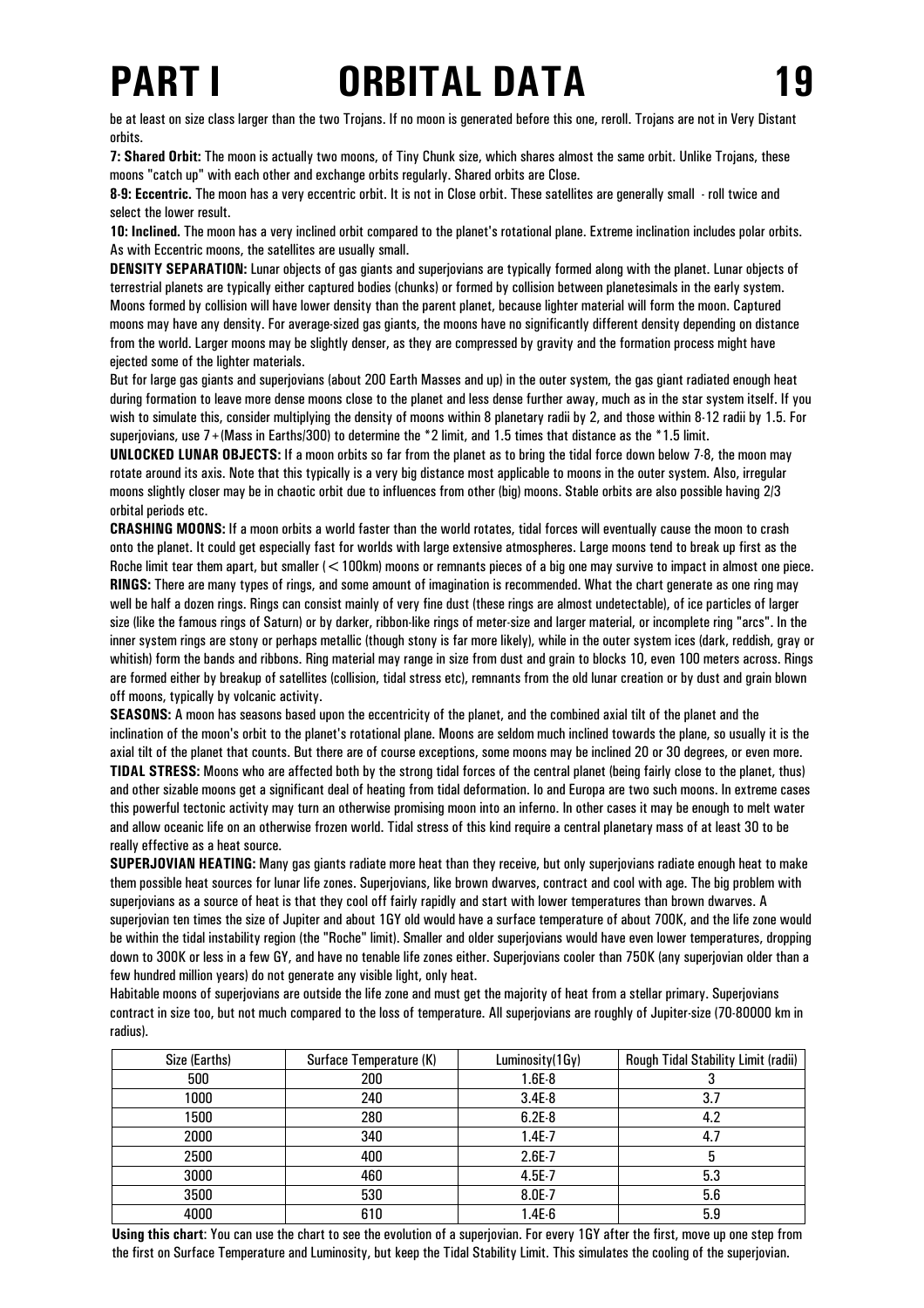be at least on size class larger than the two Trojans. If no moon is generated before this one, reroll. Trojans are not in Very Distant orbits.

**7: Shared Orbit:** The moon is actually two moons, of Tiny Chunk size, which shares almost the same orbit. Unlike Trojans, these moons "catch up" with each other and exchange orbits regularly. Shared orbits are Close.

**8-9: Eccentric.** The moon has a very eccentric orbit. It is not in Close orbit. These satellites are generally small - roll twice and select the lower result.

**10: Inclined.** The moon has a very inclined orbit compared to the planet's rotational plane. Extreme inclination includes polar orbits. As with Eccentric moons, the satellites are usually small.

**DENSITY SEPARATION:** Lunar objects of gas giants and superjovians are typically formed along with the planet. Lunar objects of terrestrial planets are typically either captured bodies (chunks) or formed by collision between planetesimals in the early system. Moons formed by collision will have lower density than the parent planet, because lighter material will form the moon. Captured moons may have any density. For average-sized gas giants, the moons have no significantly different density depending on distance from the world. Larger moons may be slightly denser, as they are compressed by gravity and the formation process might have ejected some of the lighter materials.

But for large gas giants and superjovians (about 200 Earth Masses and up) in the outer system, the gas giant radiated enough heat during formation to leave more dense moons close to the planet and less dense further away, much as in the star system itself. If you wish to simulate this, consider multiplying the density of moons within 8 planetary radii by 2, and those within 8-12 radii by 1.5. For superjovians, use 7+(Mass in Earths/300) to determine the *2 limit, and 1.5 times that distance as the *1.5 limit.

**UNLOCKED LUNAR OBJECTS:** If a moon orbits so far from the planet as to bring the tidal force down below 7-8, the moon may rotate around its axis. Note that this typically is a very big distance most applicable to moons in the outer system. Also, irregular moons slightly closer may be in chaotic orbit due to influences from other (big) moons. Stable orbits are also possible having 2/3 orbital periods etc.

**CRASHING MOONS:** If a moon orbits a world faster than the world rotates, tidal forces will eventually cause the moon to crash onto the planet. It could get especially fast for worlds with large extensive atmospheres. Large moons tend to break up first as the Roche limit tear them apart, but smaller (<100km) moons or remnants pieces of a big one may survive to impact in almost one piece.

**RINGS:** There are many types of rings, and some amount of imagination is recommended. What the chart generate as one ring may well be half a dozen rings. Rings can consist mainly of very fine dust (these rings are almost undetectable), of ice particles of larger size (like the famous rings of Saturn) or by darker, ribbon-like rings of meter-size and larger material, or incomplete ring "arcs". In the inner system rings are stony or perhaps metallic (though stony is far more likely), while in the outer system ices (dark, reddish, gray or whitish) form the bands and ribbons. Ring material may range in size from dust and grain to blocks 10, even 100 meters across. Rings are formed either by breakup of satellites (collision, tidal stress etc), remnants from the old lunar creation or by dust and grain blown off moons, typically by volcanic activity.

**SEASONS:** A moon has seasons based upon the eccentricity of the planet, and the combined axial tilt of the planet and the inclination of the moon's orbit to the planet's rotational plane. Moons are seldom much inclined towards the plane, so usually it is the axial tilt of the planet that counts. But there are of course exceptions, some moons may be inclined 20 or 30 degrees, or even more.

**TIDAL STRESS:** Moons who are affected both by the strong tidal forces of the central planet (being fairly close to the planet, thus) and other sizable moons get a significant deal of heating from tidal deformation. Io and Europa are two such moons. In extreme cases this powerful tectonic activity may turn an otherwise promising moon into an inferno. In other cases it may be enough to melt water and allow oceanic life on an otherwise frozen world. Tidal stress of this kind require a central planetary mass of at least 30 to be really effective as a heat source.

**SUPERJOVIAN HEATING:** Many gas giants radiate more heat than they receive, but only superjovians radiate enough heat to make them possible heat sources for lunar life zones. Superjovians, like brown dwarves, contract and cool with age. The big problem with superjovians as a source of heat is that they cool off fairly rapidly and start with lower temperatures than brown dwarves. A superjovian ten times the size of Jupiter and about 1GY old would have a surface temperature of about 700K, and the life zone would be within the tidal instability region (the "Roche" limit). Smaller and older superjovians would have even lower temperatures, dropping down to 300K or less in a few GY, and have no tenable life zones either. Superjovians cooler than 750K (any superjovian older than a few hundred million years) do not generate any visible light, only heat.

Habitable moons of superjovians are outside the life zone and must get the majority of heat from a stellar primary. Superjovians contract in size too, but not much compared to the loss of temperature. All superjovians are roughly of Jupiter-size (70-80000 km in radius).

| Size (Earths) | Surface Temperature (K) | Luminosity(1Gy) | Rough Tidal Stability Limit (radii) |
|---|---|---|---|
| 500 | 200 | 1.6E-8 | 3 |
| 1000 | 240 | 3.4E-8 | 3.7 |
| 1500 | 280 | 6.2E-8 | 4.2 |
| 2000 | 340 | 1.4E-7 | 4.7 |
| 2500 | 400 | 2.6E-7 | 5 |
| 3000 | 460 | 4.5E-7 | 5.3 |
| 3500 | 530 | 8.0E-7 | 5.6 |
| 4000 | 610 | 1.4E-6 | 5.9 |

**Using this chart**: You can use the chart to see the evolution of a superjovian. For every 1GY after the first, move up one step from the first on Surface Temperature and Luminosity, but keep the Tidal Stability Limit. This simulates the cooling of the superjovian.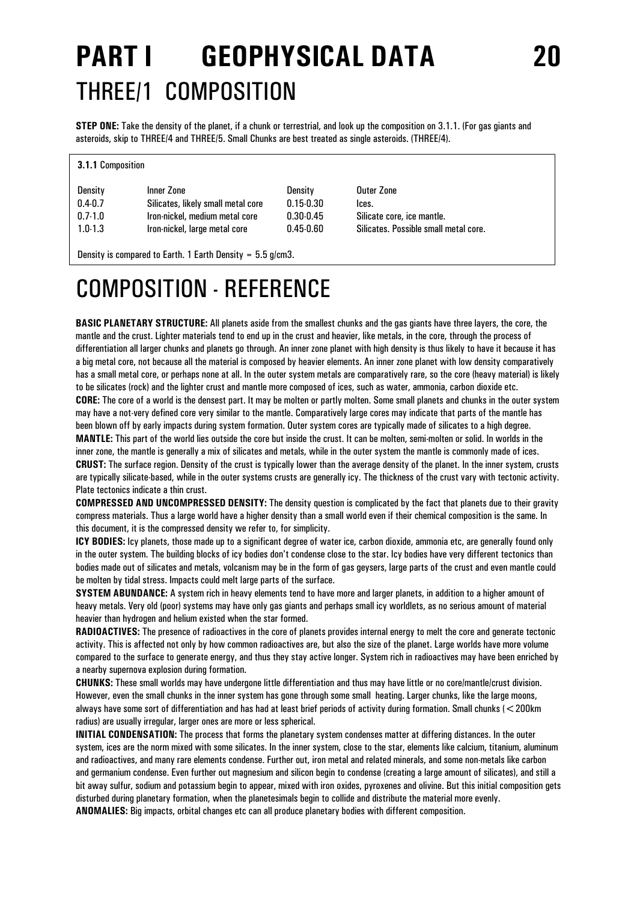# PART I GEOPHYSICAL DATA

## THREE/1 COMPOSITION

**STEP ONE:** Take the density of the planet, if a chunk or terrestrial, and look up the composition on 3.1.1. (For gas giants and asteroids, skip to THREE/4 and THREE/5. Small Chunks are best treated as single asteroids. (THREE/4).

**3.1.1** Composition

| Density | Inner Zone | Density | Outer Zone |
|---|---|---|---|
| 0.4-0.7 | Silicates, likely small metal core | 0.15-0.30 | Ices. |
| 0.7-1.0 | Iron-nickel, medium metal core | 0.30-0.45 | Silicate core, ice mantle. |
| 1.0-1.3 | Iron-nickel, large metal core | 0.45-0.60 | Silicates. Possible small metal core. |

Density is compared to Earth. 1 Earth Density = 5.5 g/cm3.

# COMPOSITION - REFERENCE

**BASIC PLANETARY STRUCTURE:** All planets aside from the smallest chunks and the gas giants have three layers, the core, the mantle and the crust. Lighter materials tend to end up in the crust and heavier, like metals, in the core, through the process of differentiation all larger chunks and planets go through. An inner zone planet with high density is thus likely to have it because it has a big metal core, not because all the material is composed by heavier elements. An inner zone planet with low density comparatively has a small metal core, or perhaps none at all. In the outer system metals are comparatively rare, so the core (heavy material) is likely to be silicates (rock) and the lighter crust and mantle more composed of ices, such as water, ammonia, carbon dioxide etc.

**CORE:** The core of a world is the densest part. It may be molten or partly molten. Some small planets and chunks in the outer system may have a not-very defined core very similar to the mantle. Comparatively large cores may indicate that parts of the mantle has been blown off by early impacts during system formation. Outer system cores are typically made of silicates to a high degree.

**MANTLE:** This part of the world lies outside the core but inside the crust. It can be molten, semi-molten or solid. In worlds in the inner zone, the mantle is generally a mix of silicates and metals, while in the outer system the mantle is commonly made of ices.

**CRUST:** The surface region. Density of the crust is typically lower than the average density of the planet. In the inner system, crusts are typically silicate-based, while in the outer systems crusts are generally icy. The thickness of the crust vary with tectonic activity. Plate tectonics indicate a thin crust.

**COMPRESSED AND UNCOMPRESSED DENSITY:** The density question is complicated by the fact that planets due to their gravity compress materials. Thus a large world have a higher density than a small world even if their chemical composition is the same. In this document, it is the compressed density we refer to, for simplicity.

**ICY BODIES:** Icy planets, those made up to a significant degree of water ice, carbon dioxide, ammonia etc, are generally found only in the outer system. The building blocks of icy bodies don't condense close to the star. Icy bodies have very different tectonics than bodies made out of silicates and metals, volcanism may be in the form of gas geysers, large parts of the crust and even mantle could be molten by tidal stress. Impacts could melt large parts of the surface.

**SYSTEM ABUNDANCE:** A system rich in heavy elements tend to have more and larger planets, in addition to a higher amount of heavy metals. Very old (poor) systems may have only gas giants and perhaps small icy worldlets, as no serious amount of material heavier than hydrogen and helium existed when the star formed.

**RADIOACTIVES:** The presence of radioactives in the core of planets provides internal energy to melt the core and generate tectonic activity. This is affected not only by how common radioactives are, but also the size of the planet. Large worlds have more volume compared to the surface to generate energy, and thus they stay active longer. System rich in radioactives may have been enriched by a nearby supernova explosion during formation.

**CHUNKS:** These small worlds may have undergone little differentiation and thus may have little or no core/mantle/crust division. However, even the small chunks in the inner system has gone through some small heating. Larger chunks, like the large moons, always have some sort of differentiation and has had at least brief periods of activity during formation. Small chunks (<200km radius) are usually irregular, larger ones are more or less spherical.

**INITIAL CONDENSATION:** The process that forms the planetary system condenses matter at differing distances. In the outer system, ices are the norm mixed with some silicates. In the inner system, close to the star, elements like calcium, titanium, aluminum and radioactives, and many rare elements condense. Further out, iron metal and related minerals, and some non-metals like carbon and germanium condense. Even further out magnesium and silicon begin to condense (creating a large amount of silicates), and still a bit away sulfur, sodium and potassium begin to appear, mixed with iron oxides, pyroxenes and olivine. But this initial composition gets disturbed during planetary formation, when the planetesimals begin to collide and distribute the material more evenly.

**ANOMALIES:** Big impacts, orbital changes etc can all produce planetary bodies with different composition.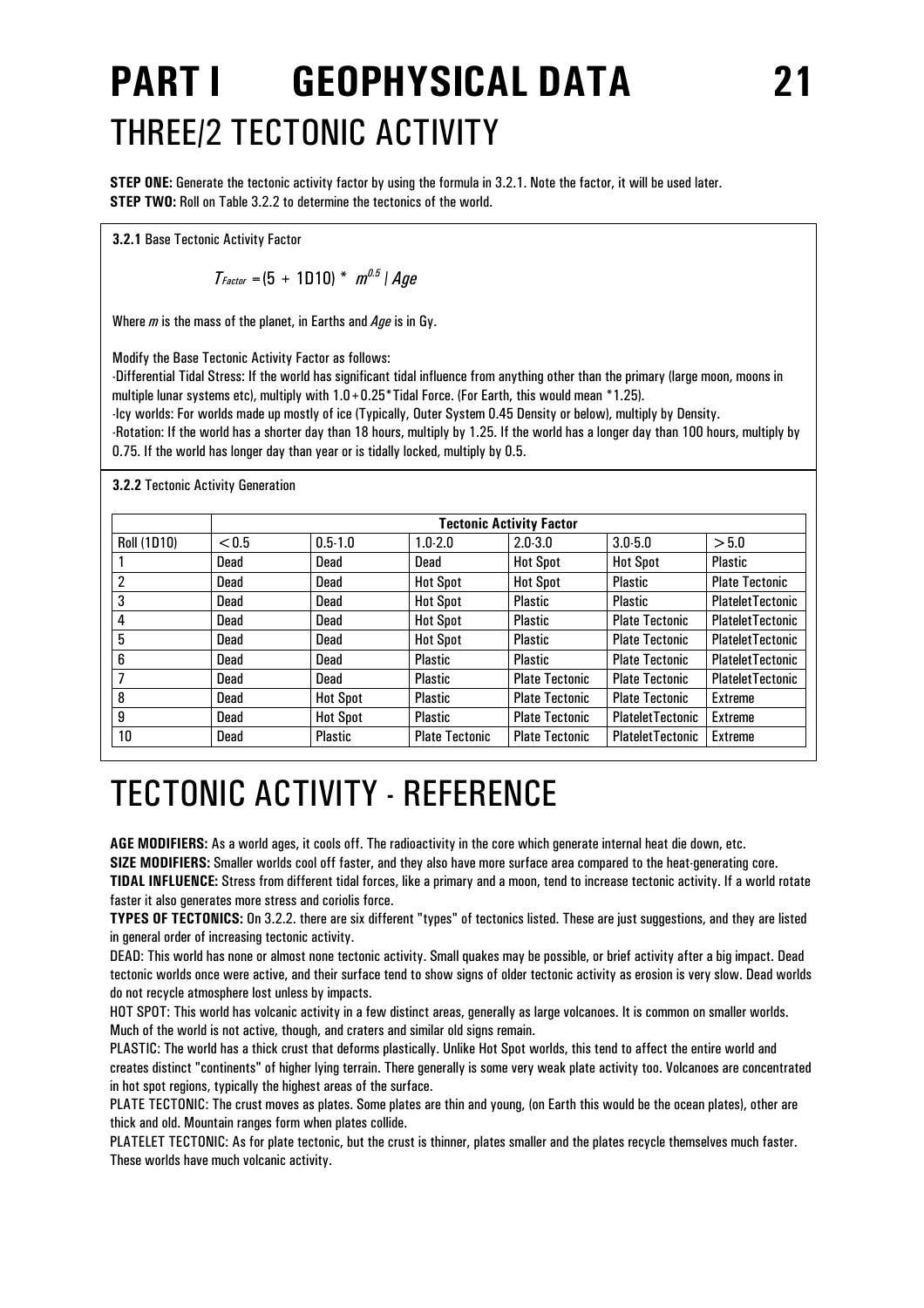# PART I GEOPHYSICAL DATA

## THREE/2 TECTONIC ACTIVITY

**STEP ONE:** Generate the tectonic activity factor by using the formula in 3.2.1. Note the factor, it will be used later.
**STEP TWO:** Roll on Table 3.2.2 to determine the tectonics of the world.

**3.2.1** Base Tectonic Activity Factor

$$T_{Factor} = (5 + 1D10) * m^{0.5} / Age$$

Where $m$ is the mass of the planet, in Earths and *Age* is in Gy.

Modify the Base Tectonic Activity Factor as follows:
-Differential Tidal Stress: If the world has significant tidal influence from anything other than the primary (large moon, moons in multiple lunar systems etc), multiply with 1.0+0.25*Tidal Force. (For Earth, this would mean *1.25).
-Icy worlds: For worlds made up mostly of ice (Typically, Outer System 0.45 Density or below), multiply by Density.
-Rotation: If the world has a shorter day than 18 hours, multiply by 1.25. If the world has a longer day than 100 hours, multiply by 0.75. If the world has longer day than year or is tidally locked, multiply by 0.5.

**3.2.2** Tectonic Activity Generation

| | Tectonic Activity Factor | | | | | |
|---|---|---|---|---|---|---|
| Roll (1D10) | <0.5 | 0.5-1.0 | 1.0-2.0 | 2.0-3.0 | 3.0-5.0 | >5.0 |
| 1 | Dead | Dead | Dead | Hot Spot | Hot Spot | Plastic |
| 2 | Dead | Dead | Hot Spot | Hot Spot | Plastic | Plate Tectonic |
| 3 | Dead | Dead | Hot Spot | Plastic | Plastic | PlateletTectonic |
| 4 | Dead | Dead | Hot Spot | Plastic | Plate Tectonic | PlateletTectonic |
| 5 | Dead | Dead | Hot Spot | Plastic | Plate Tectonic | PlateletTectonic |
| 6 | Dead | Dead | Plastic | Plastic | Plate Tectonic | PlateletTectonic |
| 7 | Dead | Dead | Plastic | Plate Tectonic | Plate Tectonic | PlateletTectonic |
| 8 | Dead | Hot Spot | Plastic | Plate Tectonic | Plate Tectonic | Extreme |
| 9 | Dead | Hot Spot | Plastic | Plate Tectonic | PlateletTectonic | Extreme |
| 10 | Dead | Plastic | Plate Tectonic | Plate Tectonic | PlateletTectonic | Extreme |

## TECTONIC ACTIVITY - REFERENCE

**AGE MODIFIERS:** As a world ages, it cools off. The radioactivity in the core which generate internal heat die down, etc.
**SIZE MODIFIERS:** Smaller worlds cool off faster, and they also have more surface area compared to the heat-generating core.
**TIDAL INFLUENCE:** Stress from different tidal forces, like a primary and a moon, tend to increase tectonic activity. If a world rotate faster it also generates more stress and coriolis force.
**TYPES OF TECTONICS:** On 3.2.2. there are six different "types" of tectonics listed. These are just suggestions, and they are listed in general order of increasing tectonic activity.

DEAD: This world has none or almost none tectonic activity. Small quakes may be possible, or brief activity after a big impact. Dead tectonic worlds once were active, and their surface tend to show signs of older tectonic activity as erosion is very slow. Dead worlds do not recycle atmosphere lost unless by impacts.

HOT SPOT: This world has volcanic activity in a few distinct areas, generally as large volcanoes. It is common on smaller worlds. Much of the world is not active, though, and craters and similar old signs remain.

PLASTIC: The world has a thick crust that deforms plastically. Unlike Hot Spot worlds, this tend to affect the entire world and creates distinct "continents" of higher lying terrain. There generally is some very weak plate activity too. Volcanoes are concentrated in hot spot regions, typically the highest areas of the surface.

PLATE TECTONIC: The crust moves as plates. Some plates are thin and young, (on Earth this would be the ocean plates), other are thick and old. Mountain ranges form when plates collide.

PLATELET TECTONIC: As for plate tectonic, but the crust is thinner, plates smaller and the plates recycle themselves much faster. These worlds have much volcanic activity.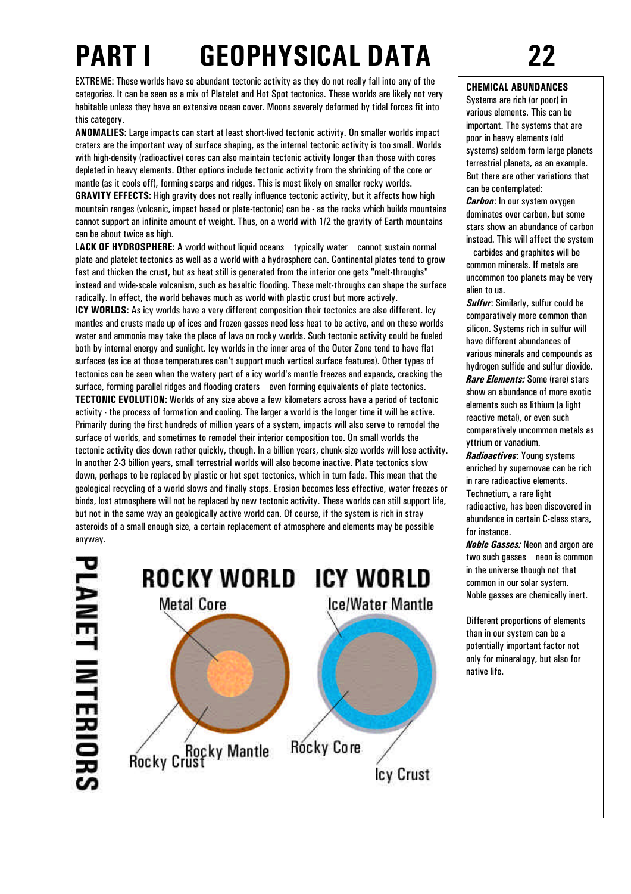# PART I GEOPHYSICAL DATA

EXTREME: These worlds have so abundant tectonic activity as they do not really fall into any of the categories. It can be seen as a mix of Platelet and Hot Spot tectonics. These worlds are likely not very habitable unless they have an extensive ocean cover. Moons severely deformed by tidal forces fit into this category.

**ANOMALIES:** Large impacts can start at least short-lived tectonic activity. On smaller worlds impact craters are the important way of surface shaping, as the internal tectonic activity is too small. Worlds with high-density (radioactive) cores can also maintain tectonic activity longer than those with cores depleted in heavy elements. Other options include tectonic activity from the shrinking of the core or mantle (as it cools off), forming scarps and ridges. This is most likely on smaller rocky worlds.

**GRAVITY EFFECTS:** High gravity does not really influence tectonic activity, but it affects how high mountain ranges (volcanic, impact based or plate-tectonic) can be - as the rocks which builds mountains cannot support an infinite amount of weight. Thus, on a world with 1/2 the gravity of Earth mountains can be about twice as high.

**LACK OF HYDROSPHERE:** A world without liquid oceans typically water cannot sustain normal plate and platelet tectonics as well as a world with a hydrosphere can. Continental plates tend to grow fast and thicken the crust, but as heat still is generated from the interior one gets "melt-throughs" instead and wide-scale volcanism, such as basaltic flooding. These melt-throughs can shape the surface radically. In effect, the world behaves much as world with plastic crust but more actively.

**ICY WORLDS:** As icy worlds have a very different composition their tectonics are also different. Icy mantles and crusts made up of ices and frozen gasses need less heat to be active, and on these worlds water and ammonia may take the place of lava on rocky worlds. Such tectonic activity could be fueled both by internal energy and sunlight. Icy worlds in the inner area of the Outer Zone tend to have flat surfaces (as ice at those temperatures can't support much vertical surface features). Other types of tectonics can be seen when the watery part of a icy world's mantle freezes and expands, cracking the surface, forming parallel ridges and flooding craters even forming equivalents of plate tectonics.

**TECTONIC EVOLUTION:** Worlds of any size above a few kilometers across have a period of tectonic activity - the process of formation and cooling. The larger a world is the longer time it will be active. Primarily during the first hundreds of million years of a system, impacts will also serve to remodel the surface of worlds, and sometimes to remodel their interior composition too. On small worlds the tectonic activity dies down rather quickly, though. In a billion years, chunk-size worlds will lose activity. In another 2-3 billion years, small terrestrial worlds will also become inactive. Plate tectonics slow down, perhaps to be replaced by plastic or hot spot tectonics, which in turn fade. This mean that the geological recycling of a world slows and finally stops. Erosion becomes less effective, water freezes or binds, lost atmosphere will not be replaced by new tectonic activity. These worlds can still support life, but not in the same way an geologically active world can. Of course, if the system is rich in stray asteroids of a small enough size, a certain replacement of atmosphere and elements may be possible anyway.

## PLANET INTERIORS

ROCKY WORLD: Metal Core, Rocky Mantle, Rocky Crust

ICY WORLD: Ice/Water Mantle, Rocky Core, Icy Crust

### CHEMICAL ABUNDANCES

Systems are rich (or poor) in various elements. This can be important. The systems that are poor in heavy elements (old systems) seldom form large planets terrestrial planets, as an example. But there are other variations that can be contemplated:

***Carbon***: In our system oxygen dominates over carbon, but some stars show an abundance of carbon instead. This will affect the system carbides and graphites will be common minerals. If metals are uncommon too planets may be very alien to us.

***Sulfur***: Similarly, sulfur could be comparatively more common than silicon. Systems rich in sulfur will have different abundances of various minerals and compounds as hydrogen sulfide and sulfur dioxide.

***Rare Elements:*** Some (rare) stars show an abundance of more exotic elements such as lithium (a light reactive metal), or even such comparatively uncommon metals as yttrium or vanadium.

***Radioactives***: Young systems enriched by supernovae can be rich in rare radioactive elements. Technetium, a rare light radioactive, has been discovered in abundance in certain C-class stars, for instance.

***Noble Gasses:*** Neon and argon are two such gasses neon is common in the universe though not that common in our solar system. Noble gasses are chemically inert.

Different proportions of elements than in our system can be a potentially important factor not only for mineralogy, but also for native life.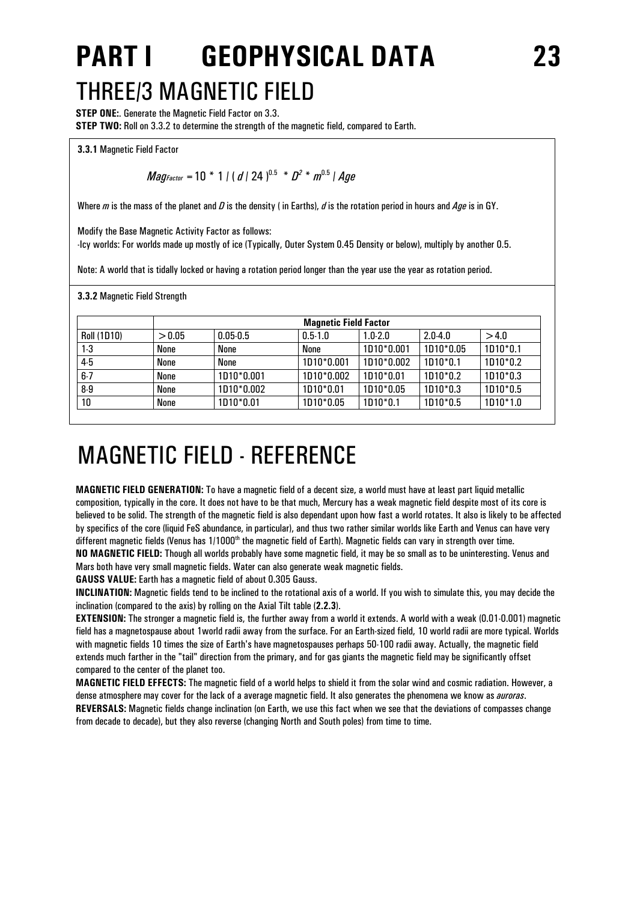# PART I GEOPHYSICAL DATA

## THREE/3 MAGNETIC FIELD

**STEP ONE:**. Generate the Magnetic Field Factor on 3.3.

**STEP TWO:** Roll on 3.3.2 to determine the strength of the magnetic field, compared to Earth.

**3.3.1** Magnetic Field Factor

$$Mag_{Factor} = 10 * 1 / (d / 24)^{0.5} * D^2 * m^{0.5} / Age$$

Where $m$ is the mass of the planet and $D$ is the density ( in Earths), $d$ is the rotation period in hours and $Age$ is in GY.

Modify the Base Magnetic Activity Factor as follows:

-Icy worlds: For worlds made up mostly of ice (Typically, Outer System 0.45 Density or below), multiply by another 0.5.

Note: A world that is tidally locked or having a rotation period longer than the year use the year as rotation period.

**3.3.2** Magnetic Field Strength

| | **Magnetic Field Factor** | | | | | |
|---|---|---|---|---|---|---|
| Roll (1D10) | > 0.05 | 0.05-0.5 | 0.5-1.0 | 1.0-2.0 | 2.0-4.0 | > 4.0 |
| 1-3 | None | None | None | 1D10*0.001 | 1D10*0.05 | 1D10*0.1 |
| 4-5 | None | None | 1D10*0.001 | 1D10*0.002 | 1D10*0.1 | 1D10*0.2 |
| 6-7 | None | 1D10*0.001 | 1D10*0.002 | 1D10*0.01 | 1D10*0.2 | 1D10*0.3 |
| 8-9 | None | 1D10*0.002 | 1D10*0.01 | 1D10*0.05 | 1D10*0.3 | 1D10*0.5 |
| 10 | None | 1D10*0.01 | 1D10*0.05 | 1D10*0.1 | 1D10*0.5 | 1D10*1.0 |

## MAGNETIC FIELD - REFERENCE

**MAGNETIC FIELD GENERATION:** To have a magnetic field of a decent size, a world must have at least part liquid metallic composition, typically in the core. It does not have to be that much, Mercury has a weak magnetic field despite most of its core is believed to be solid. The strength of the magnetic field is also dependant upon how fast a world rotates. It also is likely to be affected by specifics of the core (liquid FeS abundance, in particular), and thus two rather similar worlds like Earth and Venus can have very different magnetic fields (Venus has 1/1000th the magnetic field of Earth). Magnetic fields can vary in strength over time.

**NO MAGNETIC FIELD:** Though all worlds probably have some magnetic field, it may be so small as to be uninteresting. Venus and Mars both have very small magnetic fields. Water can also generate weak magnetic fields.

**GAUSS VALUE:** Earth has a magnetic field of about 0.305 Gauss.

**INCLINATION:** Magnetic fields tend to be inclined to the rotational axis of a world. If you wish to simulate this, you may decide the inclination (compared to the axis) by rolling on the Axial Tilt table (**2.2.3**).

**EXTENSION:** The stronger a magnetic field is, the further away from a world it extends. A world with a weak (0.01-0.001) magnetic field has a magnetospause about 1world radii away from the surface. For an Earth-sized field, 10 world radii are more typical. Worlds with magnetic fields 10 times the size of Earth's have magnetospauses perhaps 50-100 radii away. Actually, the magnetic field extends much farther in the "tail" direction from the primary, and for gas giants the magnetic field may be significantly offset compared to the center of the planet too.

**MAGNETIC FIELD EFFECTS:** The magnetic field of a world helps to shield it from the solar wind and cosmic radiation. However, a dense atmosphere may cover for the lack of a average magnetic field. It also generates the phenomena we know as *auroras*.

**REVERSALS:** Magnetic fields change inclination (on Earth, we use this fact when we see that the deviations of compasses change from decade to decade), but they also reverse (changing North and South poles) from time to time.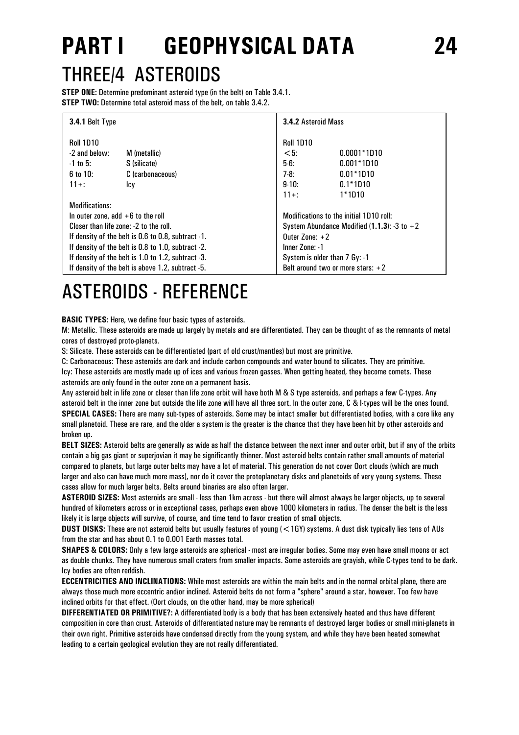# PART I GEOPHYSICAL DATA

## THREE/4 ASTEROIDS

**STEP ONE:** Determine predominant asteroid type (in the belt) on Table 3.4.1.
**STEP TWO:** Determine total asteroid mass of the belt, on table 3.4.2.

**3.4.1** Belt Type

| Roll 1D10 | |
|---|---|
| -2 and below: | M (metallic) |
| -1 to 5: | S (silicate) |
| 6 to 10: | C (carbonaceous) |
| 11+: | Icy |

Modifications:
In outer zone, add +6 to the roll
Closer than life zone: -2 to the roll.
If density of the belt is 0.6 to 0.8, subtract -1.
If density of the belt is 0.8 to 1.0, subtract -2.
If density of the belt is 1.0 to 1.2, subtract -3.
If density of the belt is above 1.2, subtract -5.

**3.4.2** Asteroid Mass

| Roll 1D10 | |
|---|---|
| <5: | 0.0001*1D10 |
| 5-6: | 0.001*1D10 |
| 7-8: | 0.01*1D10 |
| 9-10: | 0.1*1D10 |
| 11+: | 1*1D10 |

Modifications to the initial 1D10 roll:
System Abundance Modified (**1.1.3**): -3 to +2
Outer Zone: +2
Inner Zone: -1
System is older than 7 Gy: -1
Belt around two or more stars: +2

# ASTEROIDS - REFERENCE

**BASIC TYPES:** Here, we define four basic types of asteroids.

M: Metallic. These asteroids are made up largely by metals and are differentiated. They can be thought of as the remnants of metal cores of destroyed proto-planets.

S: Silicate. These asteroids can be differentiated (part of old crust/mantles) but most are primitive.

C: Carbonaceous: These asteroids are dark and include carbon compounds and water bound to silicates. They are primitive.

Icy: These asteroids are mostly made up of ices and various frozen gasses. When getting heated, they become comets. These asteroids are only found in the outer zone on a permanent basis.

Any asteroid belt in life zone or closer than life zone orbit will have both M & S type asteroids, and perhaps a few C-types. Any asteroid belt in the inner zone but outside the life zone will have all three sort. In the outer zone, C & I-types will be the ones found.

**SPECIAL CASES:** There are many sub-types of asteroids. Some may be intact smaller but differentiated bodies, with a core like any small planetoid. These are rare, and the older a system is the greater is the chance that they have been hit by other asteroids and broken up.

**BELT SIZES:** Asteroid belts are generally as wide as half the distance between the next inner and outer orbit, but if any of the orbits contain a big gas giant or superjovian it may be significantly thinner. Most asteroid belts contain rather small amounts of material compared to planets, but large outer belts may have a lot of material. This generation do not cover Oort clouds (which are much larger and also can have much more mass), nor do it cover the protoplanetary disks and planetoids of very young systems. These cases allow for much larger belts. Belts around binaries are also often larger.

**ASTEROID SIZES:** Most asteroids are small - less than 1km across - but there will almost always be larger objects, up to several hundred of kilometers across or in exceptional cases, perhaps even above 1000 kilometers in radius. The denser the belt is the less likely it is large objects will survive, of course, and time tend to favor creation of small objects.

**DUST DISKS:** These are not asteroid belts but usually features of young (<1GY) systems. A dust disk typically lies tens of AUs from the star and has about 0.1 to 0.001 Earth masses total.

**SHAPES & COLORS:** Only a few large asteroids are spherical - most are irregular bodies. Some may even have small moons or act as double chunks. They have numerous small craters from smaller impacts. Some asteroids are grayish, while C-types tend to be dark. Icy bodies are often reddish.

**ECCENTRICITIES AND INCLINATIONS:** While most asteroids are within the main belts and in the normal orbital plane, there are always those much more eccentric and/or inclined. Asteroid belts do not form a "sphere" around a star, however. Too few have inclined orbits for that effect. (Oort clouds, on the other hand, may be more spherical)

**DIFFERENTIATED OR PRIMITIVE?:** A differentiated body is a body that has been extensively heated and thus have different composition in core than crust. Asteroids of differentiated nature may be remnants of destroyed larger bodies or small mini-planets in their own right. Primitive asteroids have condensed directly from the young system, and while they have been heated somewhat leading to a certain geological evolution they are not really differentiated.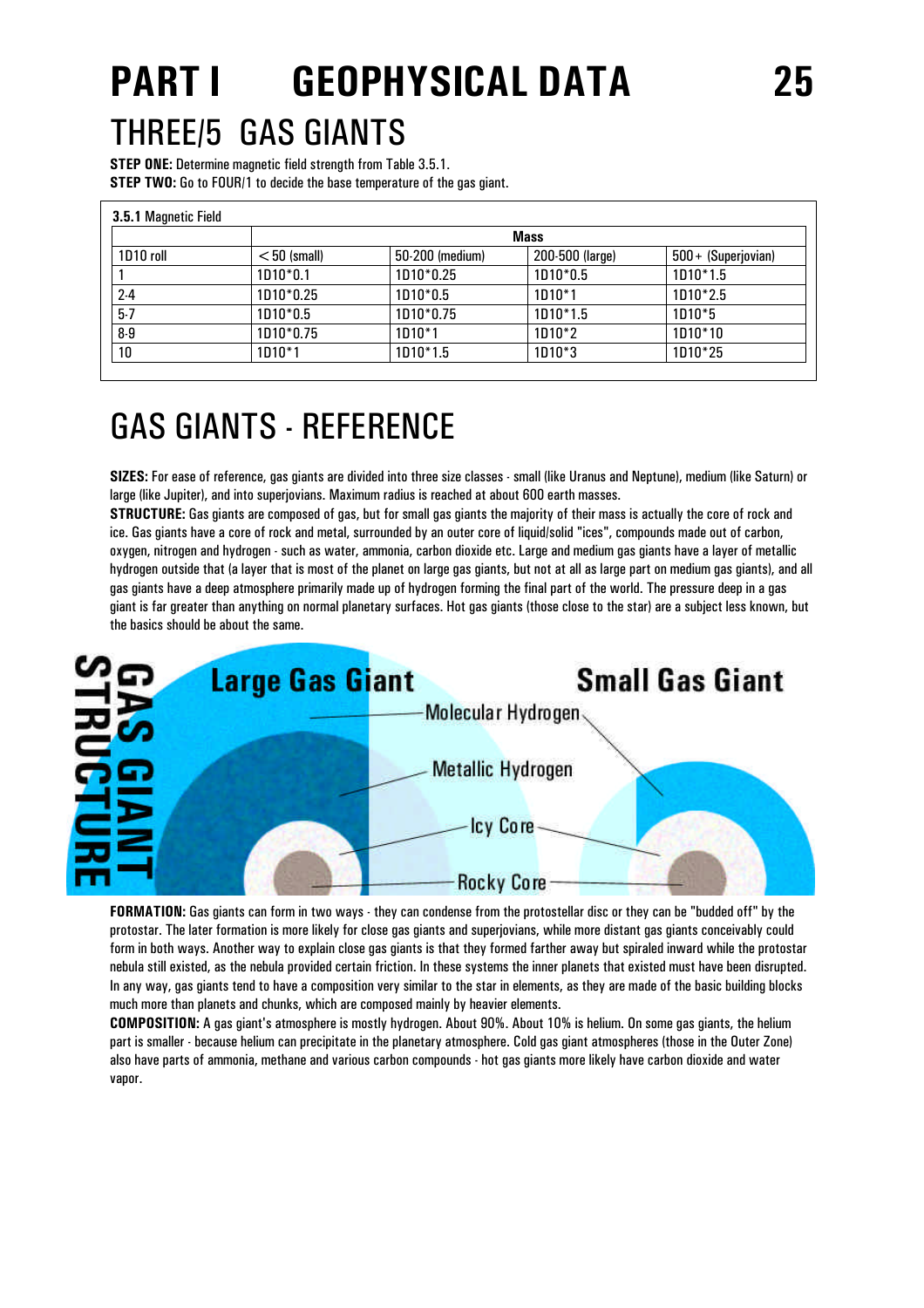// PART I GEOPHYSICAL DATA header is a running header; omit? It's "PART I GEOPHYSICAL DATA 25" - running header.

# THREE/5 GAS GIANTS

**STEP ONE:** Determine magnetic field strength from Table 3.5.1.
**STEP TWO:** Go to FOUR/1 to decide the base temperature of the gas giant.

**3.5.1** Magnetic Field

| | Mass | | | |
|---|---|---|---|---|
| 1D10 roll | <50 (small) | 50-200 (medium) | 200-500 (large) | 500+ (Superjovian) |
| 1 | 1D10*0.1 | 1D10*0.25 | 1D10*0.5 | 1D10*1.5 |
| 2-4 | 1D10*0.25 | 1D10*0.5 | 1D10*1 | 1D10*2.5 |
| 5-7 | 1D10*0.5 | 1D10*0.75 | 1D10*1.5 | 1D10*5 |
| 8-9 | 1D10*0.75 | 1D10*1 | 1D10*2 | 1D10*10 |
| 10 | 1D10*1 | 1D10*1.5 | 1D10*3 | 1D10*25 |

# GAS GIANTS - REFERENCE

**SIZES:** For ease of reference, gas giants are divided into three size classes - small (like Uranus and Neptune), medium (like Saturn) or large (like Jupiter), and into superjovians. Maximum radius is reached at about 600 earth masses.

**STRUCTURE:** Gas giants are composed of gas, but for small gas giants the majority of their mass is actually the core of rock and ice. Gas giants have a core of rock and metal, surrounded by an outer core of liquid/solid "ices", compounds made out of carbon, oxygen, nitrogen and hydrogen - such as water, ammonia, carbon dioxide etc. Large and medium gas giants have a layer of metallic hydrogen outside that (a layer that is most of the planet on large gas giants, but not at all as large part on medium gas giants), and all gas giants have a deep atmosphere primarily made up of hydrogen forming the final part of the world. The pressure deep in a gas giant is far greater than anything on normal planetary surfaces. Hot gas giants (those close to the star) are a subject less known, but the basics should be about the same.

GAS GIANT STRUCTURE

Large Gas Giant — Small Gas Giant

Molecular Hydrogen

Metallic Hydrogen

Icy Core

Rocky Core

**FORMATION:** Gas giants can form in two ways - they can condense from the protostellar disc or they can be "budded off" by the protostar. The later formation is more likely for close gas giants and superjovians, while more distant gas giants conceivably could form in both ways. Another way to explain close gas giants is that they formed farther away but spiraled inward while the protostar nebula still existed, as the nebula provided certain friction. In these systems the inner planets that existed must have been disrupted. In any way, gas giants tend to have a composition very similar to the star in elements, as they are made of the basic building blocks much more than planets and chunks, which are composed mainly by heavier elements.

**COMPOSITION:** A gas giant's atmosphere is mostly hydrogen. About 90%. About 10% is helium. On some gas giants, the helium part is smaller - because helium can precipitate in the planetary atmosphere. Cold gas giant atmospheres (those in the Outer Zone) also have parts of ammonia, methane and various carbon compounds - hot gas giants more likely have carbon dioxide and water vapor.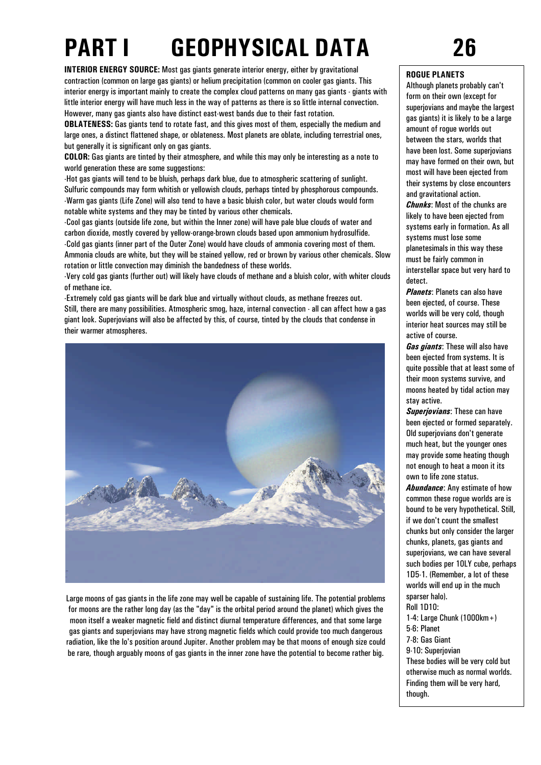# PART I GEOPHYSICAL DATA

**INTERIOR ENERGY SOURCE:** Most gas giants generate interior energy, either by gravitational contraction (common on large gas giants) or helium precipitation (common on cooler gas giants. This interior energy is important mainly to create the complex cloud patterns on many gas giants - giants with little interior energy will have much less in the way of patterns as there is so little internal convection. However, many gas giants also have distinct east-west bands due to their fast rotation.

**OBLATENESS:** Gas giants tend to rotate fast, and this gives most of them, especially the medium and large ones, a distinct flattened shape, or oblateness. Most planets are oblate, including terrestrial ones, but generally it is significant only on gas giants.

**COLOR:** Gas giants are tinted by their atmosphere, and while this may only be interesting as a note to world generation these are some suggestions:

-Hot gas giants will tend to be bluish, perhaps dark blue, due to atmospheric scattering of sunlight. Sulfuric compounds may form whitish or yellowish clouds, perhaps tinted by phosphorous compounds.

-Warm gas giants (Life Zone) will also tend to have a basic bluish color, but water clouds would form notable white systems and they may be tinted by various other chemicals.

-Cool gas giants (outside life zone, but within the Inner zone) will have pale blue clouds of water and carbon dioxide, mostly covered by yellow-orange-brown clouds based upon ammonium hydrosulfide.

-Cold gas giants (inner part of the Outer Zone) would have clouds of ammonia covering most of them. Ammonia clouds are white, but they will be stained yellow, red or brown by various other chemicals. Slow rotation or little convection may diminish the bandedness of these worlds.

-Very cold gas giants (further out) will likely have clouds of methane and a bluish color, with whiter clouds of methane ice.

-Extremely cold gas giants will be dark blue and virtually without clouds, as methane freezes out.

Still, there are many possibilities. Atmospheric smog, haze, internal convection - all can affect how a gas giant look. Superjovians will also be affected by this, of course, tinted by the clouds that condense in their warmer atmospheres.

Large moons of gas giants in the life zone may well be capable of sustaining life. The potential problems for moons are the rather long day (as the "day" is the orbital period around the planet) which gives the moon itself a weaker magnetic field and distinct diurnal temperature differences, and that some large gas giants and superjovians may have strong magnetic fields which could provide too much dangerous radiation, like the Io's position around Jupiter. Another problem may be that moons of enough size could be rare, though arguably moons of gas giants in the inner zone have the potential to become rather big.

### ROGUE PLANETS

Although planets probably can't form on their own (except for superjovians and maybe the largest gas giants) it is likely to be a large amount of rogue worlds out between the stars, worlds that have been lost. Some superjovians may have formed on their own, but most will have been ejected from their systems by close encounters and gravitational action.

***Chunks***: Most of the chunks are likely to have been ejected from systems early in formation. As all systems must lose some planetesimals in this way these must be fairly common in interstellar space but very hard to detect.

***Planets***: Planets can also have been ejected, of course. These worlds will be very cold, though interior heat sources may still be active of course.

***Gas giants***: These will also have been ejected from systems. It is quite possible that at least some of their moon systems survive, and moons heated by tidal action may stay active.

***Superjovians***: These can have been ejected or formed separately. Old superjovians don't generate much heat, but the younger ones may provide some heating though not enough to heat a moon it its own to life zone status.

***Abundance***: Any estimate of how common these rogue worlds are is bound to be very hypothetical. Still, if we don't count the smallest chunks but only consider the larger chunks, planets, gas giants and superjovians, we can have several such bodies per 10LY cube, perhaps 1D5-1. (Remember, a lot of these worlds will end up in the much sparser halo).

Roll 1D10:

1-4: Large Chunk (1000km+)
5-6: Planet
7-8: Gas Giant
9-10: Superjovian

These bodies will be very cold but otherwise much as normal worlds. Finding them will be very hard, though.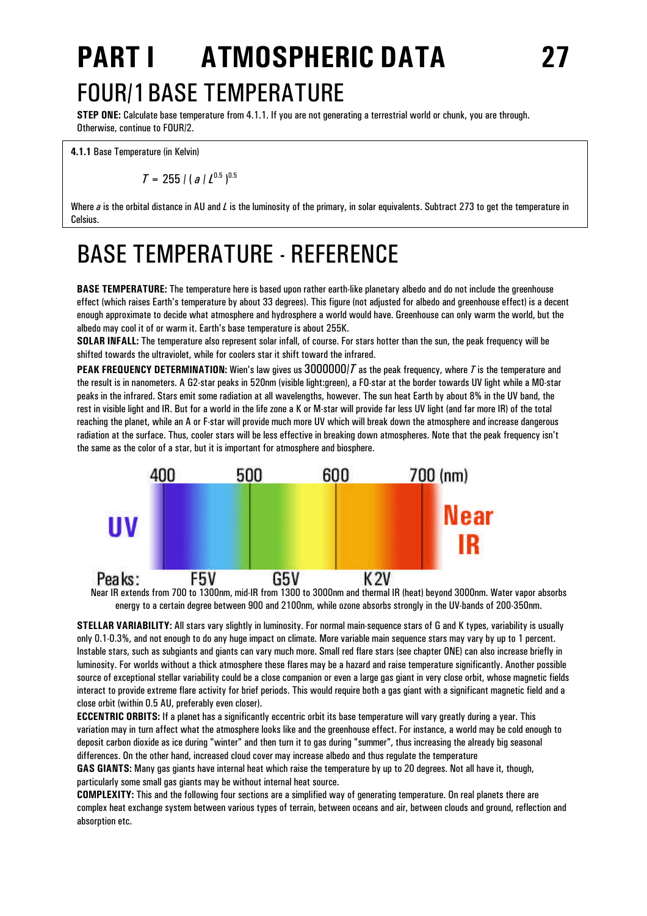# PART I ATMOSPHERIC DATA

## FOUR/1 BASE TEMPERATURE

**STEP ONE:** Calculate base temperature from 4.1.1. If you are not generating a terrestrial world or chunk, you are through. Otherwise, continue to FOUR/2.

**4.1.1** Base Temperature (in Kelvin)

$$T = 255 / ( a / L^{0.5} )^{0.5}$$

Where $a$ is the orbital distance in AU and $L$ is the luminosity of the primary, in solar equivalents. Subtract 273 to get the temperature in Celsius.

## BASE TEMPERATURE - REFERENCE

**BASE TEMPERATURE:** The temperature here is based upon rather earth-like planetary albedo and do not include the greenhouse effect (which raises Earth's temperature by about 33 degrees). This figure (not adjusted for albedo and greenhouse effect) is a decent enough approximate to decide what atmosphere and hydrosphere a world would have. Greenhouse can only warm the world, but the albedo may cool it of or warm it. Earth's base temperature is about 255K.

**SOLAR INFALL:** The temperature also represent solar infall, of course. For stars hotter than the sun, the peak frequency will be shifted towards the ultraviolet, while for coolers star it shift toward the infrared.

**PEAK FREQUENCY DETERMINATION:** Wien's law gives us $3000000/T$ as the peak frequency, where $T$ is the temperature and the result is in nanometers. A G2-star peaks in 520nm (visible light:green), a F0-star at the border towards UV light while a M0-star peaks in the infrared. Stars emit some radiation at all wavelengths, however. The sun heat Earth by about 8% in the UV band, the rest in visible light and IR. But for a world in the life zone a K or M-star will provide far less UV light (and far more IR) of the total reaching the planet, while an A or F-star will provide much more UV which will break down the atmosphere and increase dangerous radiation at the surface. Thus, cooler stars will be less effective in breaking down atmospheres. Note that the peak frequency isn't the same as the color of a star, but it is important for atmosphere and biosphere.

UV | 400 | 500 | 600 | 700 (nm) | Near IR

Peaks: F5V G5V K2V

Near IR extends from 700 to 1300nm, mid-IR from 1300 to 3000nm and thermal IR (heat) beyond 3000nm. Water vapor absorbs energy to a certain degree between 900 and 2100nm, while ozone absorbs strongly in the UV-bands of 200-350nm.

**STELLAR VARIABILITY:** All stars vary slightly in luminosity. For normal main-sequence stars of G and K types, variability is usually only 0.1-0.3%, and not enough to do any huge impact on climate. More variable main sequence stars may vary by up to 1 percent. Instable stars, such as subgiants and giants can vary much more. Small red flare stars (see chapter ONE) can also increase briefly in luminosity. For worlds without a thick atmosphere these flares may be a hazard and raise temperature significantly. Another possible source of exceptional stellar variability could be a close companion or even a large gas giant in very close orbit, whose magnetic fields interact to provide extreme flare activity for brief periods. This would require both a gas giant with a significant magnetic field and a close orbit (within 0.5 AU, preferably even closer).

**ECCENTRIC ORBITS:** If a planet has a significantly eccentric orbit its base temperature will vary greatly during a year. This variation may in turn affect what the atmosphere looks like and the greenhouse effect. For instance, a world may be cold enough to deposit carbon dioxide as ice during "winter" and then turn it to gas during "summer", thus increasing the already big seasonal differences. On the other hand, increased cloud cover may increase albedo and thus regulate the temperature

**GAS GIANTS:** Many gas giants have internal heat which raise the temperature by up to 20 degrees. Not all have it, though, particularly some small gas giants may be without internal heat source.

**COMPLEXITY:** This and the following four sections are a simplified way of generating temperature. On real planets there are complex heat exchange system between various types of terrain, between oceans and air, between clouds and ground, reflection and absorption etc.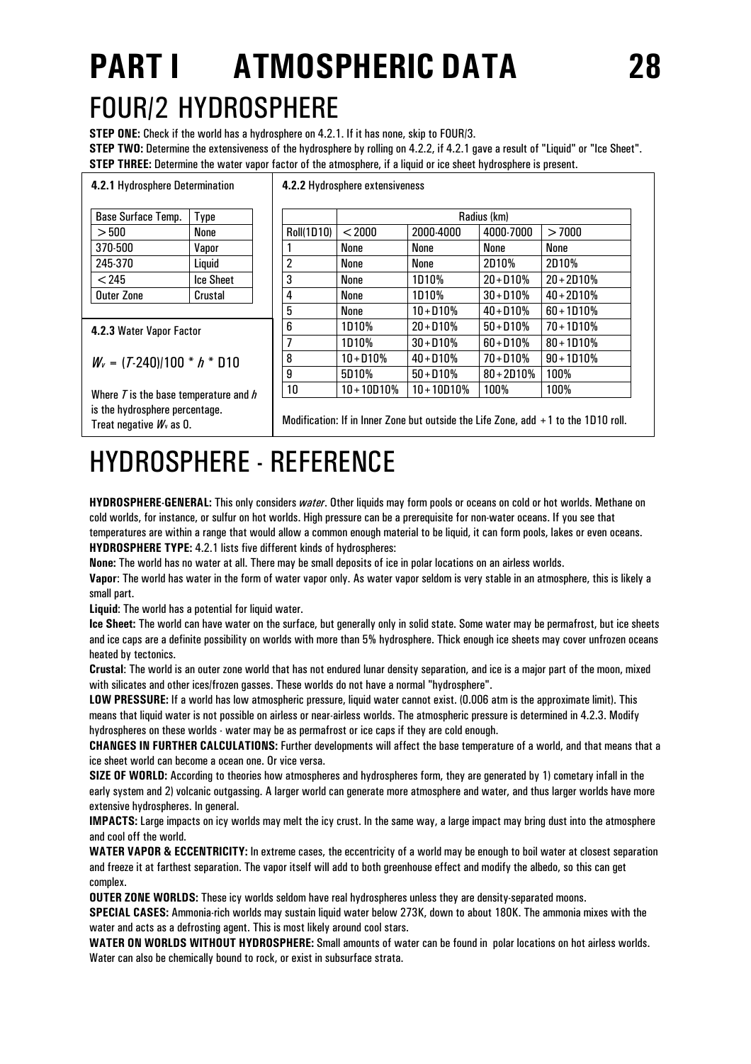# PART I ATMOSPHERIC DATA

## FOUR/2 HYDROSPHERE

**STEP ONE:** Check if the world has a hydrosphere on 4.2.1. If it has none, skip to FOUR/3.

**STEP TWO:** Determine the extensiveness of the hydrosphere by rolling on 4.2.2, if 4.2.1 gave a result of "Liquid" or "Ice Sheet".

**STEP THREE:** Determine the water vapor factor of the atmosphere, if a liquid or ice sheet hydrosphere is present.

**4.2.1** Hydrosphere Determination

| Base Surface Temp. | Type |
|---|---|
| >500 | None |
| 370-500 | Vapor |
| 245-370 | Liquid |
| <245 | Ice Sheet |
| Outer Zone | Crustal |

**4.2.2** Hydrosphere extensiveness

| | Radius (km) | | | |
|---|---|---|---|---|
| Roll(1D10) | <2000 | 2000-4000 | 4000-7000 | >7000 |
| 1 | None | None | None | None |
| 2 | None | None | 2D10% | 2D10% |
| 3 | None | 1D10% | 20+D10% | 20+2D10% |
| 4 | None | 1D10% | 30+D10% | 40+2D10% |
| 5 | None | 10+D10% | 40+D10% | 60+1D10% |
| 6 | 1D10% | 20+D10% | 50+D10% | 70+1D10% |
| 7 | 1D10% | 30+D10% | 60+D10% | 80+1D10% |
| 8 | 10+D10% | 40+D10% | 70+D10% | 90+1D10% |
| 9 | 5D10% | 50+D10% | 80+2D10% | 100% |
| 10 | 10+10D10% | 10+10D10% | 100% | 100% |

Modification: If in Inner Zone but outside the Life Zone, add +1 to the 1D10 roll.

**4.2.3** Water Vapor Factor

$W_v = (T\text{-}240)/100 * h *$ D10

Where $T$ is the base temperature and $h$ is the hydrosphere percentage. Treat negative $W_v$ as 0.

# HYDROSPHERE - REFERENCE

**HYDROSPHERE-GENERAL:** This only considers *water*. Other liquids may form pools or oceans on cold or hot worlds. Methane on cold worlds, for instance, or sulfur on hot worlds. High pressure can be a prerequisite for non-water oceans. If you see that temperatures are within a range that would allow a common enough material to be liquid, it can form pools, lakes or even oceans.

**HYDROSPHERE TYPE:** 4.2.1 lists five different kinds of hydrospheres:

**None:** The world has no water at all. There may be small deposits of ice in polar locations on an airless worlds.

**Vapor**: The world has water in the form of water vapor only. As water vapor seldom is very stable in an atmosphere, this is likely a small part.

**Liquid**: The world has a potential for liquid water.

**Ice Sheet:** The world can have water on the surface, but generally only in solid state. Some water may be permafrost, but ice sheets and ice caps are a definite possibility on worlds with more than 5% hydrosphere. Thick enough ice sheets may cover unfrozen oceans heated by tectonics.

**Crustal**: The world is an outer zone world that has not endured lunar density separation, and ice is a major part of the moon, mixed with silicates and other ices/frozen gasses. These worlds do not have a normal "hydrosphere".

**LOW PRESSURE:** If a world has low atmospheric pressure, liquid water cannot exist. (0.006 atm is the approximate limit). This means that liquid water is not possible on airless or near-airless worlds. The atmospheric pressure is determined in 4.2.3. Modify hydrospheres on these worlds - water may be as permafrost or ice caps if they are cold enough.

**CHANGES IN FURTHER CALCULATIONS:** Further developments will affect the base temperature of a world, and that means that a ice sheet world can become a ocean one. Or vice versa.

**SIZE OF WORLD:** According to theories how atmospheres and hydrospheres form, they are generated by 1) cometary infall in the early system and 2) volcanic outgassing. A larger world can generate more atmosphere and water, and thus larger worlds have more extensive hydrospheres. In general.

**IMPACTS:** Large impacts on icy worlds may melt the icy crust. In the same way, a large impact may bring dust into the atmosphere and cool off the world.

**WATER VAPOR & ECCENTRICITY:** In extreme cases, the eccentricity of a world may be enough to boil water at closest separation and freeze it at farthest separation. The vapor itself will add to both greenhouse effect and modify the albedo, so this can get complex.

**OUTER ZONE WORLDS:** These icy worlds seldom have real hydrospheres unless they are density-separated moons.

**SPECIAL CASES:** Ammonia-rich worlds may sustain liquid water below 273K, down to about 180K. The ammonia mixes with the water and acts as a defrosting agent. This is most likely around cool stars.

**WATER ON WORLDS WITHOUT HYDROSPHERE:** Small amounts of water can be found in polar locations on hot airless worlds. Water can also be chemically bound to rock, or exist in subsurface strata.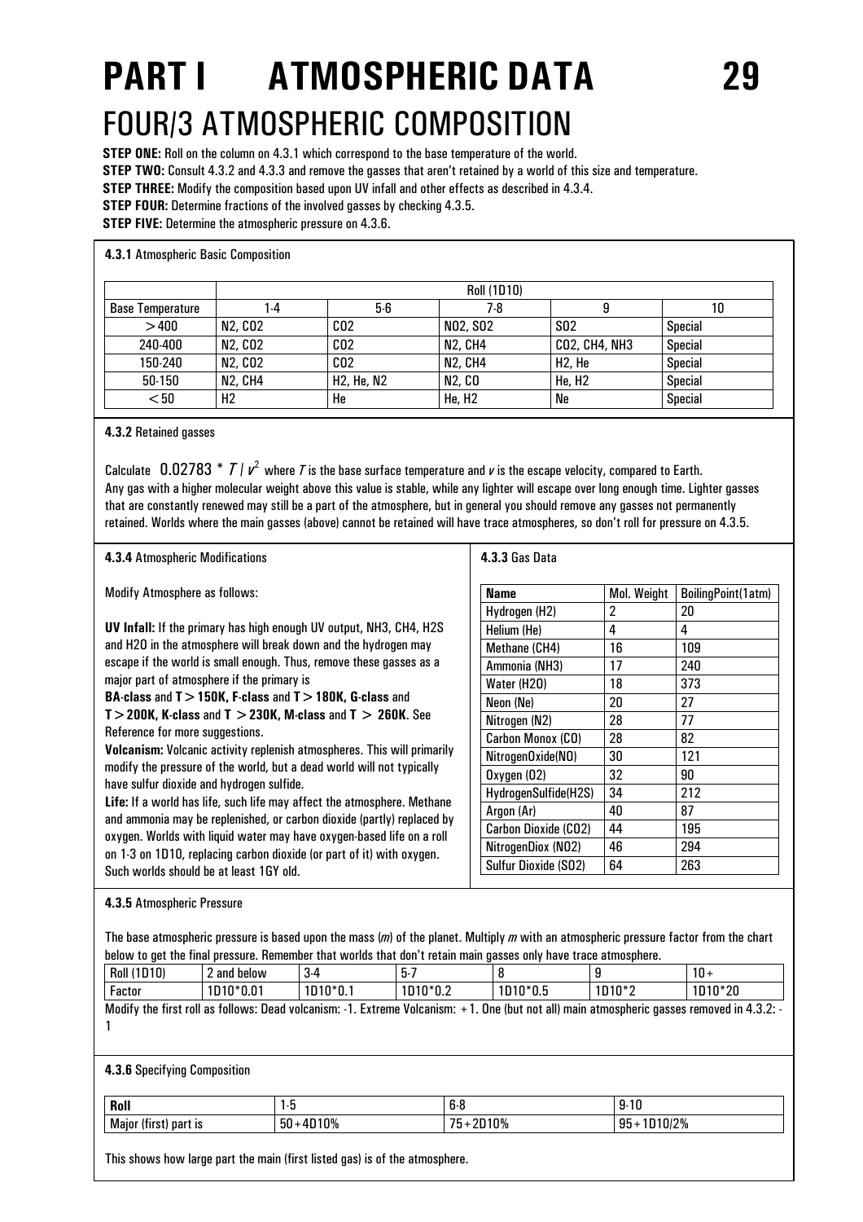# PART I ATMOSPHERIC DATA

## FOUR/3 ATMOSPHERIC COMPOSITION

**STEP ONE:** Roll on the column on 4.3.1 which correspond to the base temperature of the world.
**STEP TWO:** Consult 4.3.2 and 4.3.3 and remove the gasses that aren't retained by a world of this size and temperature.
**STEP THREE:** Modify the composition based upon UV infall and other effects as described in 4.3.4.
**STEP FOUR:** Determine fractions of the involved gasses by checking 4.3.5.
**STEP FIVE:** Determine the atmospheric pressure on 4.3.6.

### 4.3.1 Atmospheric Basic Composition

| | Roll (1D10) | | | | |
|---|---|---|---|---|---|
| Base Temperature | 1-4 | 5-6 | 7-8 | 9 | 10 |
| >400 | $N_2$, $CO_2$ | $CO_2$ | $NO_2$, $SO_2$ | $SO_2$ | Special |
| 240-400 | $N_2$, $CO_2$ | $CO_2$ | $N_2$, $CH_4$ | $CO_2$, $CH_4$, $NH_3$ | Special |
| 150-240 | $N_2$, $CO_2$ | $CO_2$ | $N_2$, $CH_4$ | $H_2$, He | Special |
| 50-150 | $N_2$, $CH_4$ | $H_2$, He, $N_2$ | $N_2$, CO | He, $H_2$ | Special |
| <50 | $H_2$ | He | He, $H_2$ | Ne | Special |

### 4.3.2 Retained gasses

Calculate $0.02783 * T / v^2$ where $T$ is the base surface temperature and $v$ is the escape velocity, compared to Earth. Any gas with a higher molecular weight above this value is stable, while any lighter will escape over long enough time. Lighter gasses that are constantly renewed may still be a part of the atmosphere, but in general you should remove any gasses not permanently retained. Worlds where the main gasses (above) cannot be retained will have trace atmospheres, so don't roll for pressure on 4.3.5.

### 4.3.4 Atmospheric Modifications

Modify Atmosphere as follows:

**UV Infall:** If the primary has high enough UV output, $NH_3$, $CH_4$, $H_2S$ and $H_2O$ in the atmosphere will break down and the hydrogen may escape if the world is small enough. Thus, remove these gasses as a major part of atmosphere if the primary is **BA-class** and **T>150K, F-class** and **T>180K, G-class** and **T>200K, K-class** and **T >230K, M-class** and **T > 260K**. See Reference for more suggestions.

**Volcanism:** Volcanic activity replenish atmospheres. This will primarily modify the pressure of the world, but a dead world will not typically have sulfur dioxide and hydrogen sulfide.

**Life:** If a world has life, such life may affect the atmosphere. Methane and ammonia may be replenished, or carbon dioxide (partly) replaced by oxygen. Worlds with liquid water may have oxygen-based life on a roll on 1-3 on 1D10, replacing carbon dioxide (or part of it) with oxygen. Such worlds should be at least 1GY old.

### 4.3.3 Gas Data

| Name | Mol. Weight | BoilingPoint(1atm) |
|---|---|---|
| Hydrogen ($H_2$) | 2 | 20 |
| Helium (He) | 4 | 4 |
| Methane ($CH_4$) | 16 | 109 |
| Ammonia ($NH_3$) | 17 | 240 |
| Water ($H_2O$) | 18 | 373 |
| Neon (Ne) | 20 | 27 |
| Nitrogen ($N_2$) | 28 | 77 |
| Carbon Monox (CO) | 28 | 82 |
| NitrogenOxide(NO) | 30 | 121 |
| Oxygen ($O_2$) | 32 | 90 |
| HydrogenSulfide($H_2S$) | 34 | 212 |
| Argon (Ar) | 40 | 87 |
| Carbon Dioxide ($CO_2$) | 44 | 195 |
| NitrogenDiox ($NO_2$) | 46 | 294 |
| Sulfur Dioxide ($SO_2$) | 64 | 263 |

### 4.3.5 Atmospheric Pressure

The base atmospheric pressure is based upon the mass (*m*) of the planet. Multiply *m* with an atmospheric pressure factor from the chart below to get the final pressure. Remember that worlds that don't retain main gasses only have trace atmospheres.

| Roll (1D10) | 2 and below | 3-4 | 5-7 | 8 | 9 | 10+ |
|---|---|---|---|---|---|---|
| Factor | 1D10*0.01 | 1D10*0.1 | 1D10*0.2 | 1D10*0.5 | 1D10*2 | 1D10*20 |

Modify the first roll as follows: Dead volcanism: -1. Extreme Volcanism: +1. One (but not all) main atmospheric gasses removed in 4.3.2: -1

### 4.3.6 Specifying Composition

| Roll | 1-5 | 6-8 | 9-10 |
|---|---|---|---|
| Major (first) part is | 50+4D10% | 75+2D10% | 95+1D10/2% |

This shows how large part the main (first listed gas) is of the atmosphere.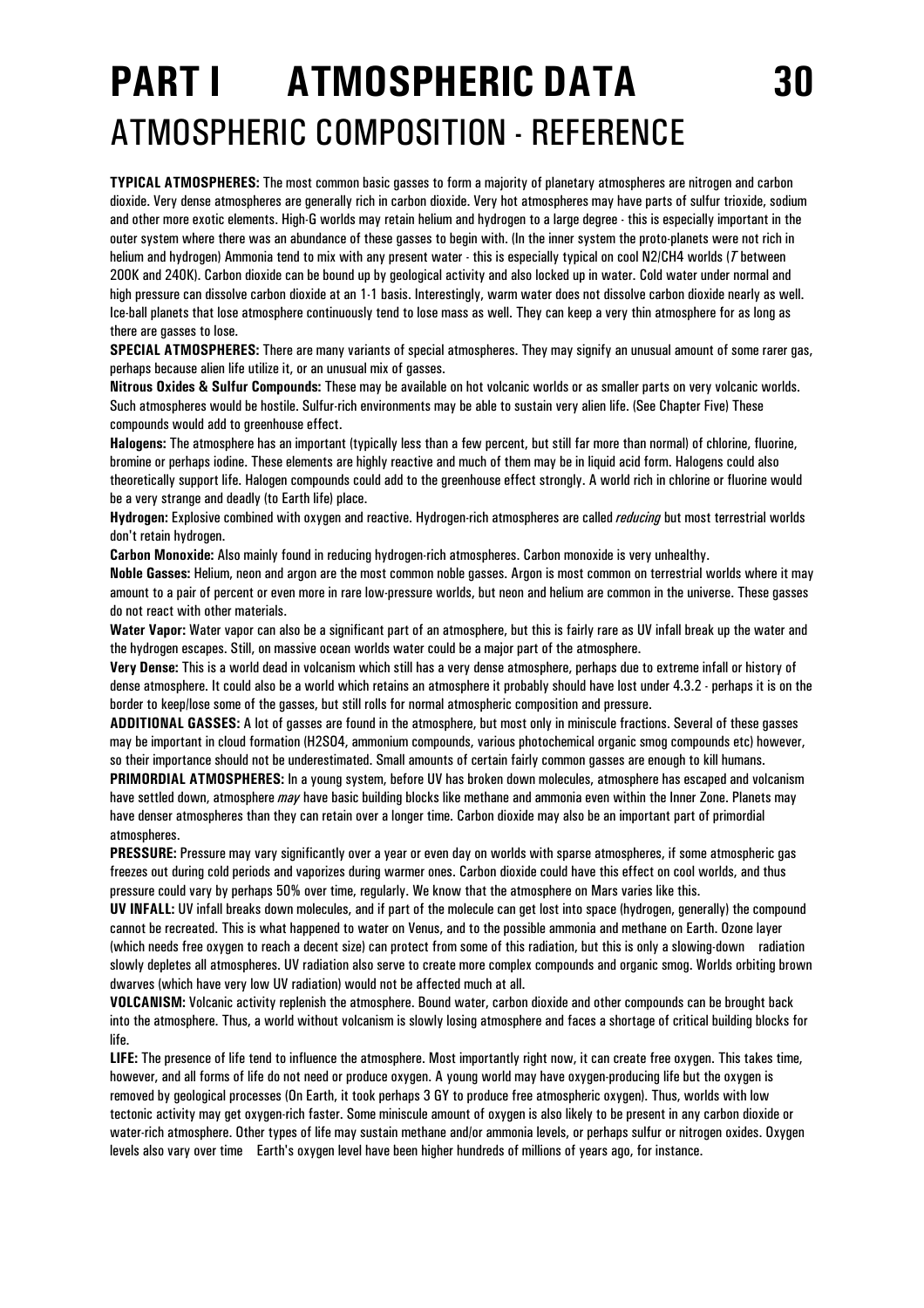# PART I ATMOSPHERIC DATA

## ATMOSPHERIC COMPOSITION - REFERENCE

**TYPICAL ATMOSPHERES:** The most common basic gasses to form a majority of planetary atmospheres are nitrogen and carbon dioxide. Very dense atmospheres are generally rich in carbon dioxide. Very hot atmospheres may have parts of sulfur trioxide, sodium and other more exotic elements. High-G worlds may retain helium and hydrogen to a large degree - this is especially important in the outer system where there was an abundance of these gasses to begin with. (In the inner system the proto-planets were not rich in helium and hydrogen) Ammonia tend to mix with any present water - this is especially typical on cool $N_2/CH_4$ worlds (*T* between 200K and 240K). Carbon dioxide can be bound up by geological activity and also locked up in water. Cold water under normal and high pressure can dissolve carbon dioxide at an 1-1 basis. Interestingly, warm water does not dissolve carbon dioxide nearly as well. Ice-ball planets that lose atmosphere continuously tend to lose mass as well. They can keep a very thin atmosphere for as long as there are gasses to lose.

**SPECIAL ATMOSPHERES:** There are many variants of special atmospheres. They may signify an unusual amount of some rarer gas, perhaps because alien life utilize it, or an unusual mix of gasses.

**Nitrous Oxides & Sulfur Compounds:** These may be available on hot volcanic worlds or as smaller parts on very volcanic worlds. Such atmospheres would be hostile. Sulfur-rich environments may be able to sustain very alien life. (See Chapter Five) These compounds would add to greenhouse effect.

**Halogens:** The atmosphere has an important (typically less than a few percent, but still far more than normal) of chlorine, fluorine, bromine or perhaps iodine. These elements are highly reactive and much of them may be in liquid acid form. Halogens could also theoretically support life. Halogen compounds could add to the greenhouse effect strongly. A world rich in chlorine or fluorine would be a very strange and deadly (to Earth life) place.

**Hydrogen:** Explosive combined with oxygen and reactive. Hydrogen-rich atmospheres are called *reducing* but most terrestrial worlds don't retain hydrogen.

**Carbon Monoxide:** Also mainly found in reducing hydrogen-rich atmospheres. Carbon monoxide is very unhealthy.

**Noble Gasses:** Helium, neon and argon are the most common noble gasses. Argon is most common on terrestrial worlds where it may amount to a pair of percent or even more in rare low-pressure worlds, but neon and helium are common in the universe. These gasses do not react with other materials.

**Water Vapor:** Water vapor can also be a significant part of an atmosphere, but this is fairly rare as UV infall break up the water and the hydrogen escapes. Still, on massive ocean worlds water could be a major part of the atmosphere.

**Very Dense:** This is a world dead in volcanism which still has a very dense atmosphere, perhaps due to extreme infall or history of dense atmosphere. It could also be a world which retains an atmosphere it probably should have lost under 4.3.2 - perhaps it is on the border to keep/lose some of the gasses, but still rolls for normal atmospheric composition and pressure.

**ADDITIONAL GASSES:** A lot of gasses are found in the atmosphere, but most only in miniscule fractions. Several of these gasses may be important in cloud formation ($H_2SO_4$, ammonium compounds, various photochemical organic smog compounds etc) however, so their importance should not be underestimated. Small amounts of certain fairly common gasses are enough to kill humans.

**PRIMORDIAL ATMOSPHERES:** In a young system, before UV has broken down molecules, atmosphere has escaped and volcanism have settled down, atmosphere *may* have basic building blocks like methane and ammonia even within the Inner Zone. Planets may have denser atmospheres than they can retain over a longer time. Carbon dioxide may also be an important part of primordial atmospheres.

**PRESSURE:** Pressure may vary significantly over a year or even day on worlds with sparse atmospheres, if some atmospheric gas freezes out during cold periods and vaporizes during warmer ones. Carbon dioxide could have this effect on cool worlds, and thus pressure could vary by perhaps 50% over time, regularly. We know that the atmosphere on Mars varies like this.

**UV INFALL:** UV infall breaks down molecules, and if part of the molecule can get lost into space (hydrogen, generally) the compound cannot be recreated. This is what happened to water on Venus, and to the possible ammonia and methane on Earth. Ozone layer (which needs free oxygen to reach a decent size) can protect from some of this radiation, but this is only a slowing-down radiation slowly depletes all atmospheres. UV radiation also serve to create more complex compounds and organic smog. Worlds orbiting brown dwarves (which have very low UV radiation) would not be affected much at all.

**VOLCANISM:** Volcanic activity replenish the atmosphere. Bound water, carbon dioxide and other compounds can be brought back into the atmosphere. Thus, a world without volcanism is slowly losing atmosphere and faces a shortage of critical building blocks for life.

**LIFE:** The presence of life tend to influence the atmosphere. Most importantly right now, it can create free oxygen. This takes time, however, and all forms of life do not need or produce oxygen. A young world may have oxygen-producing life but the oxygen is removed by geological processes (On Earth, it took perhaps 3 GY to produce free atmospheric oxygen). Thus, worlds with low tectonic activity may get oxygen-rich faster. Some miniscule amount of oxygen is also likely to be present in any carbon dioxide or water-rich atmosphere. Other types of life may sustain methane and/or ammonia levels, or perhaps sulfur or nitrogen oxides. Oxygen levels also vary over time Earth's oxygen level have been higher hundreds of millions of years ago, for instance.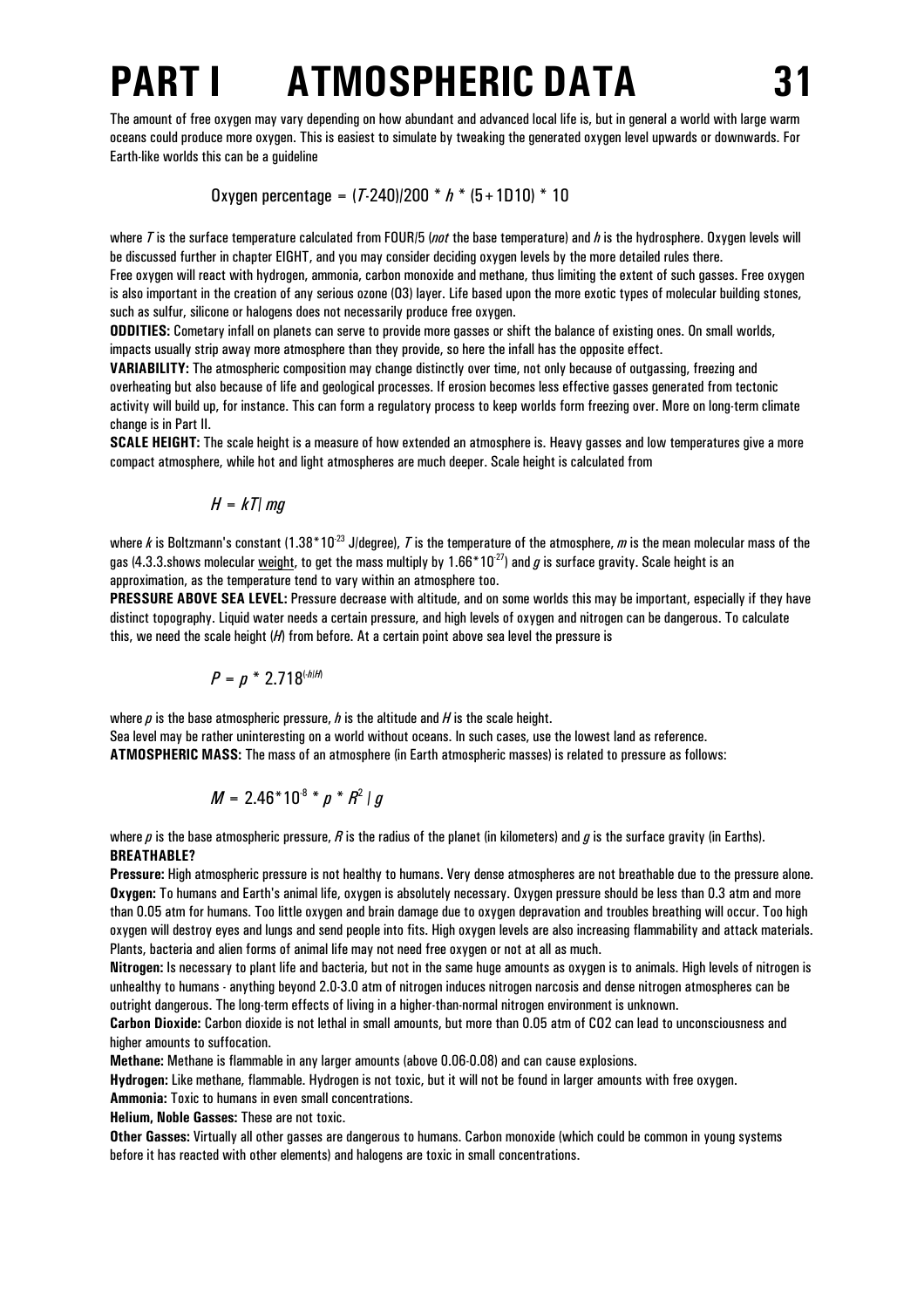# PART I ATMOSPHERIC DATA

The amount of free oxygen may vary depending on how abundant and advanced local life is, but in general a world with large warm oceans could produce more oxygen. This is easiest to simulate by tweaking the generated oxygen level upwards or downwards. For Earth-like worlds this can be a guideline

$$\text{Oxygen percentage} = (T-240)/200 * h * (5+1D10) * 10$$

where $T$ is the surface temperature calculated from FOUR/5 (*not* the base temperature) and $h$ is the hydrosphere. Oxygen levels will be discussed further in chapter EIGHT, and you may consider deciding oxygen levels by the more detailed rules there.

Free oxygen will react with hydrogen, ammonia, carbon monoxide and methane, thus limiting the extent of such gasses. Free oxygen is also important in the creation of any serious ozone (O3) layer. Life based upon the more exotic types of molecular building stones, such as sulfur, silicone or halogens does not necessarily produce free oxygen.

**ODDITIES:** Cometary infall on planets can serve to provide more gasses or shift the balance of existing ones. On small worlds, impacts usually strip away more atmosphere than they provide, so here the infall has the opposite effect.

**VARIABILITY:** The atmospheric composition may change distinctly over time, not only because of outgassing, freezing and overheating but also because of life and geological processes. If erosion becomes less effective gasses generated from tectonic activity will build up, for instance. This can form a regulatory process to keep worlds form freezing over. More on long-term climate change is in Part II.

**SCALE HEIGHT:** The scale height is a measure of how extended an atmosphere is. Heavy gasses and low temperatures give a more compact atmosphere, while hot and light atmospheres are much deeper. Scale height is calculated from

$$H = kT / mg$$

where $k$ is Boltzmann's constant ($1.38*10^{-23}$ J/degree), $T$ is the temperature of the atmosphere, $m$ is the mean molecular mass of the gas (4.3.3.shows molecular weight, to get the mass multiply by $1.66*10^{-27}$) and $g$ is surface gravity. Scale height is an approximation, as the temperature tend to vary within an atmosphere too.

**PRESSURE ABOVE SEA LEVEL:** Pressure decrease with altitude, and on some worlds this may be important, especially if they have distinct topography. Liquid water needs a certain pressure, and high levels of oxygen and nitrogen can be dangerous. To calculate this, we need the scale height ($H$) from before. At a certain point above sea level the pressure is

$$P = p * 2.718^{(-h/H)}$$

where $p$ is the base atmospheric pressure, $h$ is the altitude and $H$ is the scale height.

Sea level may be rather uninteresting on a world without oceans. In such cases, use the lowest land as reference.

**ATMOSPHERIC MASS:** The mass of an atmosphere (in Earth atmospheric masses) is related to pressure as follows:

$$M = 2.46*10^{-8} * p * R^2 / g$$

where $p$ is the base atmospheric pressure, $R$ is the radius of the planet (in kilometers) and $g$ is the surface gravity (in Earths).

**BREATHABLE?**

**Pressure:** High atmospheric pressure is not healthy to humans. Very dense atmospheres are not breathable due to the pressure alone.

**Oxygen:** To humans and Earth's animal life, oxygen is absolutely necessary. Oxygen pressure should be less than 0.3 atm and more than 0.05 atm for humans. Too little oxygen and brain damage due to oxygen depravation and troubles breathing will occur. Too high oxygen will destroy eyes and lungs and send people into fits. High oxygen levels are also increasing flammability and attack materials. Plants, bacteria and alien forms of animal life may not need free oxygen or not at all as much.

**Nitrogen:** Is necessary to plant life and bacteria, but not in the same huge amounts as oxygen is to animals. High levels of nitrogen is unhealthy to humans - anything beyond 2.0-3.0 atm of nitrogen induces nitrogen narcosis and dense nitrogen atmospheres can be outright dangerous. The long-term effects of living in a higher-than-normal nitrogen environment is unknown.

**Carbon Dioxide:** Carbon dioxide is not lethal in small amounts, but more than 0.05 atm of CO2 can lead to unconsciousness and higher amounts to suffocation.

**Methane:** Methane is flammable in any larger amounts (above 0.06-0.08) and can cause explosions.

**Hydrogen:** Like methane, flammable. Hydrogen is not toxic, but it will not be found in larger amounts with free oxygen.

**Ammonia:** Toxic to humans in even small concentrations.

**Helium, Noble Gasses:** These are not toxic.

**Other Gasses:** Virtually all other gasses are dangerous to humans. Carbon monoxide (which could be common in young systems before it has reacted with other elements) and halogens are toxic in small concentrations.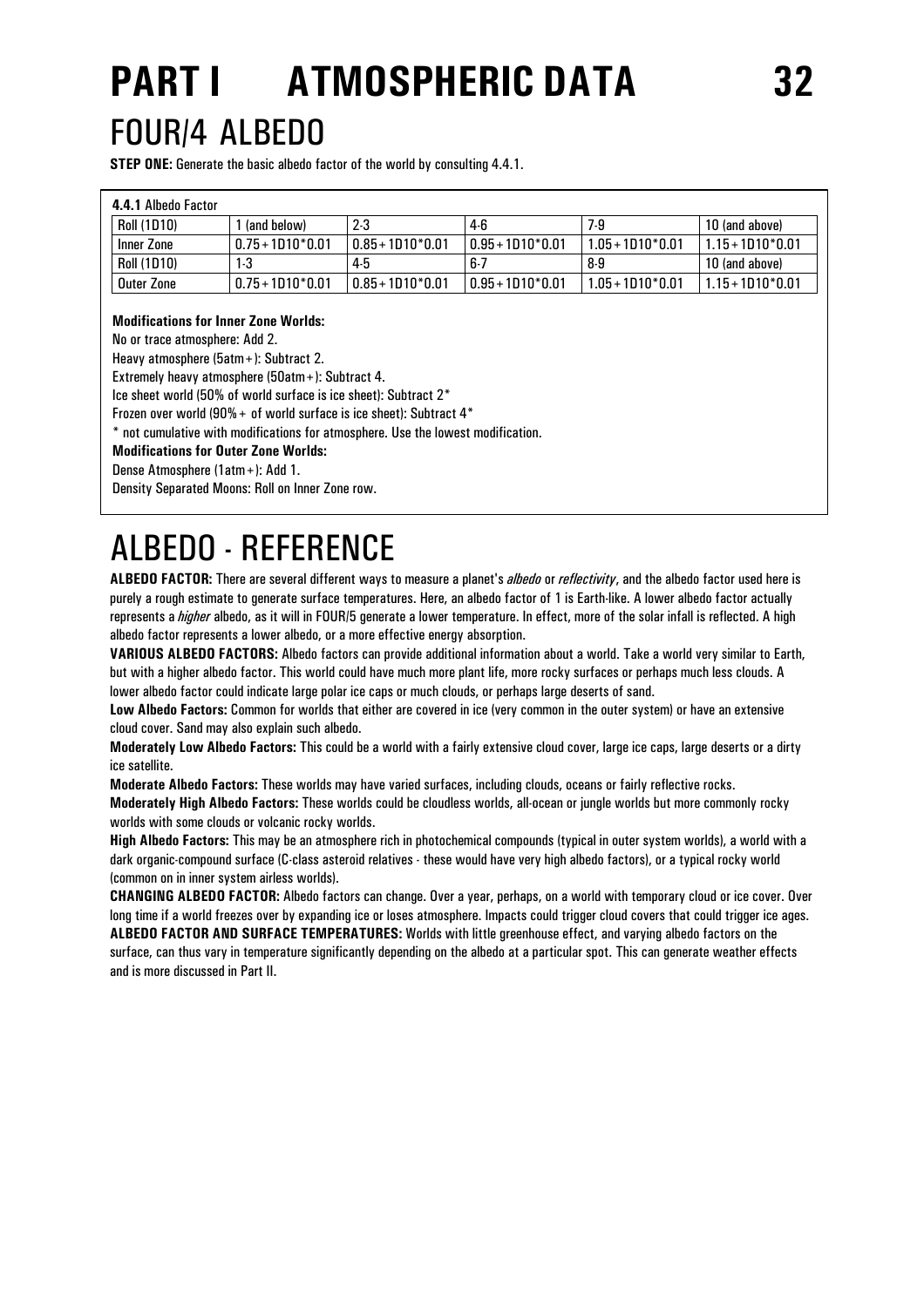# PART I ATMOSPHERIC DATA

## FOUR/4 ALBEDO

**STEP ONE:** Generate the basic albedo factor of the world by consulting 4.4.1.

**4.4.1** Albedo Factor

| Roll (1D10) | 1 (and below) | 2-3 | 4-6 | 7-9 | 10 (and above) |
|---|---|---|---|---|---|
| Inner Zone | 0.75+1D10*0.01 | 0.85+1D10*0.01 | 0.95+1D10*0.01 | 1.05+1D10*0.01 | 1.15+1D10*0.01 |
| Roll (1D10) | 1-3 | 4-5 | 6-7 | 8-9 | 10 (and above) |
| Outer Zone | 0.75+1D10*0.01 | 0.85+1D10*0.01 | 0.95+1D10*0.01 | 1.05+1D10*0.01 | 1.15+1D10*0.01 |

**Modifications for Inner Zone Worlds:**

No or trace atmosphere: Add 2.

Heavy atmosphere (5atm+): Subtract 2.

Extremely heavy atmosphere (50atm+): Subtract 4.

Ice sheet world (50% of world surface is ice sheet): Subtract 2*

Frozen over world (90%+ of world surface is ice sheet): Subtract 4*

* not cumulative with modifications for atmosphere. Use the lowest modification.

**Modifications for Outer Zone Worlds:**

Dense Atmosphere (1atm+): Add 1.

Density Separated Moons: Roll on Inner Zone row.

# ALBEDO - REFERENCE

**ALBEDO FACTOR:** There are several different ways to measure a planet's *albedo* or *reflectivity*, and the albedo factor used here is purely a rough estimate to generate surface temperatures. Here, an albedo factor of 1 is Earth-like. A lower albedo factor actually represents a *higher* albedo, as it will in FOUR/5 generate a lower temperature. In effect, more of the solar infall is reflected. A high albedo factor represents a lower albedo, or a more effective energy absorption.

**VARIOUS ALBEDO FACTORS:** Albedo factors can provide additional information about a world. Take a world very similar to Earth, but with a higher albedo factor. This world could have much more plant life, more rocky surfaces or perhaps much less clouds. A lower albedo factor could indicate large polar ice caps or much clouds, or perhaps large deserts of sand.

**Low Albedo Factors:** Common for worlds that either are covered in ice (very common in the outer system) or have an extensive cloud cover. Sand may also explain such albedo.

**Moderately Low Albedo Factors:** This could be a world with a fairly extensive cloud cover, large ice caps, large deserts or a dirty ice satellite.

**Moderate Albedo Factors:** These worlds may have varied surfaces, including clouds, oceans or fairly reflective rocks.

**Moderately High Albedo Factors:** These worlds could be cloudless worlds, all-ocean or jungle worlds but more commonly rocky worlds with some clouds or volcanic rocky worlds.

**High Albedo Factors:** This may be an atmosphere rich in photochemical compounds (typical in outer system worlds), a world with a dark organic-compound surface (C-class asteroid relatives - these would have very high albedo factors), or a typical rocky world (common on in inner system airless worlds).

**CHANGING ALBEDO FACTOR:** Albedo factors can change. Over a year, perhaps, on a world with temporary cloud or ice cover. Over long time if a world freezes over by expanding ice or loses atmosphere. Impacts could trigger cloud covers that could trigger ice ages.

**ALBEDO FACTOR AND SURFACE TEMPERATURES:** Worlds with little greenhouse effect, and varying albedo factors on the surface, can thus vary in temperature significantly depending on the albedo at a particular spot. This can generate weather effects and is more discussed in Part II.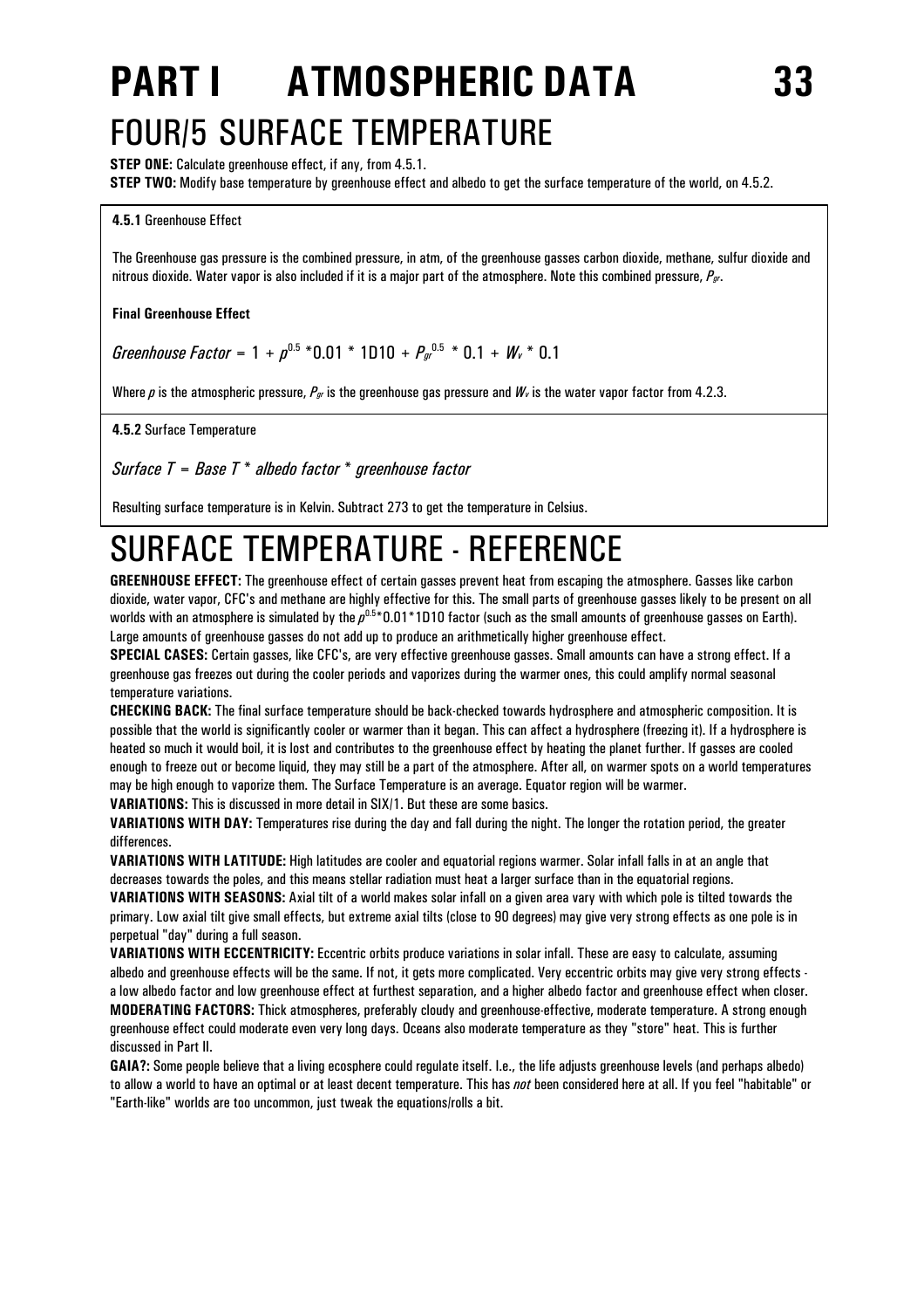# PART I ATMOSPHERIC DATA

## FOUR/5 SURFACE TEMPERATURE

**STEP ONE:** Calculate greenhouse effect, if any, from 4.5.1.
**STEP TWO:** Modify base temperature by greenhouse effect and albedo to get the surface temperature of the world, on 4.5.2.

### 4.5.1 Greenhouse Effect

The Greenhouse gas pressure is the combined pressure, in atm, of the greenhouse gasses carbon dioxide, methane, sulfur dioxide and nitrous dioxide. Water vapor is also included if it is a major part of the atmosphere. Note this combined pressure, $P_{gr}$.

**Final Greenhouse Effect**

$$\textit{Greenhouse Factor} = 1 + p^{0.5} * 0.01 * 1D10 + P_{gr}^{0.5} * 0.1 + W_v * 0.1$$

Where $p$ is the atmospheric pressure, $P_{gr}$ is the greenhouse gas pressure and $W_v$ is the water vapor factor from 4.2.3.

### 4.5.2 Surface Temperature

*Surface T = Base T \* albedo factor \* greenhouse factor*

Resulting surface temperature is in Kelvin. Subtract 273 to get the temperature in Celsius.

## SURFACE TEMPERATURE - REFERENCE

**GREENHOUSE EFFECT:** The greenhouse effect of certain gasses prevent heat from escaping the atmosphere. Gasses like carbon dioxide, water vapor, CFC's and methane are highly effective for this. The small parts of greenhouse gasses likely to be present on all worlds with an atmosphere is simulated by the $p^{0.5}*0.01*1D10$ factor (such as the small amounts of greenhouse gasses on Earth). Large amounts of greenhouse gasses do not add up to produce an arithmetically higher greenhouse effect.

**SPECIAL CASES:** Certain gasses, like CFC's, are very effective greenhouse gasses. Small amounts can have a strong effect. If a greenhouse gas freezes out during the cooler periods and vaporizes during the warmer ones, this could amplify normal seasonal temperature variations.

**CHECKING BACK:** The final surface temperature should be back-checked towards hydrosphere and atmospheric composition. It is possible that the world is significantly cooler or warmer than it began. This can affect a hydrosphere (freezing it). If a hydrosphere is heated so much it would boil, it is lost and contributes to the greenhouse effect by heating the planet further. If gasses are cooled enough to freeze out or become liquid, they may still be a part of the atmosphere. After all, on warmer spots on a world temperatures may be high enough to vaporize them. The Surface Temperature is an average. Equator region will be warmer.

**VARIATIONS:** This is discussed in more detail in SIX/1. But these are some basics.

**VARIATIONS WITH DAY:** Temperatures rise during the day and fall during the night. The longer the rotation period, the greater differences.

**VARIATIONS WITH LATITUDE:** High latitudes are cooler and equatorial regions warmer. Solar infall falls in at an angle that decreases towards the poles, and this means stellar radiation must heat a larger surface than in the equatorial regions.

**VARIATIONS WITH SEASONS:** Axial tilt of a world makes solar infall on a given area vary with which pole is tilted towards the primary. Low axial tilt give small effects, but extreme axial tilts (close to 90 degrees) may give very strong effects as one pole is in perpetual "day" during a full season.

**VARIATIONS WITH ECCENTRICITY:** Eccentric orbits produce variations in solar infall. These are easy to calculate, assuming albedo and greenhouse effects will be the same. If not, it gets more complicated. Very eccentric orbits may give very strong effects - a low albedo factor and low greenhouse effect at furthest separation, and a higher albedo factor and greenhouse effect when closer.

**MODERATING FACTORS:** Thick atmospheres, preferably cloudy and greenhouse-effective, moderate temperature. A strong enough greenhouse effect could moderate even very long days. Oceans also moderate temperature as they "store" heat. This is further discussed in Part II.

**GAIA?:** Some people believe that a living ecosphere could regulate itself. I.e., the life adjusts greenhouse levels (and perhaps albedo) to allow a world to have an optimal or at least decent temperature. This has *not* been considered here at all. If you feel "habitable" or "Earth-like" worlds are too uncommon, just tweak the equations/rolls a bit.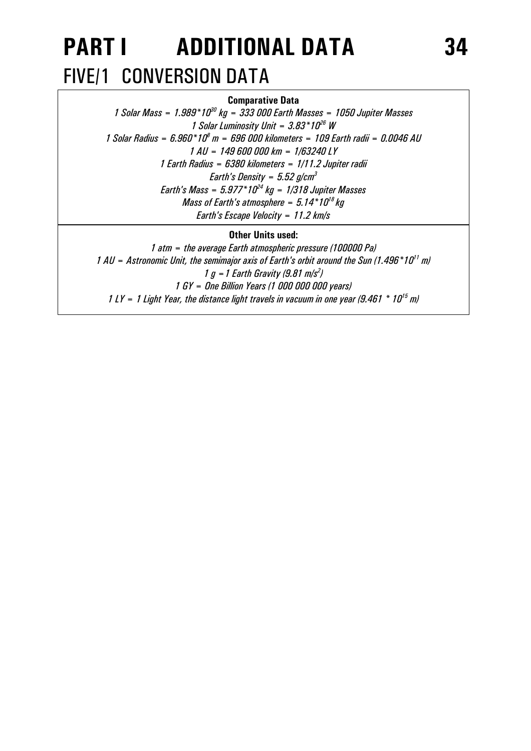# PART I ADDITIONAL DATA

## FIVE/1 CONVERSION DATA

**Comparative Data**

*1 Solar Mass = $1.989*10^{30}$ kg = 333 000 Earth Masses = 1050 Jupiter Masses*

*1 Solar Luminosity Unit = $3.83*10^{26}$ W*

*1 Solar Radius = $6.960*10^{8}$ m = 696 000 kilometers = 109 Earth radii = 0.0046 AU*

*1 AU = 149 600 000 km = 1/63240 LY*

*1 Earth Radius = 6380 kilometers = 1/11.2 Jupiter radii*

*Earth's Density = 5.52 $g/cm^3$*

*Earth's Mass = $5.977*10^{24}$ kg = 1/318 Jupiter Masses*

*Mass of Earth's atmosphere = $5.14*10^{18}$ kg*

*Earth's Escape Velocity = 11.2 km/s*

**Other Units used:**

*1 atm = the average Earth atmospheric pressure (100000 Pa)*

*1 AU = Astronomic Unit, the semimajor axis of Earth's orbit around the Sun ($1.496*10^{11}$ m)*

*1 g = 1 Earth Gravity (9.81 $m/s^2$)*

*1 GY = One Billion Years (1 000 000 000 years)*

*1 LY = 1 Light Year, the distance light travels in vacuum in one year ($9.461 * 10^{15}$ m)*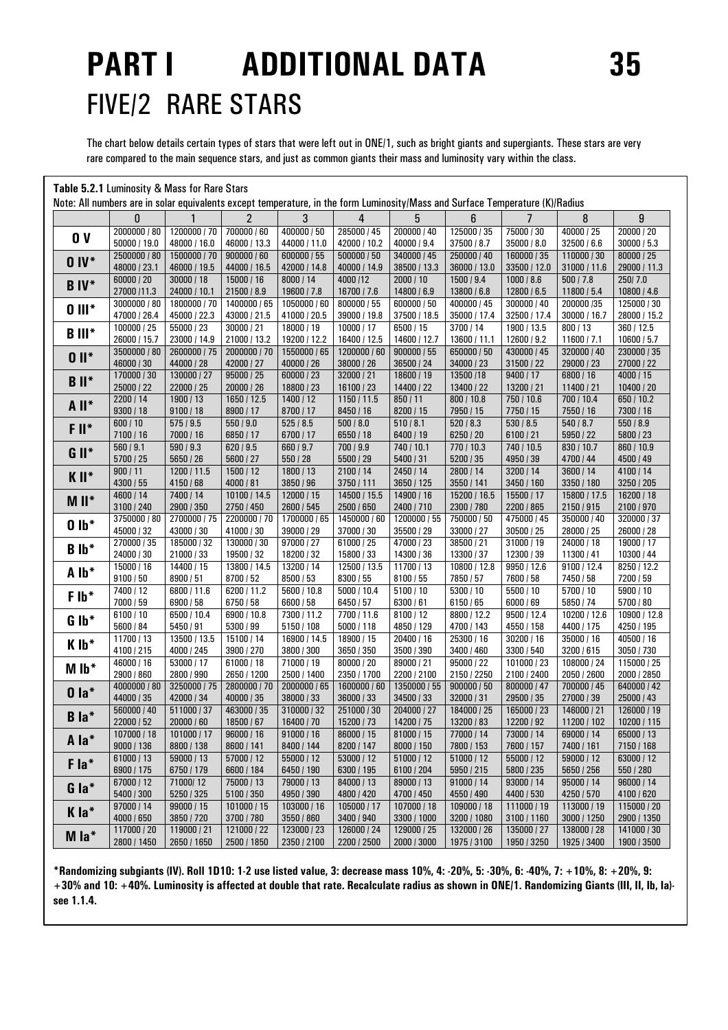# PART I ADDITIONAL DATA

## FIVE/2 RARE STARS

The chart below details certain types of stars that were left out in ONE/1, such as bright giants and supergiants. These stars are very rare compared to the main sequence stars, and just as common giants their mass and luminosity vary within the class.

**Table 5.2.1** Luminosity & Mass for Rare Stars

Note: All numbers are in solar equivalents except temperature, in the form Luminosity/Mass and Surface Temperature (K)/Radius

| | 0 | 1 | 2 | 3 | 4 | 5 | 6 | 7 | 8 | 9 |
|---|---|---|---|---|---|---|---|---|---|---|
| **0 V** | 2000000 / 80<br>50000 / 19.0 | 1200000 / 70<br>48000 / 16.0 | 700000 / 60<br>46000 / 13.3 | 400000 / 50<br>44000 / 11.0 | 285000 / 45<br>42000 / 10.2 | 200000 / 40<br>40000 / 9.4 | 125000 / 35<br>37500 / 8.7 | 75000 / 30<br>35000 / 8.0 | 40000 / 25<br>32500 / 6.6 | 20000 / 20<br>30000 / 5.3 |
| **0 IV*** | 2500000 / 80<br>48000 / 23.1 | 1500000 / 70<br>46000 / 19.5 | 900000 / 60<br>44000 / 16.5 | 600000 / 55<br>42000 / 14.8 | 500000 / 50<br>40000 / 14.9 | 340000 / 45<br>38500 / 13.3 | 250000 / 40<br>36000 / 13.0 | 160000 / 35<br>33500 / 12.0 | 110000 / 30<br>31000 / 11.6 | 80000 / 25<br>29000 / 11.3 |
| **B IV*** | 60000 / 20<br>27000 /11.3 | 30000 / 18<br>24000 / 10.1 | 15000 / 16<br>21500 / 8.9 | 8000 / 14<br>19600 / 7.8 | 4000 /12<br>16700 / 7.6 | 2000 / 10<br>14800 / 6.9 | 1500 / 9.4<br>13800 / 6.8 | 1000 / 8.6<br>12800 / 6.5 | 500 / 7.8<br>11800 / 5.4 | 250/ 7.0<br>10800 / 4.6 |
| **0 III*** | 3000000 / 80<br>47000 / 26.4 | 1800000 / 70<br>45000 / 22.3 | 1400000 / 65<br>43000 / 21.5 | 1050000 / 60<br>41000 / 20.5 | 800000 / 55<br>39000 / 19.8 | 600000 / 50<br>37500 / 18.5 | 400000 / 45<br>35000 / 17.4 | 300000 / 40<br>32500 / 17.4 | 200000 /35<br>30000 / 16.7 | 125000 / 30<br>28000 / 15.2 |
| **B III*** | 100000 / 25<br>26000 / 15.7 | 55000 / 23<br>23000 / 14.9 | 30000 / 21<br>21000 / 13.2 | 18000 / 19<br>19200 / 12.2 | 10000 / 17<br>16400 / 12.5 | 6500 / 15<br>14600 / 12.7 | 3700 / 14<br>13600 / 11.1 | 1900 / 13.5<br>12600 / 9.2 | 800 / 13<br>11600 / 7.1 | 360 / 12.5<br>10600 / 5.7 |
| **0 II*** | 3500000 / 80<br>46000 / 30 | 2600000 / 75<br>44000 / 28 | 2000000 / 70<br>42000 / 27 | 1550000 / 65<br>40000 / 26 | 1200000 / 60<br>38000 / 26 | 900000 / 55<br>36500 / 24 | 650000 / 50<br>34000 / 23 | 430000 / 45<br>31500 / 22 | 320000 / 40<br>29000 / 23 | 230000 / 35<br>27000 / 22 |
| **B II*** | 170000 / 30<br>25000 / 22 | 130000 / 27<br>22000 / 25 | 95000 / 25<br>20000 / 26 | 60000 / 23<br>18800 / 23 | 32000 / 21<br>16100 / 23 | 18600 / 19<br>14400 / 22 | 13500 /18<br>13400 / 22 | 9400 / 17<br>13200 / 21 | 6800 / 16<br>11400 / 21 | 4000 / 15<br>10400 / 20 |
| **A II*** | 2200 / 14<br>9300 / 18 | 1900 / 13<br>9100 / 18 | 1650 / 12.5<br>8900 / 17 | 1400 / 12<br>8700 / 17 | 1150 / 11.5<br>8450 / 16 | 850 / 11<br>8200 / 15 | 800 / 10.8<br>7950 / 15 | 750 / 10.6<br>7750 / 15 | 700 / 10.4<br>7550 / 16 | 650 / 10.2<br>7300 / 16 |
| **F II*** | 600 / 10<br>7100 / 16 | 575 / 9.5<br>7000 / 16 | 550 / 9.0<br>6850 / 17 | 525 / 8.5<br>6700 / 17 | 500 / 8.0<br>6550 / 18 | 510 / 8.1<br>6400 / 19 | 520 / 8.3<br>6250 / 20 | 530 / 8.5<br>6100 / 21 | 540 / 8.7<br>5950 / 22 | 550 / 8.9<br>5800 / 23 |
| **G II*** | 560 / 9.1<br>5700 / 25 | 590 / 9.3<br>5650 / 26 | 620 / 9.5<br>5600 / 27 | 660 / 9.7<br>550 / 28 | 700 / 9.9<br>5500 / 29 | 740 / 10.1<br>5400 / 31 | 770 / 10.3<br>5200 / 35 | 740 / 10.5<br>4950 / 39 | 830 / 10.7<br>4700 / 44 | 860 / 10.9<br>4500 / 49 |
| **K II*** | 900 / 11<br>4300 / 55 | 1200 / 11.5<br>4150 / 68 | 1500 / 12<br>4000 / 81 | 1800 / 13<br>3850 / 96 | 2100 / 14<br>3750 / 111 | 2450 / 14<br>3650 / 125 | 2800 / 14<br>3550 / 141 | 3200 / 14<br>3450 / 160 | 3600 / 14<br>3350 / 180 | 4100 / 14<br>3250 / 205 |
| **M II*** | 4600 / 14<br>3100 / 240 | 7400 / 14<br>2900 / 350 | 10100 / 14.5<br>2750 / 450 | 12000 / 15<br>2600 / 545 | 14500 / 15.5<br>2500 / 650 | 14900 / 16<br>2400 / 710 | 15200 / 16.5<br>2300 / 780 | 15500 / 17<br>2200 / 865 | 15800 / 17.5<br>2150 / 915 | 16200 / 18<br>2100 / 970 |
| **0 Ib*** | 3750000 / 80<br>45000 / 32 | 2700000 / 75<br>43000 / 30 | 2200000 / 70<br>41000 / 30 | 1700000 / 65<br>39000 / 29 | 1450000 / 60<br>37000 / 30 | 1200000 / 55<br>35500 / 29 | 750000 / 50<br>33000 / 27 | 475000 / 45<br>30500 / 25 | 350000 / 40<br>28000 / 25 | 320000 / 37<br>26000 / 28 |
| **B Ib*** | 270000 / 35<br>24000 / 30 | 185000 / 32<br>21000 / 33 | 130000 / 30<br>19500 / 32 | 97000 / 27<br>18200 / 32 | 61000 / 25<br>15800 / 33 | 47000 / 23<br>14300 / 36 | 38500 / 21<br>13300 / 37 | 31000 / 19<br>12300 / 39 | 24000 / 18<br>11300 / 41 | 19000 / 17<br>10300 / 44 |
| **A Ib*** | 15000 / 16<br>9100 / 50 | 14400 / 15<br>8900 / 51 | 13800 / 14.5<br>8700 / 52 | 13200 / 14<br>8500 / 53 | 12500 / 13.5<br>8300 / 55 | 11700 / 13<br>8100 / 55 | 10800 / 12.8<br>7850 / 57 | 9950 / 12.6<br>7600 / 58 | 9100 / 12.4<br>7450 / 58 | 8250 / 12.2<br>7200 / 59 |
| **F Ib*** | 7400 / 12<br>7000 / 59 | 6800 / 11.6<br>6900 / 58 | 6200 / 11.2<br>6750 / 58 | 5600 / 10.8<br>6600 / 58 | 5000 / 10.4<br>6450 / 57 | 5100 / 10<br>6300 / 61 | 5300 / 10<br>6150 / 65 | 5500 / 10<br>6000 / 69 | 5700 / 10<br>5850 / 74 | 5900 / 10<br>5700 / 80 |
| **G Ib*** | 6100 / 10<br>5600 / 84 | 6500 / 10.4<br>5450 / 91 | 6900 / 10.8<br>5300 / 99 | 7300 / 11.2<br>5150 / 108 | 7700 / 11.6<br>5000 / 118 | 8100 / 12<br>4850 / 129 | 8800 / 12.2<br>4700 / 143 | 9500 / 12.4<br>4550 / 158 | 10200 / 12.6<br>4400 / 175 | 10900 / 12.8<br>4250 / 195 |
| **K Ib*** | 11700 / 13<br>4100 / 215 | 13500 / 13.5<br>4000 / 245 | 15100 / 14<br>3900 / 270 | 16900 / 14.5<br>3800 / 300 | 18900 / 15<br>3650 / 350 | 20400 / 16<br>3500 / 390 | 25300 / 16<br>3400 / 460 | 30200 / 16<br>3300 / 540 | 35000 / 16<br>3200 / 615 | 40500 / 16<br>3050 / 730 |
| **M Ib*** | 46000 / 16<br>2900 / 860 | 53000 / 17<br>2800 / 990 | 61000 / 18<br>2650 / 1200 | 71000 / 19<br>2500 / 1400 | 80000 / 20<br>2350 / 1700 | 89000 / 21<br>2200 / 2100 | 95000 / 22<br>2150 / 2250 | 101000 / 23<br>2100 / 2400 | 108000 / 24<br>2050 / 2600 | 115000 / 25<br>2000 / 2850 |
| **0 Ia*** | 4000000 / 80<br>44000 / 35 | 3250000 / 75<br>42000 / 34 | 2800000 / 70<br>40000 / 35 | 2000000 / 65<br>38000 / 33 | 1600000 / 60<br>36000 / 33 | 1350000 / 55<br>34500 / 33 | 900000 / 50<br>32000 / 31 | 800000 / 47<br>29500 / 35 | 700000 / 45<br>27000 / 39 | 640000 / 42<br>25000 / 43 |
| **B Ia*** | 560000 / 40<br>22000 / 52 | 511000 / 37<br>20000 / 60 | 463000 / 35<br>18500 / 67 | 310000 / 32<br>16400 / 70 | 251000 / 30<br>15200 / 73 | 204000 / 27<br>14200 / 75 | 184000 / 25<br>13200 / 83 | 165000 / 23<br>12200 / 92 | 146000 / 21<br>11200 / 102 | 126000 / 19<br>10200 / 115 |
| **A Ia*** | 107000 / 18<br>9000 / 136 | 101000 / 17<br>8800 / 138 | 96000 / 16<br>8600 / 141 | 91000 / 16<br>8400 / 144 | 86000 / 15<br>8200 / 147 | 81000 / 15<br>8000 / 150 | 77000 / 14<br>7800 / 153 | 73000 / 14<br>7600 / 157 | 69000 / 14<br>7400 / 161 | 65000 / 13<br>7150 / 168 |
| **F Ia*** | 61000 / 13<br>6900 / 175 | 59000 / 13<br>6750 / 179 | 57000 / 12<br>6600 / 184 | 55000 / 12<br>6450 / 190 | 53000 / 12<br>6300 / 195 | 51000 / 12<br>6100 / 204 | 51000 / 12<br>5950 / 215 | 55000 / 12<br>5800 / 235 | 59000 / 12<br>5650 / 256 | 63000 / 12<br>550 / 280 |
| **G Ia*** | 67000 / 12<br>5400 / 300 | 71000/ 12<br>5250 / 325 | 75000 / 13<br>5100 / 350 | 79000 / 13<br>4950 / 390 | 84000 / 13<br>4800 / 420 | 89000 / 13<br>4700 / 450 | 91000 / 14<br>4550 / 490 | 93000 / 14<br>4400 / 530 | 95000 / 14<br>4250 / 570 | 96000 / 14<br>4100 / 620 |
| **K Ia*** | 97000 / 14<br>4000 / 650 | 99000 / 15<br>3850 / 720 | 101000 / 15<br>3700 / 780 | 103000 / 16<br>3550 / 860 | 105000 / 17<br>3400 / 940 | 107000 / 18<br>3300 / 1000 | 109000 / 18<br>3200 / 1080 | 111000 / 19<br>3100 / 1160 | 113000 / 19<br>3000 / 1250 | 115000 / 20<br>2900 / 1350 |
| **M Ia*** | 117000 / 20<br>2800 / 1450 | 119000 / 21<br>2650 / 1650 | 121000 / 22<br>2500 / 1850 | 123000 / 23<br>2350 / 2100 | 126000 / 24<br>2200 / 2500 | 129000 / 25<br>2000 / 3000 | 132000 / 26<br>1975 / 3100 | 135000 / 27<br>1950 / 3250 | 138000 / 28<br>1925 / 3400 | 141000 / 30<br>1900 / 3500 |

**\*Randomizing subgiants (IV). Roll 1D10: 1-2 use listed value, 3: decrease mass 10%, 4: -20%, 5: -30%, 6: -40%, 7: +10%, 8: +20%, 9: +30% and 10: +40%. Luminosity is affected at double that rate. Recalculate radius as shown in ONE/1. Randomizing Giants (III, II, Ib, Ia)- see 1.1.4.**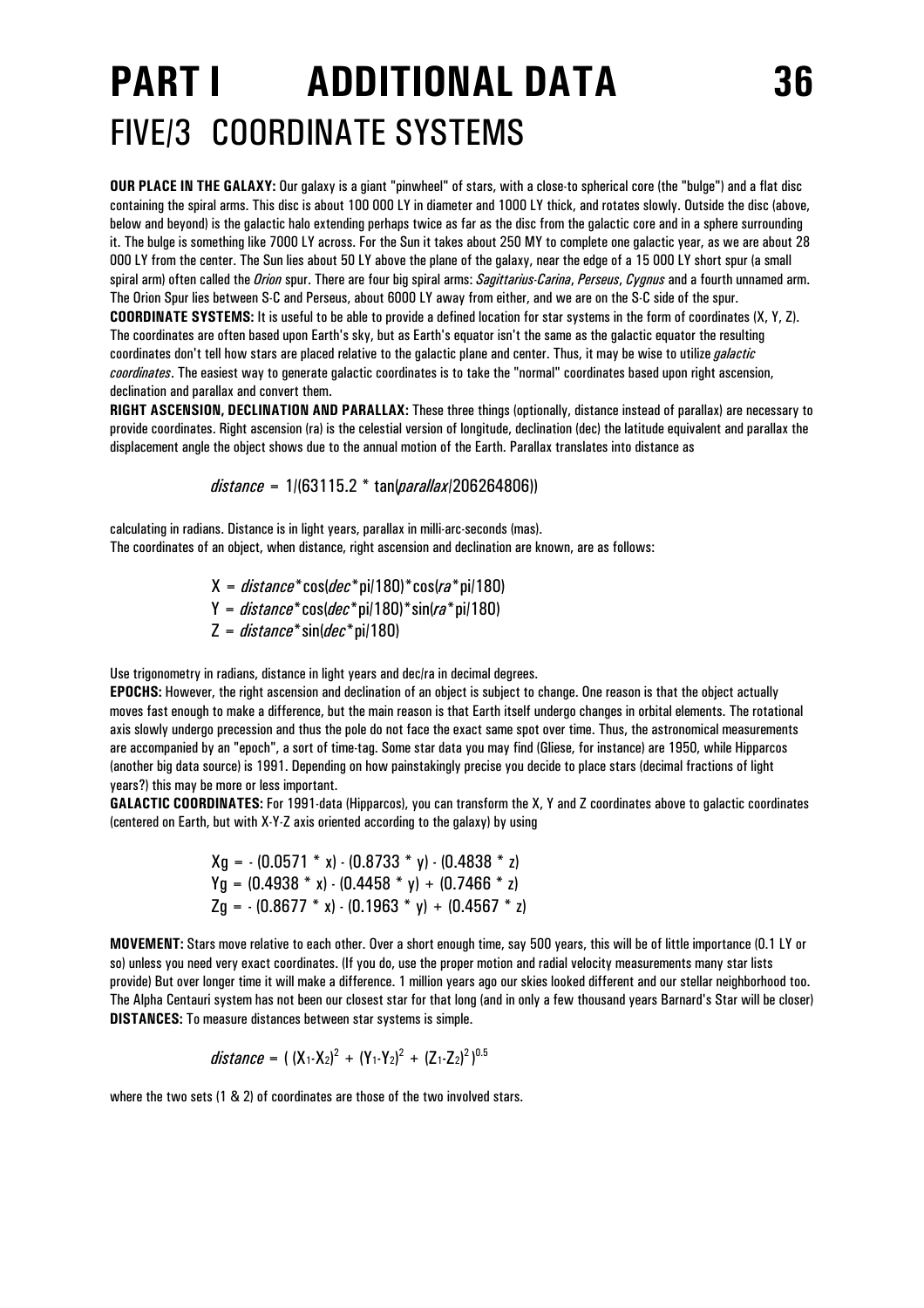# PART I ADDITIONAL DATA

## FIVE/3 COORDINATE SYSTEMS

**OUR PLACE IN THE GALAXY:** Our galaxy is a giant "pinwheel" of stars, with a close-to spherical core (the "bulge") and a flat disc containing the spiral arms. This disc is about 100 000 LY in diameter and 1000 LY thick, and rotates slowly. Outside the disc (above, below and beyond) is the galactic halo extending perhaps twice as far as the disc from the galactic core and in a sphere surrounding it. The bulge is something like 7000 LY across. For the Sun it takes about 250 MY to complete one galactic year, as we are about 28 000 LY from the center. The Sun lies about 50 LY above the plane of the galaxy, near the edge of a 15 000 LY short spur (a small spiral arm) often called the *Orion* spur. There are four big spiral arms: *Sagittarius-Carina*, *Perseus*, *Cygnus* and a fourth unnamed arm. The Orion Spur lies between S-C and Perseus, about 6000 LY away from either, and we are on the S-C side of the spur.

**COORDINATE SYSTEMS:** It is useful to be able to provide a defined location for star systems in the form of coordinates (X, Y, Z). The coordinates are often based upon Earth's sky, but as Earth's equator isn't the same as the galactic equator the resulting coordinates don't tell how stars are placed relative to the galactic plane and center. Thus, it may be wise to utilize *galactic coordinates*. The easiest way to generate galactic coordinates is to take the "normal" coordinates based upon right ascension, declination and parallax and convert them.

**RIGHT ASCENSION, DECLINATION AND PARALLAX:** These three things (optionally, distance instead of parallax) are necessary to provide coordinates. Right ascension (ra) is the celestial version of longitude, declination (dec) the latitude equivalent and parallax the displacement angle the object shows due to the annual motion of the Earth. Parallax translates into distance as

$$distance = 1/(63115.2 * \tan(parallax/206264806))$$

calculating in radians. Distance is in light years, parallax in milli-arc-seconds (mas).
The coordinates of an object, when distance, right ascension and declination are known, are as follows:

$$X = distance * \cos(dec * pi/180) * \cos(ra * pi/180)$$
$$Y = distance * \cos(dec * pi/180) * \sin(ra * pi/180)$$
$$Z = distance * \sin(dec * pi/180)$$

Use trigonometry in radians, distance in light years and dec/ra in decimal degrees.

**EPOCHS:** However, the right ascension and declination of an object is subject to change. One reason is that the object actually moves fast enough to make a difference, but the main reason is that Earth itself undergo changes in orbital elements. The rotational axis slowly undergo precession and thus the pole do not face the exact same spot over time. Thus, the astronomical measurements are accompanied by an "epoch", a sort of time-tag. Some star data you may find (Gliese, for instance) are 1950, while Hipparcos (another big data source) is 1991. Depending on how painstakingly precise you decide to place stars (decimal fractions of light years?) this may be more or less important.

**GALACTIC COORDINATES:** For 1991-data (Hipparcos), you can transform the X, Y and Z coordinates above to galactic coordinates (centered on Earth, but with X-Y-Z axis oriented according to the galaxy) by using

$$Xg = -(0.0571 * x) - (0.8733 * y) - (0.4838 * z)$$
$$Yg = (0.4938 * x) - (0.4458 * y) + (0.7466 * z)$$
$$Zg = -(0.8677 * x) - (0.1963 * y) + (0.4567 * z)$$

**MOVEMENT:** Stars move relative to each other. Over a short enough time, say 500 years, this will be of little importance (0.1 LY or so) unless you need very exact coordinates. (If you do, use the proper motion and radial velocity measurements many star lists provide) But over longer time it will make a difference. 1 million years ago our skies looked different and our stellar neighborhood too. The Alpha Centauri system has not been our closest star for that long (and in only a few thousand years Barnard's Star will be closer)

**DISTANCES:** To measure distances between star systems is simple.

$$distance = \left( (X_1-X_2)^2 + (Y_1-Y_2)^2 + (Z_1-Z_2)^2 \right)^{0.5}$$

where the two sets (1 & 2) of coordinates are those of the two involved stars.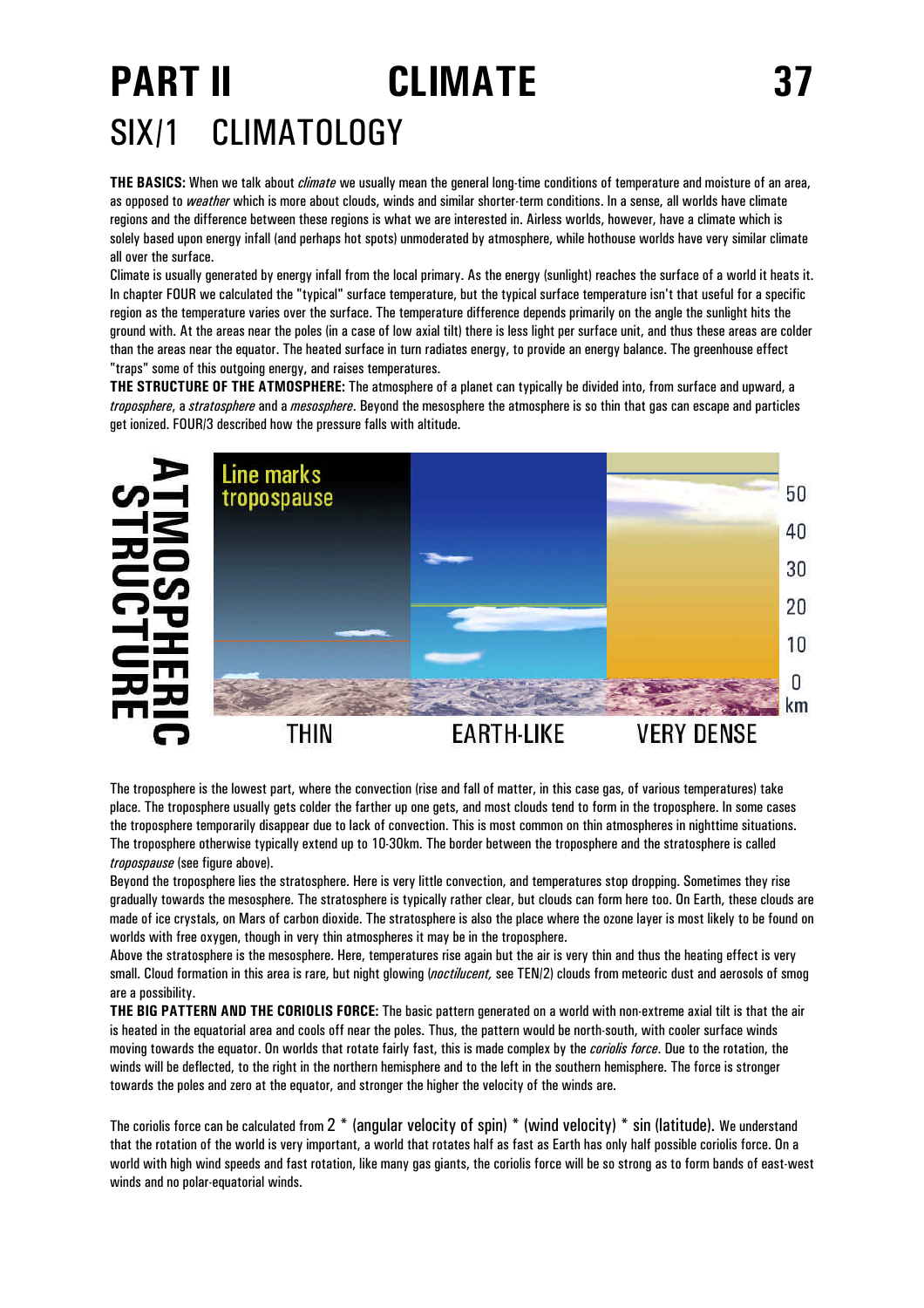# PART II CLIMATE

## SIX/1 CLIMATOLOGY

**THE BASICS:** When we talk about *climate* we usually mean the general long-time conditions of temperature and moisture of an area, as opposed to *weather* which is more about clouds, winds and similar shorter-term conditions. In a sense, all worlds have climate regions and the difference between these regions is what we are interested in. Airless worlds, however, have a climate which is solely based upon energy infall (and perhaps hot spots) unmoderated by atmosphere, while hothouse worlds have very similar climate all over the surface.

Climate is usually generated by energy infall from the local primary. As the energy (sunlight) reaches the surface of a world it heats it. In chapter FOUR we calculated the "typical" surface temperature, but the typical surface temperature isn't that useful for a specific region as the temperature varies over the surface. The temperature difference depends primarily on the angle the sunlight hits the ground with. At the areas near the poles (in a case of low axial tilt) there is less light per surface unit, and thus these areas are colder than the areas near the equator. The heated surface in turn radiates energy, to provide an energy balance. The greenhouse effect "traps" some of this outgoing energy, and raises temperatures.

**THE STRUCTURE OF THE ATMOSPHERE:** The atmosphere of a planet can typically be divided into, from surface and upward, a *troposphere*, a *stratosphere* and a *mesosphere*. Beyond the mesosphere the atmosphere is so thin that gas can escape and particles get ionized. FOUR/3 described how the pressure falls with altitude.

ATMOSPHERIC STRUCTURE

Line marks tropospause

50 40 30 20 10 0 km

THIN EARTH-LIKE VERY DENSE

The troposphere is the lowest part, where the convection (rise and fall of matter, in this case gas, of various temperatures) take place. The troposphere usually gets colder the farther up one gets, and most clouds tend to form in the troposphere. In some cases the troposphere temporarily disappear due to lack of convection. This is most common on thin atmospheres in nighttime situations. The troposphere otherwise typically extend up to 10-30km. The border between the troposphere and the stratosphere is called *tropospause* (see figure above).

Beyond the troposphere lies the stratosphere. Here is very little convection, and temperatures stop dropping. Sometimes they rise gradually towards the mesosphere. The stratosphere is typically rather clear, but clouds can form here too. On Earth, these clouds are made of ice crystals, on Mars of carbon dioxide. The stratosphere is also the place where the ozone layer is most likely to be found on worlds with free oxygen, though in very thin atmospheres it may be in the troposphere.

Above the stratosphere is the mesosphere. Here, temperatures rise again but the air is very thin and thus the heating effect is very small. Cloud formation in this area is rare, but night glowing (*noctilucent,* see TEN/2) clouds from meteoric dust and aerosols of smog are a possibility.

**THE BIG PATTERN AND THE CORIOLIS FORCE:** The basic pattern generated on a world with non-extreme axial tilt is that the air is heated in the equatorial area and cools off near the poles. Thus, the pattern would be north-south, with cooler surface winds moving towards the equator. On worlds that rotate fairly fast, this is made complex by the *coriolis force*. Due to the rotation, the winds will be deflected, to the right in the northern hemisphere and to the left in the southern hemisphere. The force is stronger towards the poles and zero at the equator, and stronger the higher the velocity of the winds are.

The coriolis force can be calculated from 2 * (angular velocity of spin) * (wind velocity) * sin (latitude). We understand that the rotation of the world is very important, a world that rotates half as fast as Earth has only half possible coriolis force. On a world with high wind speeds and fast rotation, like many gas giants, the coriolis force will be so strong as to form bands of east-west winds and no polar-equatorial winds.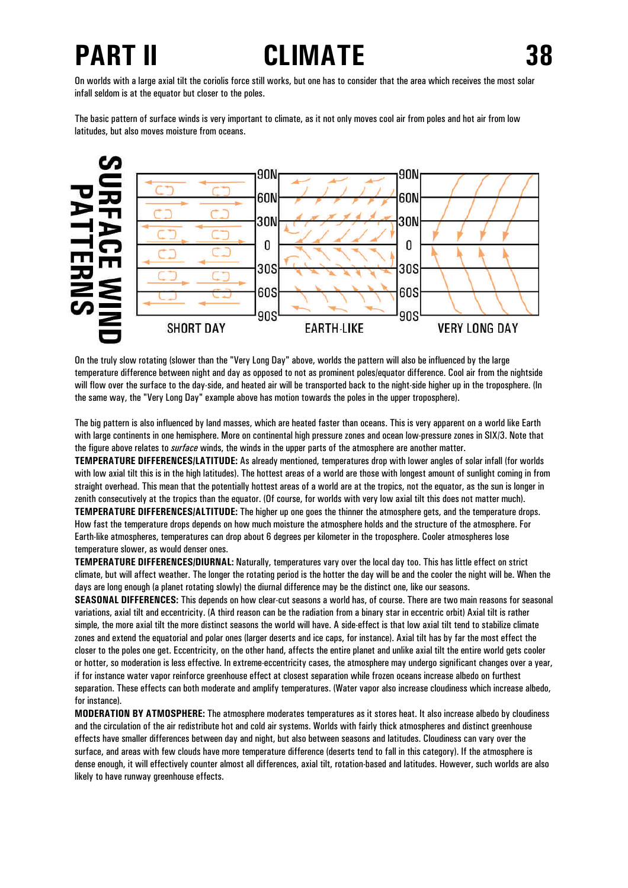# PART II CLIMATE

On worlds with a large axial tilt the coriolis force still works, but one has to consider that the area which receives the most solar infall seldom is at the equator but closer to the poles.

The basic pattern of surface winds is very important to climate, as it not only moves cool air from poles and hot air from low latitudes, but also moves moisture from oceans.

SURFACE WIND PATTERNS

90N 60N 30N 0 30S 60S 90S

SHORT DAY EARTH-LIKE VERY LONG DAY

On the truly slow rotating (slower than the "Very Long Day" above, worlds the pattern will also be influenced by the large temperature difference between night and day as opposed to not as prominent poles/equator difference. Cool air from the nightside will flow over the surface to the day-side, and heated air will be transported back to the night-side higher up in the troposphere. (In the same way, the "Very Long Day" example above has motion towards the poles in the upper troposphere).

The big pattern is also influenced by land masses, which are heated faster than oceans. This is very apparent on a world like Earth with large continents in one hemisphere. More on continental high pressure zones and ocean low-pressure zones in SIX/3. Note that the figure above relates to *surface* winds, the winds in the upper parts of the atmosphere are another matter.

**TEMPERATURE DIFFERENCES/LATITUDE:** As already mentioned, temperatures drop with lower angles of solar infall (for worlds with low axial tilt this is in the high latitudes). The hottest areas of a world are those with longest amount of sunlight coming in from straight overhead. This mean that the potentially hottest areas of a world are at the tropics, not the equator, as the sun is longer in zenith consecutively at the tropics than the equator. (Of course, for worlds with very low axial tilt this does not matter much).

**TEMPERATURE DIFFERENCES/ALTITUDE:** The higher up one goes the thinner the atmosphere gets, and the temperature drops. How fast the temperature drops depends on how much moisture the atmosphere holds and the structure of the atmosphere. For Earth-like atmospheres, temperatures can drop about 6 degrees per kilometer in the troposphere. Cooler atmospheres lose temperature slower, as would denser ones.

**TEMPERATURE DIFFERENCES/DIURNAL:** Naturally, temperatures vary over the local day too. This has little effect on strict climate, but will affect weather. The longer the rotating period is the hotter the day will be and the cooler the night will be. When the days are long enough (a planet rotating slowly) the diurnal difference may be the distinct one, like our seasons.

**SEASONAL DIFFERENCES:** This depends on how clear-cut seasons a world has, of course. There are two main reasons for seasonal variations, axial tilt and eccentricity. (A third reason can be the radiation from a binary star in eccentric orbit) Axial tilt is rather simple, the more axial tilt the more distinct seasons the world will have. A side-effect is that low axial tilt tend to stabilize climate zones and extend the equatorial and polar ones (larger deserts and ice caps, for instance). Axial tilt has by far the most effect the closer to the poles one get. Eccentricity, on the other hand, affects the entire planet and unlike axial tilt the entire world gets cooler or hotter, so moderation is less effective. In extreme-eccentricity cases, the atmosphere may undergo significant changes over a year, if for instance water vapor reinforce greenhouse effect at closest separation while frozen oceans increase albedo on furthest separation. These effects can both moderate and amplify temperatures. (Water vapor also increase cloudiness which increase albedo, for instance).

**MODERATION BY ATMOSPHERE:** The atmosphere moderates temperatures as it stores heat. It also increase albedo by cloudiness and the circulation of the air redistribute hot and cold air systems. Worlds with fairly thick atmospheres and distinct greenhouse effects have smaller differences between day and night, but also between seasons and latitudes. Cloudiness can vary over the surface, and areas with few clouds have more temperature difference (deserts tend to fall in this category). If the atmosphere is dense enough, it will effectively counter almost all differences, axial tilt, rotation-based and latitudes. However, such worlds are also likely to have runway greenhouse effects.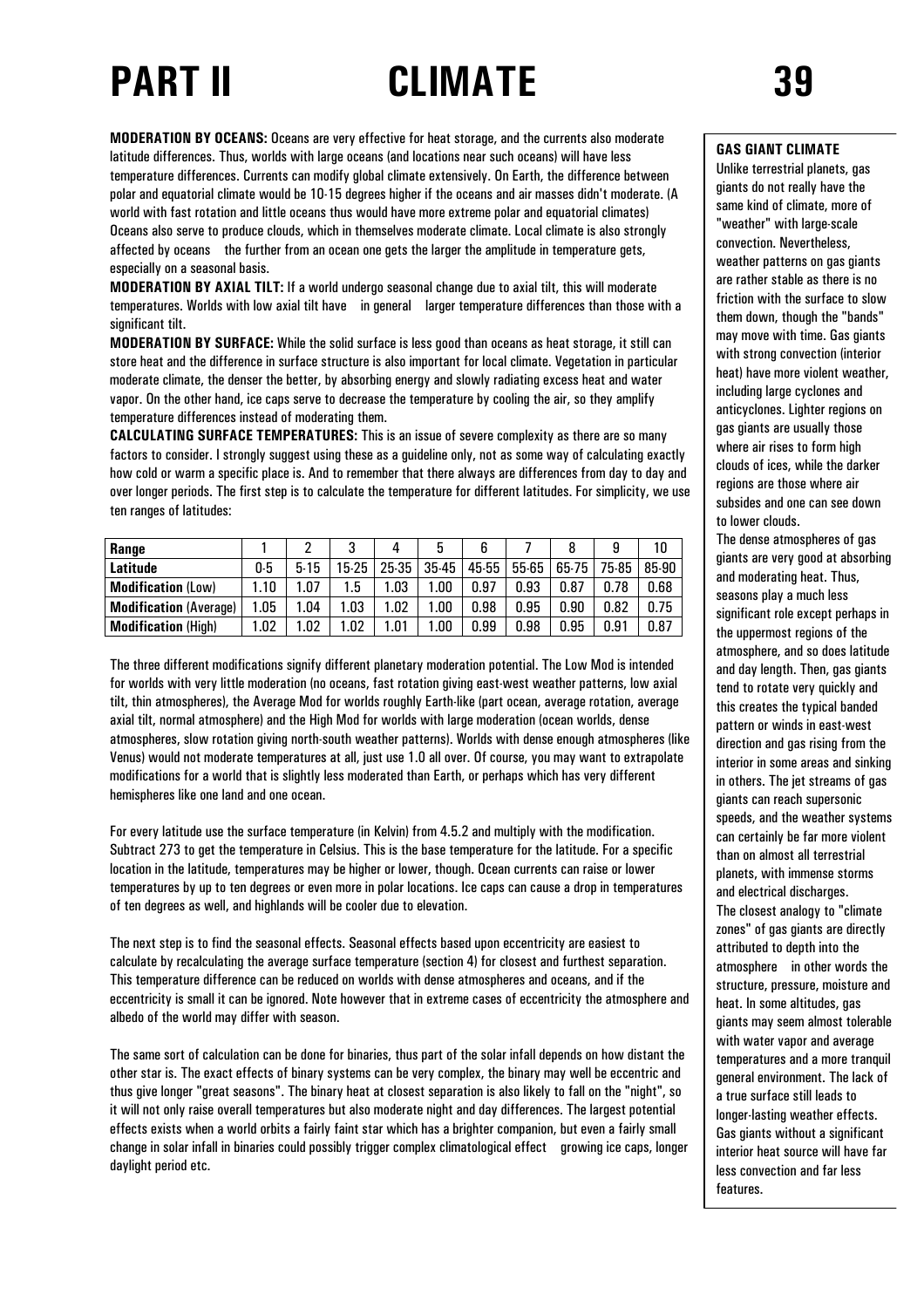# PART II CLIMATE

**MODERATION BY OCEANS:** Oceans are very effective for heat storage, and the currents also moderate latitude differences. Thus, worlds with large oceans (and locations near such oceans) will have less temperature differences. Currents can modify global climate extensively. On Earth, the difference between polar and equatorial climate would be 10-15 degrees higher if the oceans and air masses didn't moderate. (A world with fast rotation and little oceans thus would have more extreme polar and equatorial climates) Oceans also serve to produce clouds, which in themselves moderate climate. Local climate is also strongly affected by oceans the further from an ocean one gets the larger the amplitude in temperature gets, especially on a seasonal basis.

**MODERATION BY AXIAL TILT:** If a world undergo seasonal change due to axial tilt, this will moderate temperatures. Worlds with low axial tilt have in general larger temperature differences than those with a significant tilt.

**MODERATION BY SURFACE:** While the solid surface is less good than oceans as heat storage, it still can store heat and the difference in surface structure is also important for local climate. Vegetation in particular moderate climate, the denser the better, by absorbing energy and slowly radiating excess heat and water vapor. On the other hand, ice caps serve to decrease the temperature by cooling the air, so they amplify temperature differences instead of moderating them.

**CALCULATING SURFACE TEMPERATURES:** This is an issue of severe complexity as there are so many factors to consider. I strongly suggest using these as a guideline only, not as some way of calculating exactly how cold or warm a specific place is. And to remember that there always are differences from day to day and over longer periods. The first step is to calculate the temperature for different latitudes. For simplicity, we use ten ranges of latitudes:

| **Range** | 1 | 2 | 3 | 4 | 5 | 6 | 7 | 8 | 9 | 10 |
|---|---|---|---|---|---|---|---|---|---|---|
| **Latitude** | 0-5 | 5-15 | 15-25 | 25-35 | 35-45 | 45-55 | 55-65 | 65-75 | 75-85 | 85-90 |
| **Modification** (Low) | 1.10 | 1.07 | 1.5 | 1.03 | 1.00 | 0.97 | 0.93 | 0.87 | 0.78 | 0.68 |
| **Modification** (Average) | 1.05 | 1.04 | 1.03 | 1.02 | 1.00 | 0.98 | 0.95 | 0.90 | 0.82 | 0.75 |
| **Modification** (High) | 1.02 | 1.02 | 1.02 | 1.01 | 1.00 | 0.99 | 0.98 | 0.95 | 0.91 | 0.87 |

The three different modifications signify different planetary moderation potential. The Low Mod is intended for worlds with very little moderation (no oceans, fast rotation giving east-west weather patterns, low axial tilt, thin atmospheres), the Average Mod for worlds roughly Earth-like (part ocean, average rotation, average axial tilt, normal atmosphere) and the High Mod for worlds with large moderation (ocean worlds, dense atmospheres, slow rotation giving north-south weather patterns). Worlds with dense enough atmospheres (like Venus) would not moderate temperatures at all, just use 1.0 all over. Of course, you may want to extrapolate modifications for a world that is slightly less moderated than Earth, or perhaps which has very different hemispheres like one land and one ocean.

For every latitude use the surface temperature (in Kelvin) from 4.5.2 and multiply with the modification. Subtract 273 to get the temperature in Celsius. This is the base temperature for the latitude. For a specific location in the latitude, temperatures may be higher or lower, though. Ocean currents can raise or lower temperatures by up to ten degrees or even more in polar locations. Ice caps can cause a drop in temperatures of ten degrees as well, and highlands will be cooler due to elevation.

The next step is to find the seasonal effects. Seasonal effects based upon eccentricity are easiest to calculate by recalculating the average surface temperature (section 4) for closest and furthest separation. This temperature difference can be reduced on worlds with dense atmospheres and oceans, and if the eccentricity is small it can be ignored. Note however that in extreme cases of eccentricity the atmosphere and albedo of the world may differ with season.

The same sort of calculation can be done for binaries, thus part of the solar infall depends on how distant the other star is. The exact effects of binary systems can be very complex, the binary may well be eccentric and thus give longer "great seasons". The binary heat at closest separation is also likely to fall on the "night", so it will not only raise overall temperatures but also moderate night and day differences. The largest potential effects exists when a world orbits a fairly faint star which has a brighter companion, but even a fairly small change in solar infall in binaries could possibly trigger complex climatological effect growing ice caps, longer daylight period etc.

**GAS GIANT CLIMATE**

Unlike terrestrial planets, gas giants do not really have the same kind of climate, more of "weather" with large-scale convection. Nevertheless, weather patterns on gas giants are rather stable as there is no friction with the surface to slow them down, though the "bands" may move with time. Gas giants with strong convection (interior heat) have more violent weather, including large cyclones and anticyclones. Lighter regions on gas giants are usually those where air rises to form high clouds of ices, while the darker regions are those where air subsides and one can see down to lower clouds.

The dense atmospheres of gas giants are very good at absorbing and moderating heat. Thus, seasons play a much less significant role except perhaps in the uppermost regions of the atmosphere, and so does latitude and day length. Then, gas giants tend to rotate very quickly and this creates the typical banded pattern or winds in east-west direction and gas rising from the interior in some areas and sinking in others. The jet streams of gas giants can reach supersonic speeds, and the weather systems can certainly be far more violent than on almost all terrestrial planets, with immense storms and electrical discharges.

The closest analogy to "climate zones" of gas giants are directly attributed to depth into the atmosphere in other words the structure, pressure, moisture and heat. In some altitudes, gas giants may seem almost tolerable with water vapor and average temperatures and a more tranquil general environment. The lack of a true surface still leads to longer-lasting weather effects. Gas giants without a significant interior heat source will have far less convection and far less features.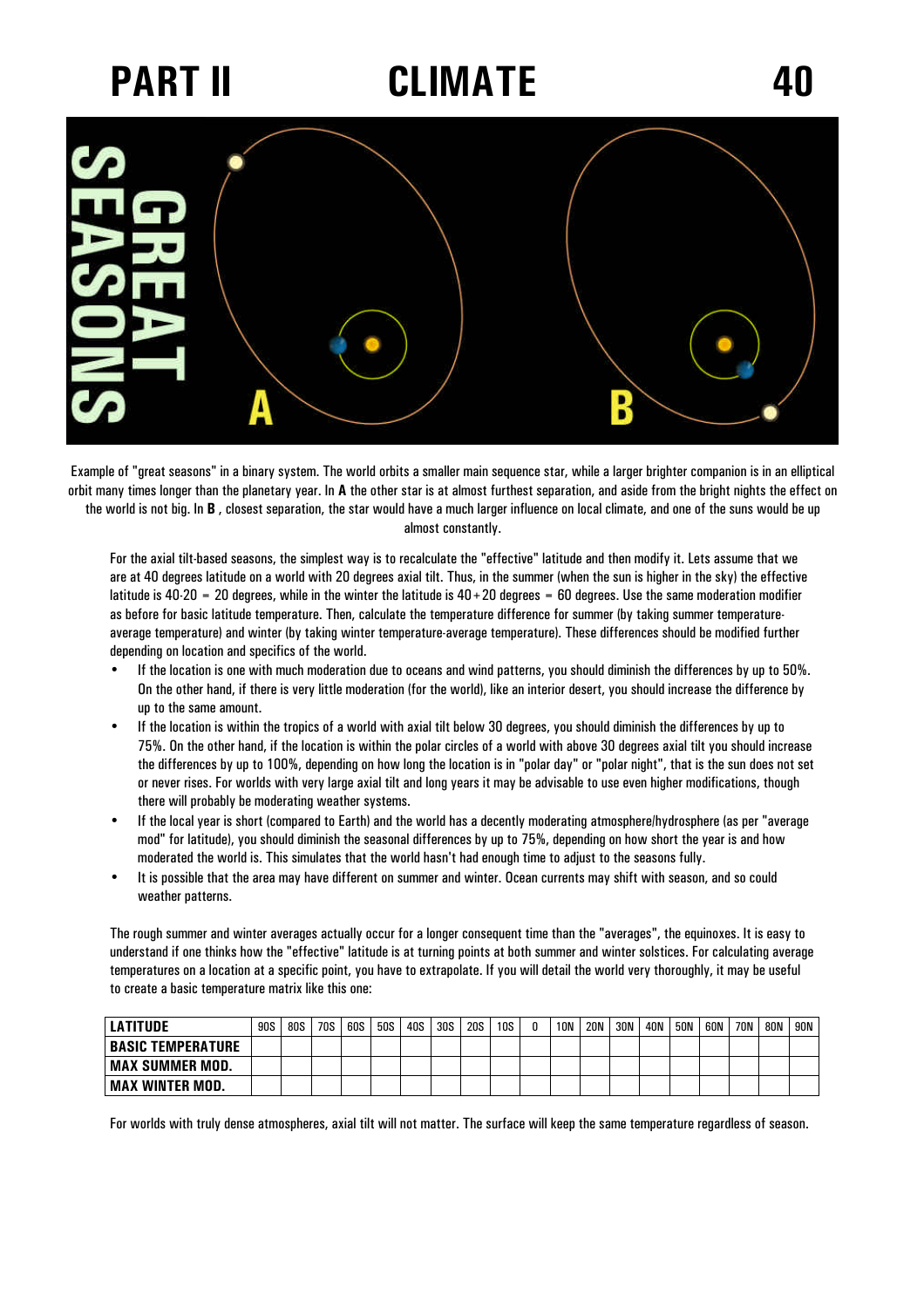# PART II CLIMATE

## GREAT SEASONS

Example of "great seasons" in a binary system. The world orbits a smaller main sequence star, while a larger brighter companion is in an elliptical orbit many times longer than the planetary year. In **A** the other star is at almost furthest separation, and aside from the bright nights the effect on the world is not big. In **B** , closest separation, the star would have a much larger influence on local climate, and one of the suns would be up almost constantly.

For the axial tilt-based seasons, the simplest way is to recalculate the "effective" latitude and then modify it. Lets assume that we are at 40 degrees latitude on a world with 20 degrees axial tilt. Thus, in the summer (when the sun is higher in the sky) the effective latitude is 40-20 = 20 degrees, while in the winter the latitude is 40+20 degrees = 60 degrees. Use the same moderation modifier as before for basic latitude temperature. Then, calculate the temperature difference for summer (by taking summer temperature-average temperature) and winter (by taking winter temperature-average temperature). These differences should be modified further depending on location and specifics of the world.

- If the location is one with much moderation due to oceans and wind patterns, you should diminish the differences by up to 50%. On the other hand, if there is very little moderation (for the world), like an interior desert, you should increase the difference by up to the same amount.
- If the location is within the tropics of a world with axial tilt below 30 degrees, you should diminish the differences by up to 75%. On the other hand, if the location is within the polar circles of a world with above 30 degrees axial tilt you should increase the differences by up to 100%, depending on how long the location is in "polar day" or "polar night", that is the sun does not set or never rises. For worlds with very large axial tilt and long years it may be advisable to use even higher modifications, though there will probably be moderating weather systems.
- If the local year is short (compared to Earth) and the world has a decently moderating atmosphere/hydrosphere (as per "average mod" for latitude), you should diminish the seasonal differences by up to 75%, depending on how short the year is and how moderated the world is. This simulates that the world hasn't had enough time to adjust to the seasons fully.
- It is possible that the area may have different on summer and winter. Ocean currents may shift with season, and so could weather patterns.

The rough summer and winter averages actually occur for a longer consequent time than the "averages", the equinoxes. It is easy to understand if one thinks how the "effective" latitude is at turning points at both summer and winter solstices. For calculating average temperatures on a location at a specific point, you have to extrapolate. If you will detail the world very thoroughly, it may be useful to create a basic temperature matrix like this one:

| LATITUDE | 90S | 80S | 70S | 60S | 50S | 40S | 30S | 20S | 10S | 0 | 10N | 20N | 30N | 40N | 50N | 60N | 70N | 80N | 90N |
|---|---|---|---|---|---|---|---|---|---|---|---|---|---|---|---|---|---|---|---|
| BASIC TEMPERATURE | | | | | | | | | | | | | | | | | | | |
| MAX SUMMER MOD. | | | | | | | | | | | | | | | | | | | |
| MAX WINTER MOD. | | | | | | | | | | | | | | | | | | | |

For worlds with truly dense atmospheres, axial tilt will not matter. The surface will keep the same temperature regardless of season.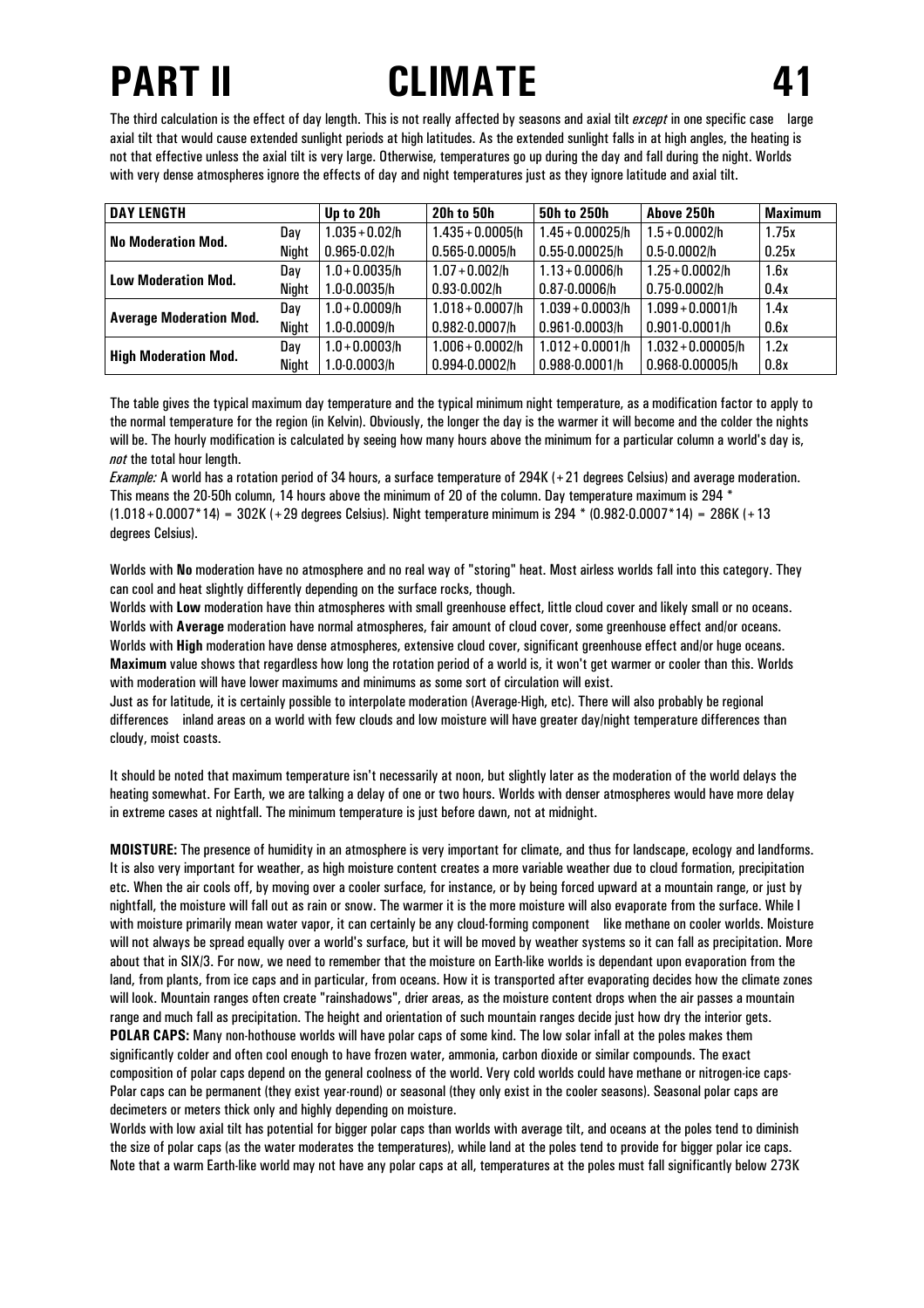# PART II CLIMATE

The third calculation is the effect of day length. This is not really affected by seasons and axial tilt *except* in one specific case large axial tilt that would cause extended sunlight periods at high latitudes. As the extended sunlight falls in at high angles, the heating is not that effective unless the axial tilt is very large. Otherwise, temperatures go up during the day and fall during the night. Worlds with very dense atmospheres ignore the effects of day and night temperatures just as they ignore latitude and axial tilt.

| DAY LENGTH | | Up to 20h | 20h to 50h | 50h to 250h | Above 250h | Maximum |
|---|---|---|---|---|---|---|
| No Moderation Mod. | Day | 1.035+0.02/h | 1.435+0.0005(h | 1.45+0.00025/h | 1.5+0.0002/h | 1.75x |
| | Night | 0.965-0.02/h | 0.565-0.0005/h | 0.55-0.00025/h | 0.5-0.0002/h | 0.25x |
| Low Moderation Mod. | Day | 1.0+0.0035/h | 1.07+0.002/h | 1.13+0.0006/h | 1.25+0.0002/h | 1.6x |
| | Night | 1.0-0.0035/h | 0.93-0.002/h | 0.87-0.0006/h | 0.75-0.0002/h | 0.4x |
| Average Moderation Mod. | Day | 1.0+0.0009/h | 1.018+0.0007/h | 1.039+0.0003/h | 1.099+0.0001/h | 1.4x |
| | Night | 1.0-0.0009/h | 0.982-0.0007/h | 0.961-0.0003/h | 0.901-0.0001/h | 0.6x |
| High Moderation Mod. | Day | 1.0+0.0003/h | 1.006+0.0002/h | 1.012+0.0001/h | 1.032+0.00005/h | 1.2x |
| | Night | 1.0-0.0003/h | 0.994-0.0002/h | 0.988-0.0001/h | 0.968-0.00005/h | 0.8x |

The table gives the typical maximum day temperature and the typical minimum night temperature, as a modification factor to apply to the normal temperature for the region (in Kelvin). Obviously, the longer the day is the warmer it will become and the colder the nights will be. The hourly modification is calculated by seeing how many hours above the minimum for a particular column a world's day is, *not* the total hour length.

*Example:* A world has a rotation period of 34 hours, a surface temperature of 294K (+21 degrees Celsius) and average moderation. This means the 20-50h column, 14 hours above the minimum of 20 of the column. Day temperature maximum is 294 * (1.018+0.0007*14) = 302K (+29 degrees Celsius). Night temperature minimum is 294 * (0.982-0.0007*14) = 286K (+13 degrees Celsius).

Worlds with **No** moderation have no atmosphere and no real way of "storing" heat. Most airless worlds fall into this category. They can cool and heat slightly differently depending on the surface rocks, though.

Worlds with **Low** moderation have thin atmospheres with small greenhouse effect, little cloud cover and likely small or no oceans.

Worlds with **Average** moderation have normal atmospheres, fair amount of cloud cover, some greenhouse effect and/or oceans.

Worlds with **High** moderation have dense atmospheres, extensive cloud cover, significant greenhouse effect and/or huge oceans.

**Maximum** value shows that regardless how long the rotation period of a world is, it won't get warmer or cooler than this. Worlds with moderation will have lower maximums and minimums as some sort of circulation will exist.

Just as for latitude, it is certainly possible to interpolate moderation (Average-High, etc). There will also probably be regional differences inland areas on a world with few clouds and low moisture will have greater day/night temperature differences than cloudy, moist coasts.

It should be noted that maximum temperature isn't necessarily at noon, but slightly later as the moderation of the world delays the heating somewhat. For Earth, we are talking a delay of one or two hours. Worlds with denser atmospheres would have more delay in extreme cases at nightfall. The minimum temperature is just before dawn, not at midnight.

**MOISTURE:** The presence of humidity in an atmosphere is very important for climate, and thus for landscape, ecology and landforms. It is also very important for weather, as high moisture content creates a more variable weather due to cloud formation, precipitation etc. When the air cools off, by moving over a cooler surface, for instance, or by being forced upward at a mountain range, or just by nightfall, the moisture will fall out as rain or snow. The warmer it is the more moisture will also evaporate from the surface. While I with moisture primarily mean water vapor, it can certainly be any cloud-forming component like methane on cooler worlds. Moisture will not always be spread equally over a world's surface, but it will be moved by weather systems so it can fall as precipitation. More about that in SIX/3. For now, we need to remember that the moisture on Earth-like worlds is dependant upon evaporation from the land, from plants, from ice caps and in particular, from oceans. How it is transported after evaporating decides how the climate zones will look. Mountain ranges often create "rainshadows", drier areas, as the moisture content drops when the air passes a mountain range and much fall as precipitation. The height and orientation of such mountain ranges decide just how dry the interior gets.

**POLAR CAPS:** Many non-hothouse worlds will have polar caps of some kind. The low solar infall at the poles makes them significantly colder and often cool enough to have frozen water, ammonia, carbon dioxide or similar compounds. The exact composition of polar caps depend on the general coolness of the world. Very cold worlds could have methane or nitrogen-ice caps- Polar caps can be permanent (they exist year-round) or seasonal (they only exist in the cooler seasons). Seasonal polar caps are decimeters or meters thick only and highly depending on moisture.

Worlds with low axial tilt has potential for bigger polar caps than worlds with average tilt, and oceans at the poles tend to diminish the size of polar caps (as the water moderates the temperatures), while land at the poles tend to provide for bigger polar ice caps. Note that a warm Earth-like world may not have any polar caps at all, temperatures at the poles must fall significantly below 273K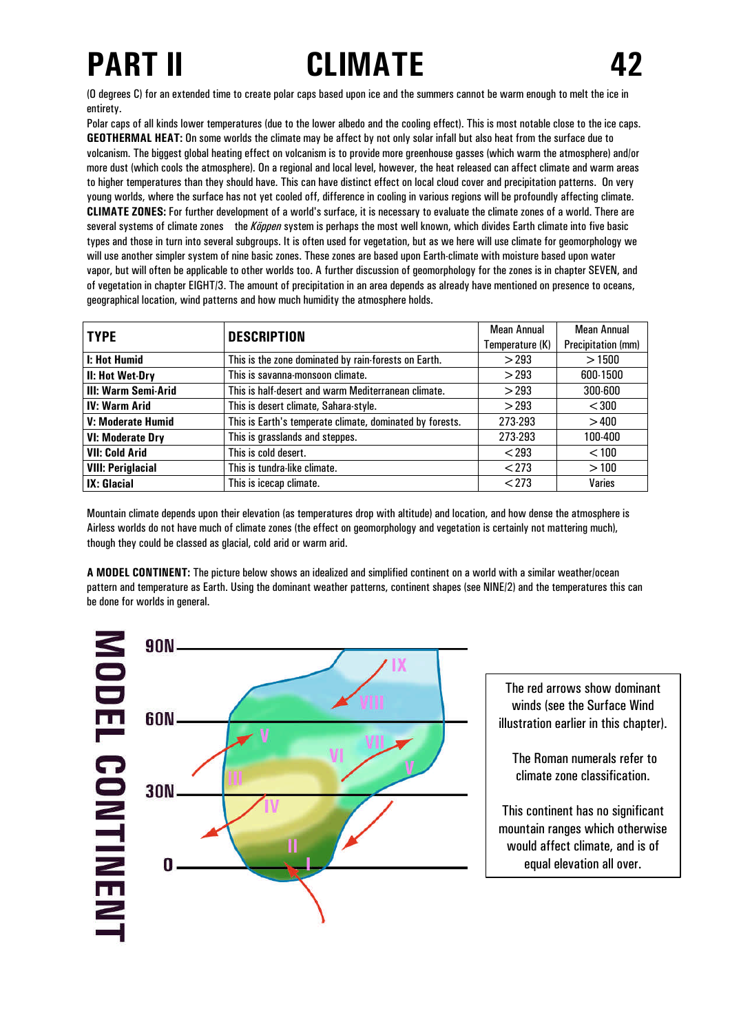(0 degrees C) for an extended time to create polar caps based upon ice and the summers cannot be warm enough to melt the ice in entirety.

Polar caps of all kinds lower temperatures (due to the lower albedo and the cooling effect). This is most notable close to the ice caps.

**GEOTHERMAL HEAT:** On some worlds the climate may be affect by not only solar infall but also heat from the surface due to volcanism. The biggest global heating effect on volcanism is to provide more greenhouse gasses (which warm the atmosphere) and/or more dust (which cools the atmosphere). On a regional and local level, however, the heat released can affect climate and warm areas to higher temperatures than they should have. This can have distinct effect on local cloud cover and precipitation patterns. On very young worlds, where the surface has not yet cooled off, difference in cooling in various regions will be profoundly affecting climate.

**CLIMATE ZONES:** For further development of a world's surface, it is necessary to evaluate the climate zones of a world. There are several systems of climate zones the *Köppen* system is perhaps the most well known, which divides Earth climate into five basic types and those in turn into several subgroups. It is often used for vegetation, but as we here will use climate for geomorphology we will use another simpler system of nine basic zones. These zones are based upon Earth-climate with moisture based upon water vapor, but will often be applicable to other worlds too. A further discussion of geomorphology for the zones is in chapter SEVEN, and of vegetation in chapter EIGHT/3. The amount of precipitation in an area depends as already have mentioned on presence to oceans, geographical location, wind patterns and how much humidity the atmosphere holds.

| TYPE | DESCRIPTION | Mean Annual Temperature (K) | Mean Annual Precipitation (mm) |
|---|---|---|---|
| **I: Hot Humid** | This is the zone dominated by rain-forests on Earth. | >293 | >1500 |
| **II: Hot Wet-Dry** | This is savanna-monsoon climate. | >293 | 600-1500 |
| **III: Warm Semi-Arid** | This is half-desert and warm Mediterranean climate. | >293 | 300-600 |
| **IV: Warm Arid** | This is desert climate, Sahara-style. | >293 | <300 |
| **V: Moderate Humid** | This is Earth's temperate climate, dominated by forests. | 273-293 | >400 |
| **VI: Moderate Dry** | This is grasslands and steppes. | 273-293 | 100-400 |
| **VII: Cold Arid** | This is cold desert. | <293 | <100 |
| **VIII: Periglacial** | This is tundra-like climate. | <273 | >100 |
| **IX: Glacial** | This is icecap climate. | <273 | Varies |

Mountain climate depends upon their elevation (as temperatures drop with altitude) and location, and how dense the atmosphere is Airless worlds do not have much of climate zones (the effect on geomorphology and vegetation is certainly not mattering much), though they could be classed as glacial, cold arid or warm arid.

**A MODEL CONTINENT:** The picture below shows an idealized and simplified continent on a world with a similar weather/ocean pattern and temperature as Earth. Using the dominant weather patterns, continent shapes (see NINE/2) and the temperatures this can be done for worlds in general.

**MODEL CONTINENT**

The red arrows show dominant winds (see the Surface Wind illustration earlier in this chapter).

The Roman numerals refer to climate zone classification.

This continent has no significant mountain ranges which otherwise would affect climate, and is of equal elevation all over.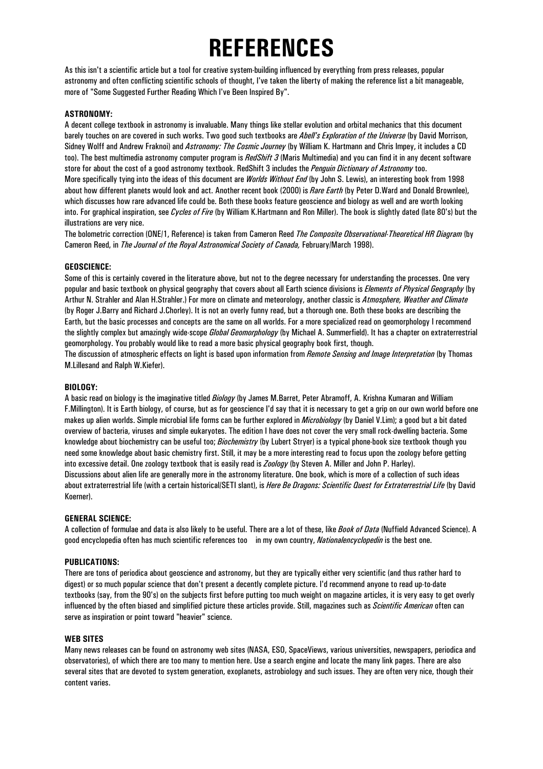# REFERENCES

As this isn't a scientific article but a tool for creative system-building influenced by everything from press releases, popular astronomy and often conflicting scientific schools of thought, I've taken the liberty of making the reference list a bit manageable, more of "Some Suggested Further Reading Which I've Been Inspired By".

**ASTRONOMY:**

A decent college textbook in astronomy is invaluable. Many things like stellar evolution and orbital mechanics that this document barely touches on are covered in such works. Two good such textbooks are *Abell's Exploration of the Universe* (by David Morrison, Sidney Wolff and Andrew Fraknoi) and *Astronomy: The Cosmic Journey* (by William K. Hartmann and Chris Impey, it includes a CD too). The best multimedia astronomy computer program is *RedShift 3* (Maris Multimedia) and you can find it in any decent software store for about the cost of a good astronomy textbook. RedShift 3 includes the *Penguin Dictionary of Astronomy* too.

More specifically tying into the ideas of this document are *Worlds Without End* (by John S. Lewis), an interesting book from 1998 about how different planets would look and act. Another recent book (2000) is *Rare Earth* (by Peter D.Ward and Donald Brownlee), which discusses how rare advanced life could be. Both these books feature geoscience and biology as well and are worth looking into. For graphical inspiration, see *Cycles of Fire* (by William K.Hartmann and Ron Miller). The book is slightly dated (late 80's) but the illustrations are very nice.

The bolometric correction (ONE/1, Reference) is taken from Cameron Reed *The Composite Observational-Theoretical HR Diagram* (by Cameron Reed, in *The Journal of the Royal Astronomical Society of Canada,* February/March 1998).

**GEOSCIENCE:**

Some of this is certainly covered in the literature above, but not to the degree necessary for understanding the processes. One very popular and basic textbook on physical geography that covers about all Earth science divisions is *Elements of Physical Geography* (by Arthur N. Strahler and Alan H.Strahler.) For more on climate and meteorology, another classic is *Atmosphere, Weather and Climate* (by Roger J.Barry and Richard J.Chorley). It is not an overly funny read, but a thorough one. Both these books are describing the Earth, but the basic processes and concepts are the same on all worlds. For a more specialized read on geomorphology I recommend the slightly complex but amazingly wide-scope *Global Geomorphology* (by Michael A. Summerfield). It has a chapter on extraterrestrial geomorphology. You probably would like to read a more basic physical geography book first, though.

The discussion of atmospheric effects on light is based upon information from *Remote Sensing and Image Interpretation* (by Thomas M.Lillesand and Ralph W.Kiefer).

**BIOLOGY:**

A basic read on biology is the imaginative titled *Biology* (by James M.Barret, Peter Abramoff, A. Krishna Kumaran and William F.Millington). It is Earth biology, of course, but as for geoscience I'd say that it is necessary to get a grip on our own world before one makes up alien worlds. Simple microbial life forms can be further explored in *Microbiology* (by Daniel V.Lim); a good but a bit dated overview of bacteria, viruses and simple eukaryotes. The edition I have does not cover the very small rock-dwelling bacteria. Some knowledge about biochemistry can be useful too; *Biochemistry* (by Lubert Stryer) is a typical phone-book size textbook though you need some knowledge about basic chemistry first. Still, it may be a more interesting read to focus upon the zoology before getting into excessive detail. One zoology textbook that is easily read is *Zoology* (by Steven A. Miller and John P. Harley).

Discussions about alien life are generally more in the astronomy literature. One book, which is more of a collection of such ideas about extraterrestrial life (with a certain historical/SETI slant), is *Here Be Dragons: Scientific Quest for Extraterrestrial Life* (by David Koerner).

**GENERAL SCIENCE:**

A collection of formulae and data is also likely to be useful. There are a lot of these, like *Book of Data* (Nuffield Advanced Science). A good encyclopedia often has much scientific references too in my own country, *Nationalencyclopedin* is the best one.

**PUBLICATIONS:**

There are tons of periodica about geoscience and astronomy, but they are typically either very scientific (and thus rather hard to digest) or so much popular science that don't present a decently complete picture. I'd recommend anyone to read up-to-date textbooks (say, from the 90's) on the subjects first before putting too much weight on magazine articles, it is very easy to get overly influenced by the often biased and simplified picture these articles provide. Still, magazines such as *Scientific American* often can serve as inspiration or point toward "heavier" science.

**WEB SITES**

Many news releases can be found on astronomy web sites (NASA, ESO, SpaceViews, various universities, newspapers, periodica and observatories), of which there are too many to mention here. Use a search engine and locate the many link pages. There are also several sites that are devoted to system generation, exoplanets, astrobiology and such issues. They are often very nice, though their content varies.